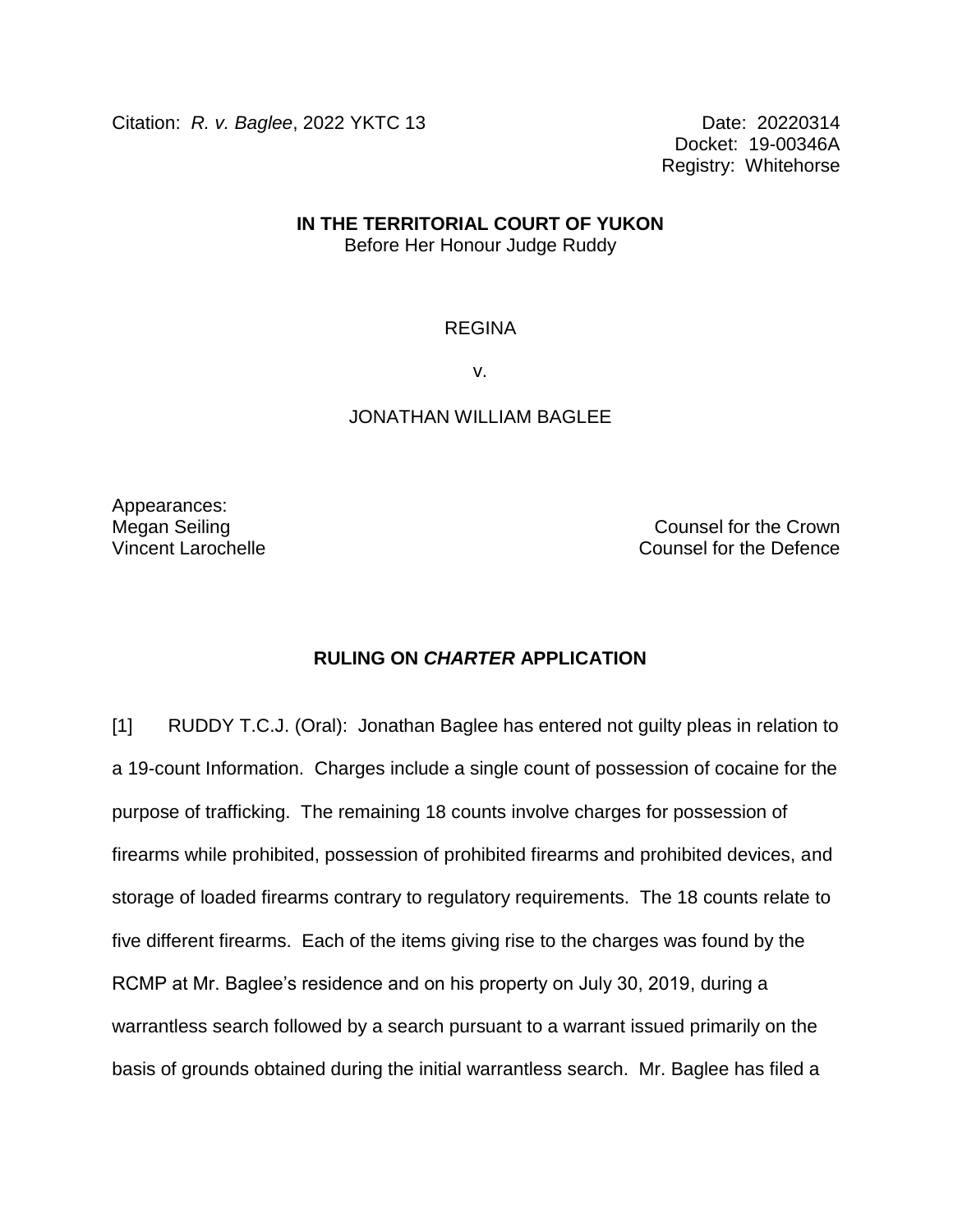Citation: *R. v. Baglee*, 2022 YKTC 13

Date: 20220314
Docket: 19-00346A
Registry: Whitehorse

**IN THE TERRITORIAL COURT OF YUKON**
Before Her Honour Judge Ruddy

REGINA

v.

JONATHAN WILLIAM BAGLEE

Appearances:
Megan Seiling — Counsel for the Crown
Vincent Larochelle — Counsel for the Defence

**RULING ON *CHARTER* APPLICATION**

[1] RUDDY T.C.J. (Oral): Jonathan Baglee has entered not guilty pleas in relation to a 19-count Information. Charges include a single count of possession of cocaine for the purpose of trafficking. The remaining 18 counts involve charges for possession of firearms while prohibited, possession of prohibited firearms and prohibited devices, and storage of loaded firearms contrary to regulatory requirements. The 18 counts relate to five different firearms. Each of the items giving rise to the charges was found by the RCMP at Mr. Baglee's residence and on his property on July 30, 2019, during a warrantless search followed by a search pursuant to a warrant issued primarily on the basis of grounds obtained during the initial warrantless search. Mr. Baglee has filed a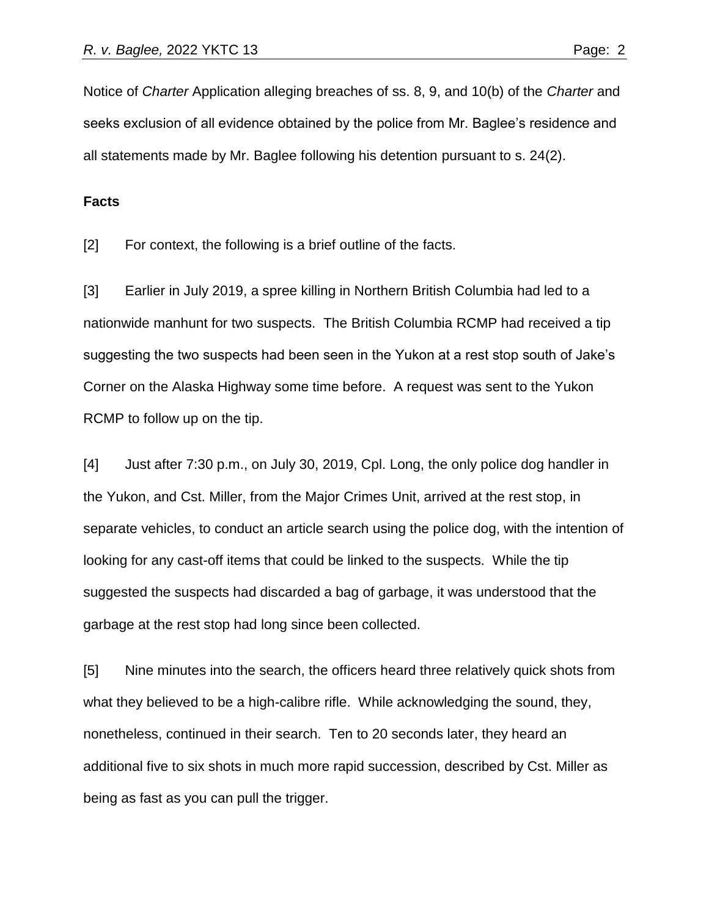Notice of *Charter* Application alleging breaches of ss. 8, 9, and 10(b) of the *Charter* and seeks exclusion of all evidence obtained by the police from Mr. Baglee's residence and all statements made by Mr. Baglee following his detention pursuant to s. 24(2).

**Facts**

[2] For context, the following is a brief outline of the facts.

[3] Earlier in July 2019, a spree killing in Northern British Columbia had led to a nationwide manhunt for two suspects. The British Columbia RCMP had received a tip suggesting the two suspects had been seen in the Yukon at a rest stop south of Jake's Corner on the Alaska Highway some time before. A request was sent to the Yukon RCMP to follow up on the tip.

[4] Just after 7:30 p.m., on July 30, 2019, Cpl. Long, the only police dog handler in the Yukon, and Cst. Miller, from the Major Crimes Unit, arrived at the rest stop, in separate vehicles, to conduct an article search using the police dog, with the intention of looking for any cast-off items that could be linked to the suspects. While the tip suggested the suspects had discarded a bag of garbage, it was understood that the garbage at the rest stop had long since been collected.

[5] Nine minutes into the search, the officers heard three relatively quick shots from what they believed to be a high-calibre rifle. While acknowledging the sound, they, nonetheless, continued in their search. Ten to 20 seconds later, they heard an additional five to six shots in much more rapid succession, described by Cst. Miller as being as fast as you can pull the trigger.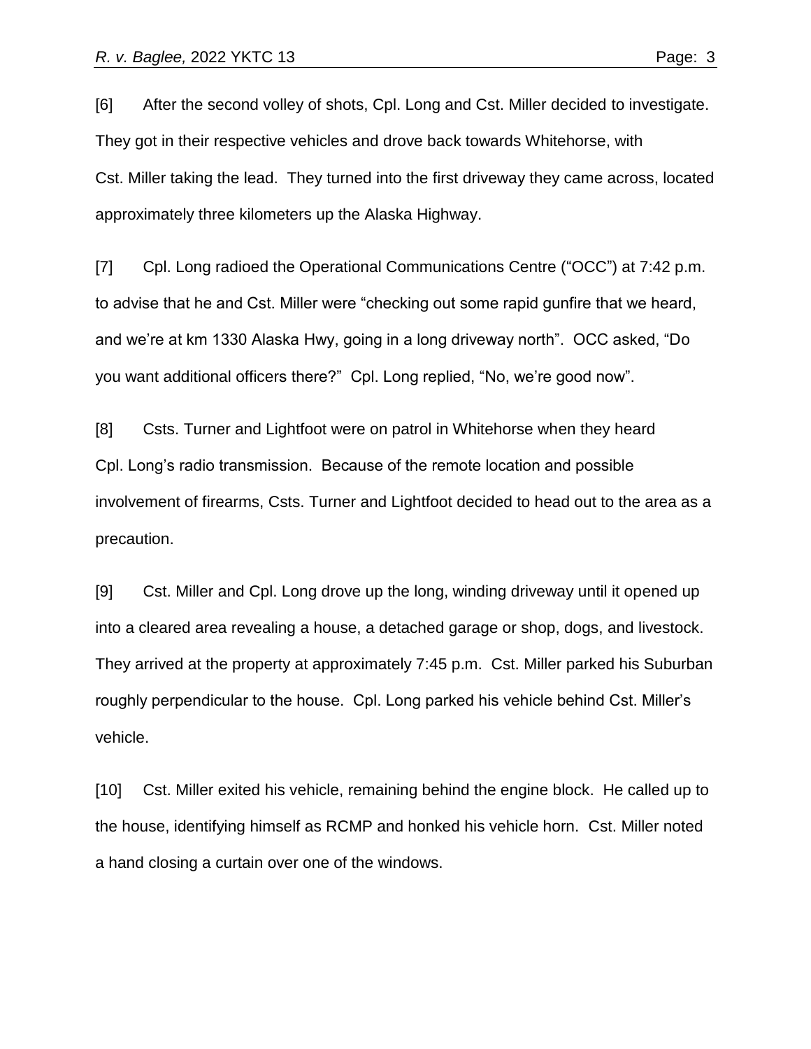[6] After the second volley of shots, Cpl. Long and Cst. Miller decided to investigate. They got in their respective vehicles and drove back towards Whitehorse, with Cst. Miller taking the lead. They turned into the first driveway they came across, located approximately three kilometers up the Alaska Highway.

[7] Cpl. Long radioed the Operational Communications Centre ("OCC") at 7:42 p.m. to advise that he and Cst. Miller were "checking out some rapid gunfire that we heard, and we're at km 1330 Alaska Hwy, going in a long driveway north". OCC asked, "Do you want additional officers there?" Cpl. Long replied, "No, we're good now".

[8] Csts. Turner and Lightfoot were on patrol in Whitehorse when they heard Cpl. Long's radio transmission. Because of the remote location and possible involvement of firearms, Csts. Turner and Lightfoot decided to head out to the area as a precaution.

[9] Cst. Miller and Cpl. Long drove up the long, winding driveway until it opened up into a cleared area revealing a house, a detached garage or shop, dogs, and livestock. They arrived at the property at approximately 7:45 p.m. Cst. Miller parked his Suburban roughly perpendicular to the house. Cpl. Long parked his vehicle behind Cst. Miller's vehicle.

[10] Cst. Miller exited his vehicle, remaining behind the engine block. He called up to the house, identifying himself as RCMP and honked his vehicle horn. Cst. Miller noted a hand closing a curtain over one of the windows.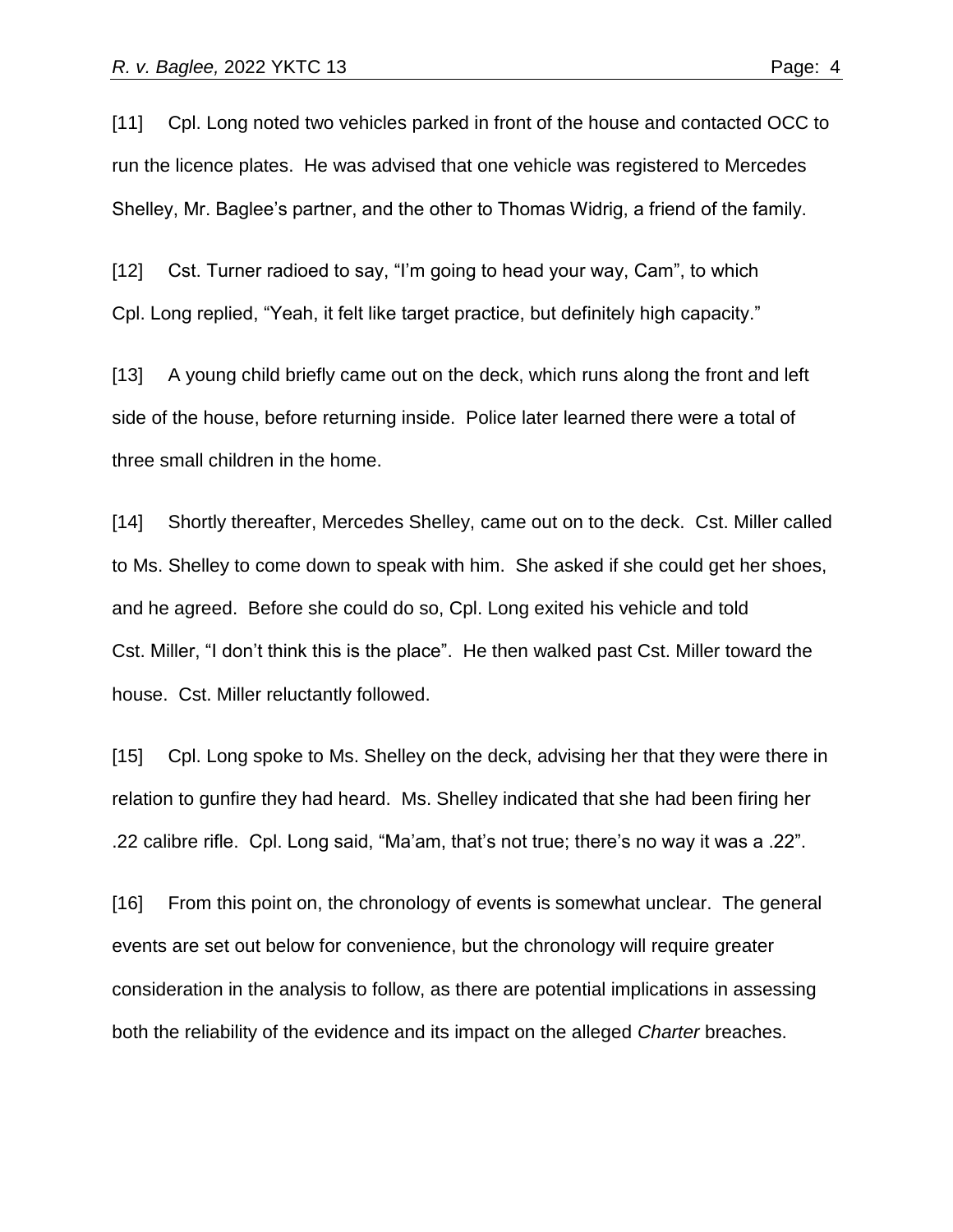[11] Cpl. Long noted two vehicles parked in front of the house and contacted OCC to run the licence plates. He was advised that one vehicle was registered to Mercedes Shelley, Mr. Baglee's partner, and the other to Thomas Widrig, a friend of the family.

[12] Cst. Turner radioed to say, "I'm going to head your way, Cam", to which Cpl. Long replied, "Yeah, it felt like target practice, but definitely high capacity."

[13] A young child briefly came out on the deck, which runs along the front and left side of the house, before returning inside. Police later learned there were a total of three small children in the home.

[14] Shortly thereafter, Mercedes Shelley, came out on to the deck. Cst. Miller called to Ms. Shelley to come down to speak with him. She asked if she could get her shoes, and he agreed. Before she could do so, Cpl. Long exited his vehicle and told Cst. Miller, "I don't think this is the place". He then walked past Cst. Miller toward the house. Cst. Miller reluctantly followed.

[15] Cpl. Long spoke to Ms. Shelley on the deck, advising her that they were there in relation to gunfire they had heard. Ms. Shelley indicated that she had been firing her .22 calibre rifle. Cpl. Long said, "Ma'am, that's not true; there's no way it was a .22".

[16] From this point on, the chronology of events is somewhat unclear. The general events are set out below for convenience, but the chronology will require greater consideration in the analysis to follow, as there are potential implications in assessing both the reliability of the evidence and its impact on the alleged *Charter* breaches.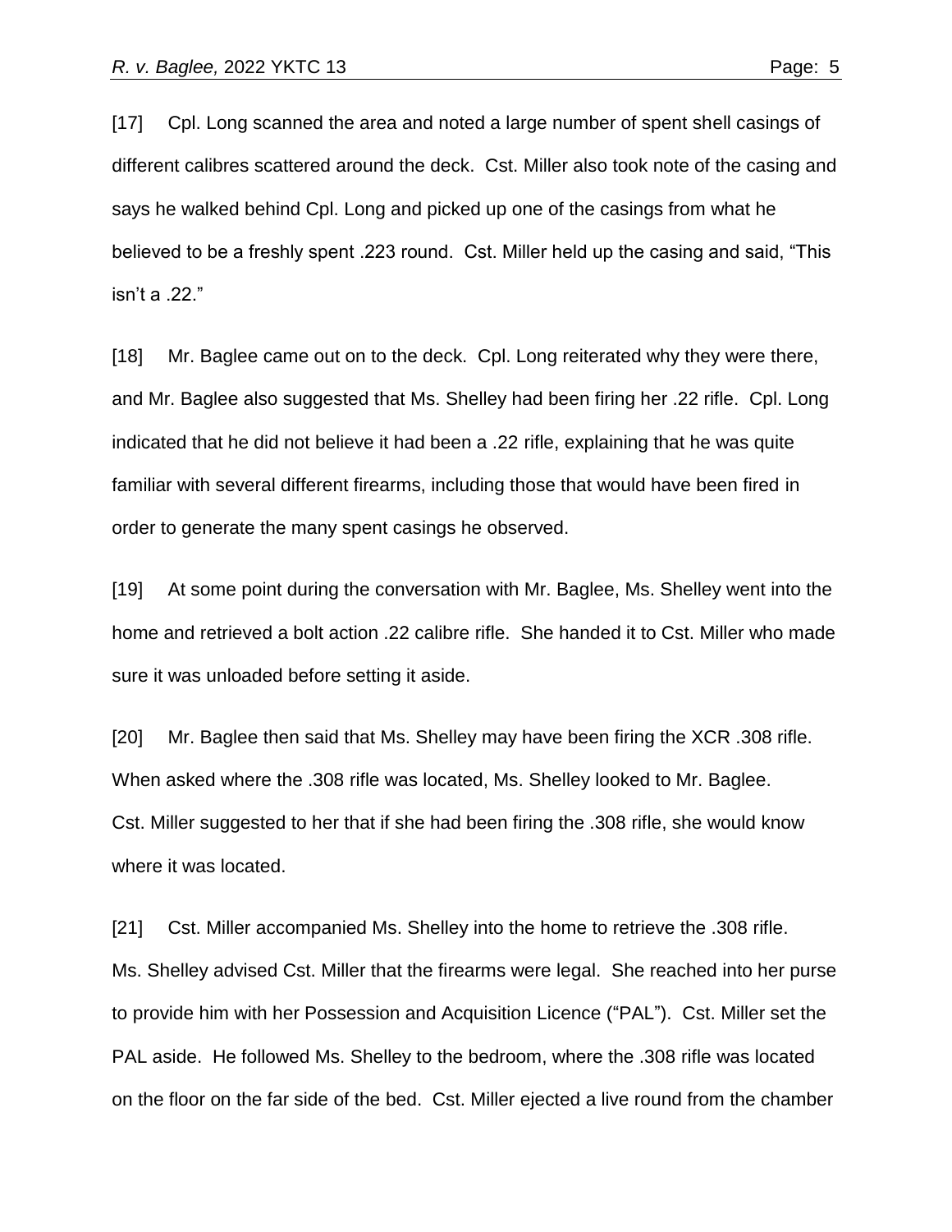[17] Cpl. Long scanned the area and noted a large number of spent shell casings of different calibres scattered around the deck. Cst. Miller also took note of the casing and says he walked behind Cpl. Long and picked up one of the casings from what he believed to be a freshly spent .223 round. Cst. Miller held up the casing and said, “This isn’t a .22.”

[18] Mr. Baglee came out on to the deck. Cpl. Long reiterated why they were there, and Mr. Baglee also suggested that Ms. Shelley had been firing her .22 rifle. Cpl. Long indicated that he did not believe it had been a .22 rifle, explaining that he was quite familiar with several different firearms, including those that would have been fired in order to generate the many spent casings he observed.

[19] At some point during the conversation with Mr. Baglee, Ms. Shelley went into the home and retrieved a bolt action .22 calibre rifle. She handed it to Cst. Miller who made sure it was unloaded before setting it aside.

[20] Mr. Baglee then said that Ms. Shelley may have been firing the XCR .308 rifle. When asked where the .308 rifle was located, Ms. Shelley looked to Mr. Baglee. Cst. Miller suggested to her that if she had been firing the .308 rifle, she would know where it was located.

[21] Cst. Miller accompanied Ms. Shelley into the home to retrieve the .308 rifle. Ms. Shelley advised Cst. Miller that the firearms were legal. She reached into her purse to provide him with her Possession and Acquisition Licence (“PAL”). Cst. Miller set the PAL aside. He followed Ms. Shelley to the bedroom, where the .308 rifle was located on the floor on the far side of the bed. Cst. Miller ejected a live round from the chamber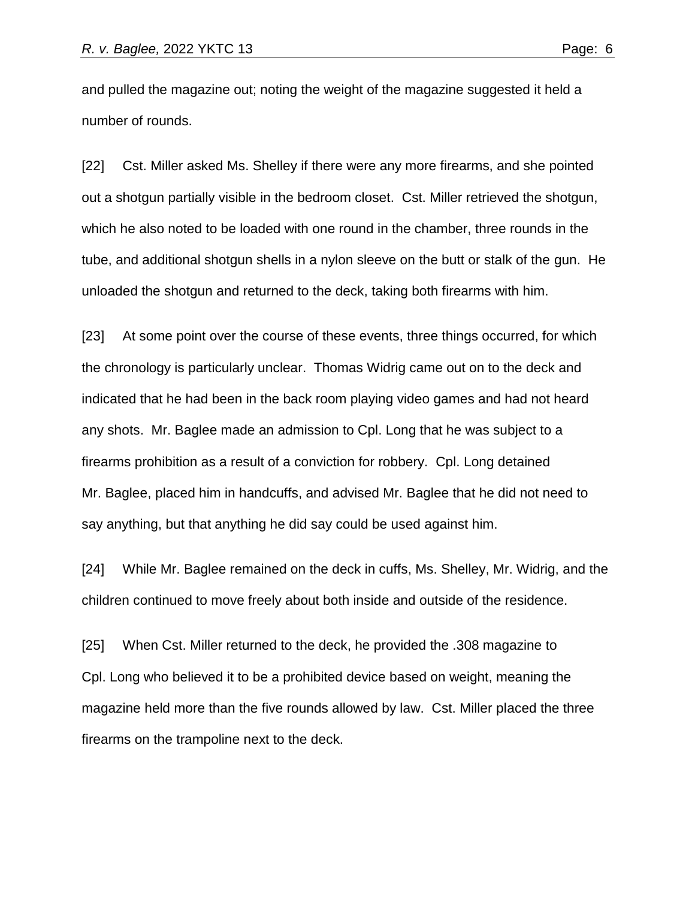and pulled the magazine out; noting the weight of the magazine suggested it held a number of rounds.

[22] Cst. Miller asked Ms. Shelley if there were any more firearms, and she pointed out a shotgun partially visible in the bedroom closet. Cst. Miller retrieved the shotgun, which he also noted to be loaded with one round in the chamber, three rounds in the tube, and additional shotgun shells in a nylon sleeve on the butt or stalk of the gun. He unloaded the shotgun and returned to the deck, taking both firearms with him.

[23] At some point over the course of these events, three things occurred, for which the chronology is particularly unclear. Thomas Widrig came out on to the deck and indicated that he had been in the back room playing video games and had not heard any shots. Mr. Baglee made an admission to Cpl. Long that he was subject to a firearms prohibition as a result of a conviction for robbery. Cpl. Long detained Mr. Baglee, placed him in handcuffs, and advised Mr. Baglee that he did not need to say anything, but that anything he did say could be used against him.

[24] While Mr. Baglee remained on the deck in cuffs, Ms. Shelley, Mr. Widrig, and the children continued to move freely about both inside and outside of the residence.

[25] When Cst. Miller returned to the deck, he provided the .308 magazine to Cpl. Long who believed it to be a prohibited device based on weight, meaning the magazine held more than the five rounds allowed by law. Cst. Miller placed the three firearms on the trampoline next to the deck.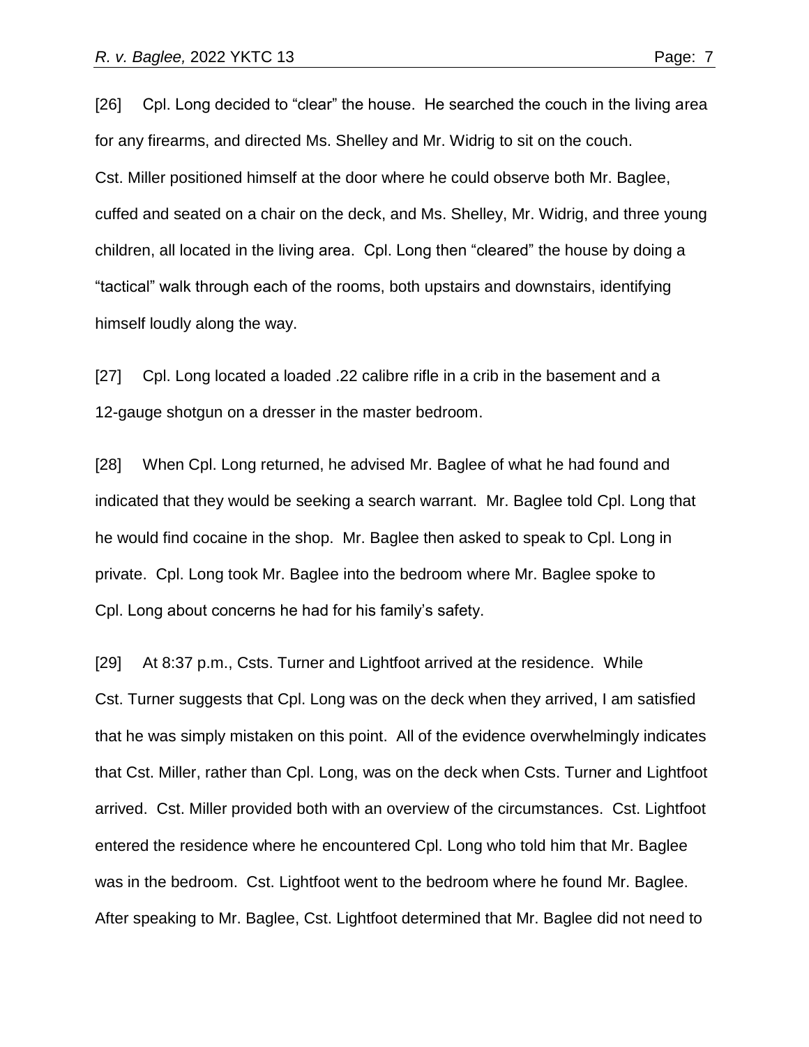[26] Cpl. Long decided to “clear” the house. He searched the couch in the living area for any firearms, and directed Ms. Shelley and Mr. Widrig to sit on the couch. Cst. Miller positioned himself at the door where he could observe both Mr. Baglee, cuffed and seated on a chair on the deck, and Ms. Shelley, Mr. Widrig, and three young children, all located in the living area. Cpl. Long then “cleared” the house by doing a “tactical” walk through each of the rooms, both upstairs and downstairs, identifying himself loudly along the way.

[27] Cpl. Long located a loaded .22 calibre rifle in a crib in the basement and a 12-gauge shotgun on a dresser in the master bedroom.

[28] When Cpl. Long returned, he advised Mr. Baglee of what he had found and indicated that they would be seeking a search warrant. Mr. Baglee told Cpl. Long that he would find cocaine in the shop. Mr. Baglee then asked to speak to Cpl. Long in private. Cpl. Long took Mr. Baglee into the bedroom where Mr. Baglee spoke to Cpl. Long about concerns he had for his family’s safety.

[29] At 8:37 p.m., Csts. Turner and Lightfoot arrived at the residence. While Cst. Turner suggests that Cpl. Long was on the deck when they arrived, I am satisfied that he was simply mistaken on this point. All of the evidence overwhelmingly indicates that Cst. Miller, rather than Cpl. Long, was on the deck when Csts. Turner and Lightfoot arrived. Cst. Miller provided both with an overview of the circumstances. Cst. Lightfoot entered the residence where he encountered Cpl. Long who told him that Mr. Baglee was in the bedroom. Cst. Lightfoot went to the bedroom where he found Mr. Baglee. After speaking to Mr. Baglee, Cst. Lightfoot determined that Mr. Baglee did not need to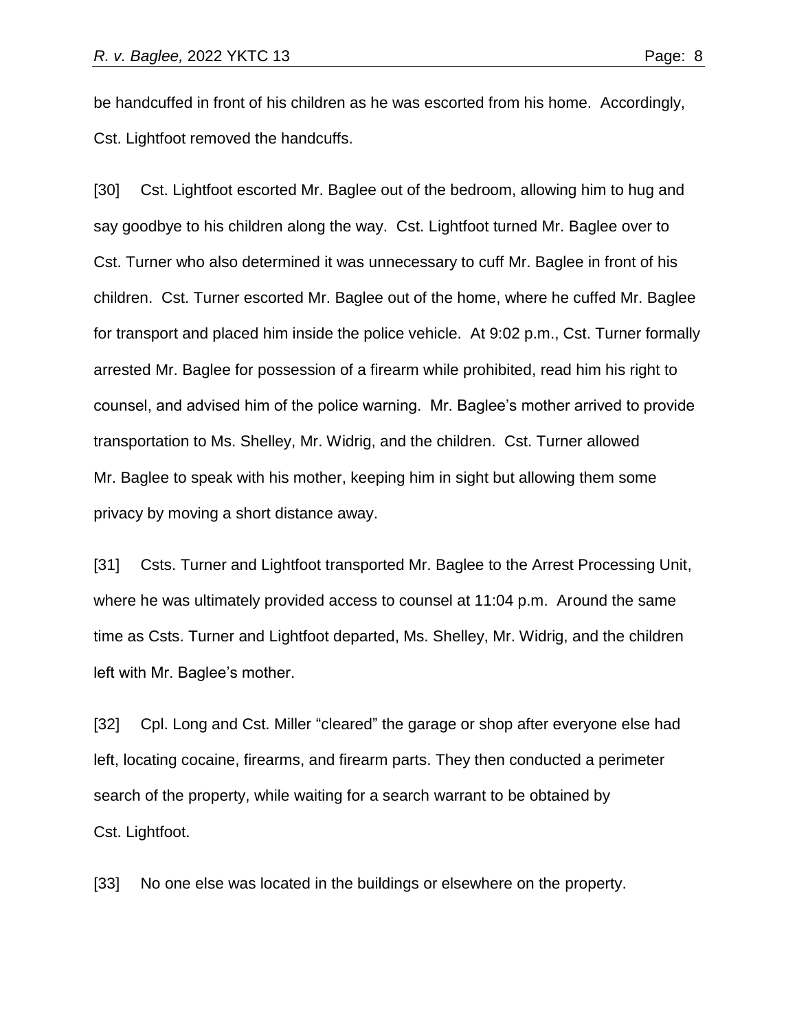be handcuffed in front of his children as he was escorted from his home. Accordingly, Cst. Lightfoot removed the handcuffs.

[30] Cst. Lightfoot escorted Mr. Baglee out of the bedroom, allowing him to hug and say goodbye to his children along the way. Cst. Lightfoot turned Mr. Baglee over to Cst. Turner who also determined it was unnecessary to cuff Mr. Baglee in front of his children. Cst. Turner escorted Mr. Baglee out of the home, where he cuffed Mr. Baglee for transport and placed him inside the police vehicle. At 9:02 p.m., Cst. Turner formally arrested Mr. Baglee for possession of a firearm while prohibited, read him his right to counsel, and advised him of the police warning. Mr. Baglee's mother arrived to provide transportation to Ms. Shelley, Mr. Widrig, and the children. Cst. Turner allowed Mr. Baglee to speak with his mother, keeping him in sight but allowing them some privacy by moving a short distance away.

[31] Csts. Turner and Lightfoot transported Mr. Baglee to the Arrest Processing Unit, where he was ultimately provided access to counsel at 11:04 p.m. Around the same time as Csts. Turner and Lightfoot departed, Ms. Shelley, Mr. Widrig, and the children left with Mr. Baglee's mother.

[32] Cpl. Long and Cst. Miller "cleared" the garage or shop after everyone else had left, locating cocaine, firearms, and firearm parts. They then conducted a perimeter search of the property, while waiting for a search warrant to be obtained by Cst. Lightfoot.

[33] No one else was located in the buildings or elsewhere on the property.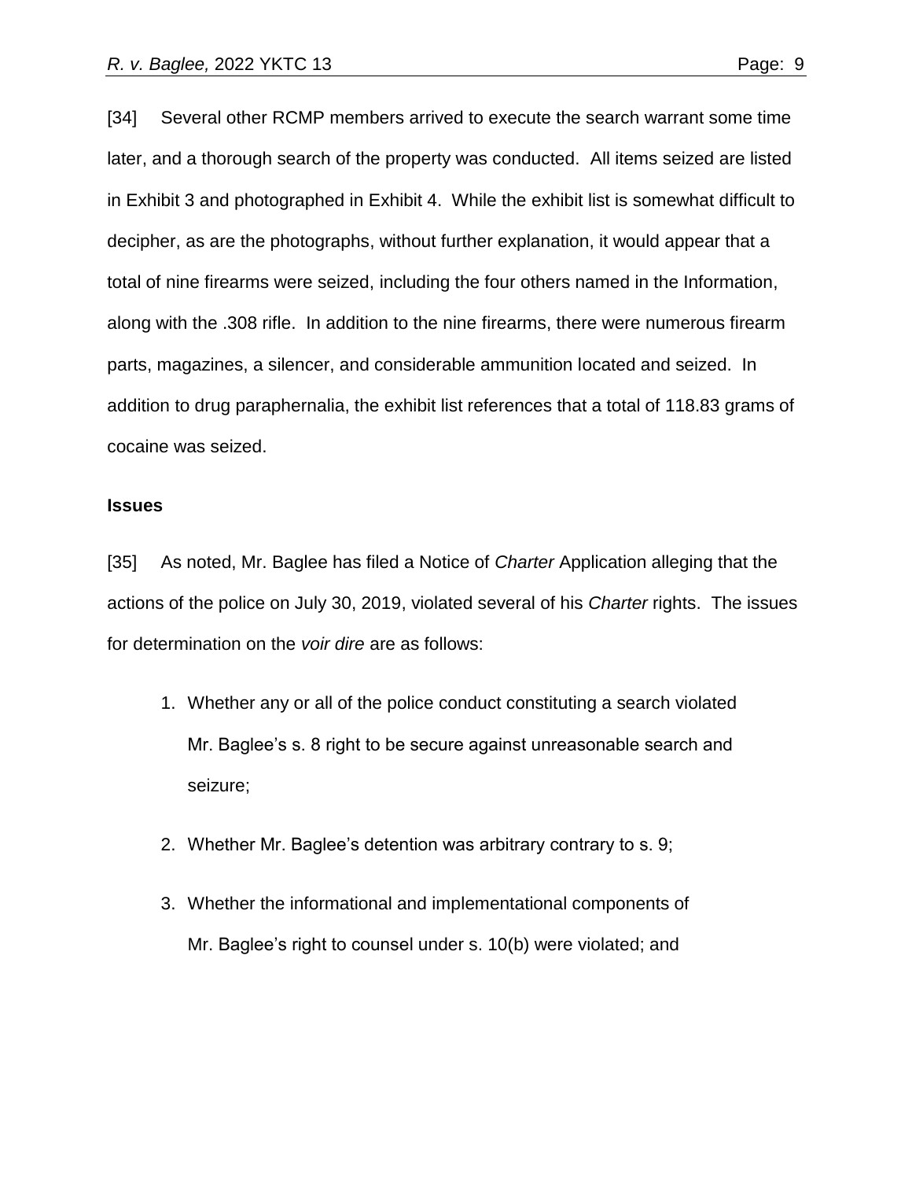[34] Several other RCMP members arrived to execute the search warrant some time later, and a thorough search of the property was conducted. All items seized are listed in Exhibit 3 and photographed in Exhibit 4. While the exhibit list is somewhat difficult to decipher, as are the photographs, without further explanation, it would appear that a total of nine firearms were seized, including the four others named in the Information, along with the .308 rifle. In addition to the nine firearms, there were numerous firearm parts, magazines, a silencer, and considerable ammunition located and seized. In addition to drug paraphernalia, the exhibit list references that a total of 118.83 grams of cocaine was seized.

**Issues**

[35] As noted, Mr. Baglee has filed a Notice of *Charter* Application alleging that the actions of the police on July 30, 2019, violated several of his *Charter* rights. The issues for determination on the *voir dire* are as follows:

1. Whether any or all of the police conduct constituting a search violated Mr. Baglee's s. 8 right to be secure against unreasonable search and seizure;
2. Whether Mr. Baglee's detention was arbitrary contrary to s. 9;
3. Whether the informational and implementational components of Mr. Baglee's right to counsel under s. 10(b) were violated; and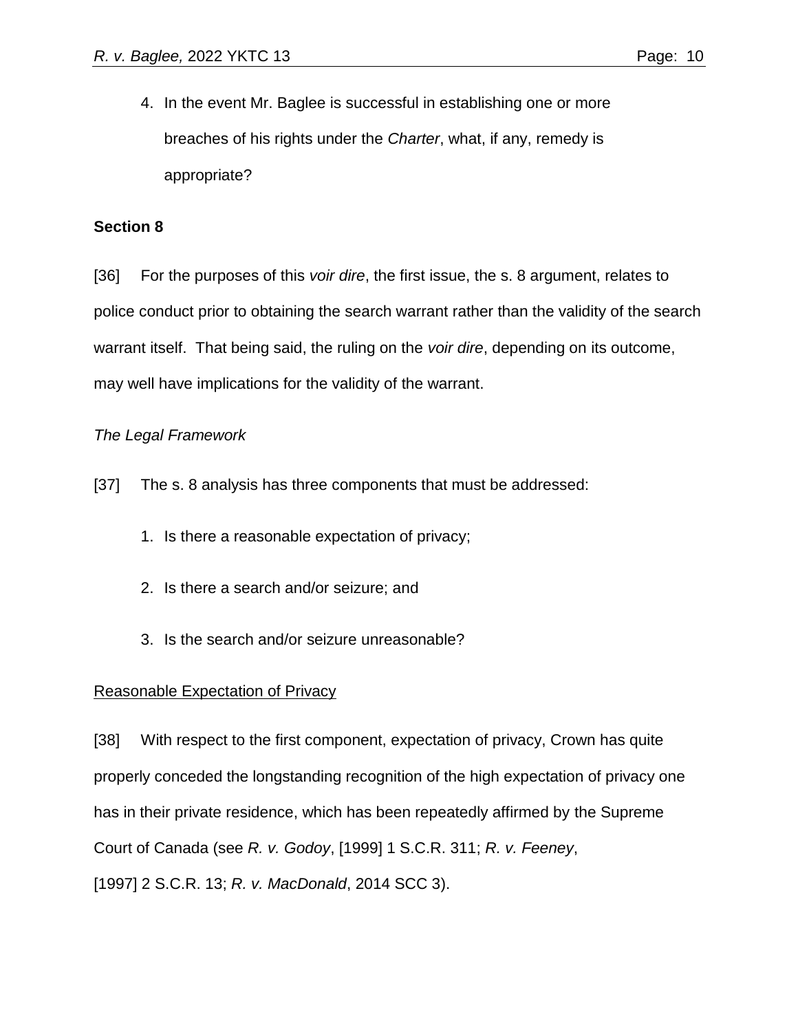4. In the event Mr. Baglee is successful in establishing one or more breaches of his rights under the *Charter*, what, if any, remedy is appropriate?

**Section 8**

[36] For the purposes of this *voir dire*, the first issue, the s. 8 argument, relates to police conduct prior to obtaining the search warrant rather than the validity of the search warrant itself. That being said, the ruling on the *voir dire*, depending on its outcome, may well have implications for the validity of the warrant.

*The Legal Framework*

[37] The s. 8 analysis has three components that must be addressed:

1. Is there a reasonable expectation of privacy;
2. Is there a search and/or seizure; and
3. Is the search and/or seizure unreasonable?

<u>Reasonable Expectation of Privacy</u>

[38] With respect to the first component, expectation of privacy, Crown has quite properly conceded the longstanding recognition of the high expectation of privacy one has in their private residence, which has been repeatedly affirmed by the Supreme Court of Canada (see *R. v. Godoy*, [1999] 1 S.C.R. 311; *R. v. Feeney*, [1997] 2 S.C.R. 13; *R. v. MacDonald*, 2014 SCC 3).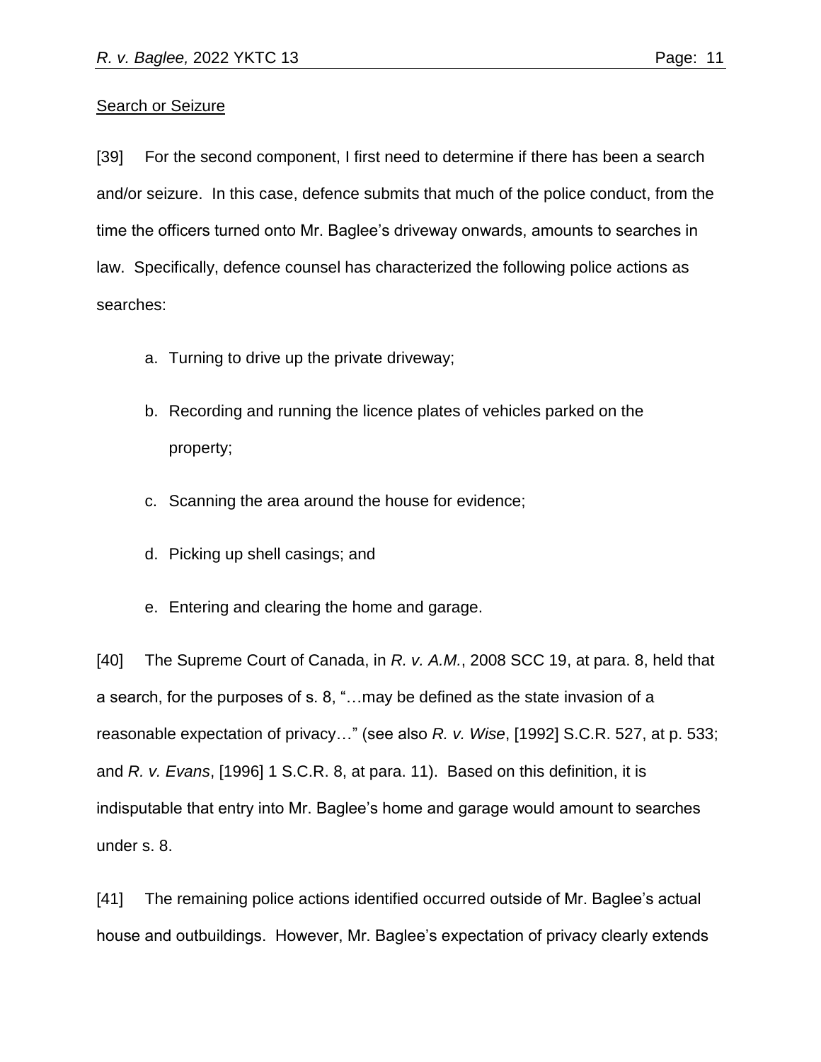Search or Seizure

[39] For the second component, I first need to determine if there has been a search and/or seizure. In this case, defence submits that much of the police conduct, from the time the officers turned onto Mr. Baglee's driveway onwards, amounts to searches in law. Specifically, defence counsel has characterized the following police actions as searches:

a. Turning to drive up the private driveway;

b. Recording and running the licence plates of vehicles parked on the property;

c. Scanning the area around the house for evidence;

d. Picking up shell casings; and

e. Entering and clearing the home and garage.

[40] The Supreme Court of Canada, in *R. v. A.M.*, 2008 SCC 19, at para. 8, held that a search, for the purposes of s. 8, "…may be defined as the state invasion of a reasonable expectation of privacy…" (see also *R. v. Wise*, [1992] S.C.R. 527, at p. 533; and *R. v. Evans*, [1996] 1 S.C.R. 8, at para. 11). Based on this definition, it is indisputable that entry into Mr. Baglee's home and garage would amount to searches under s. 8.

[41] The remaining police actions identified occurred outside of Mr. Baglee's actual house and outbuildings. However, Mr. Baglee's expectation of privacy clearly extends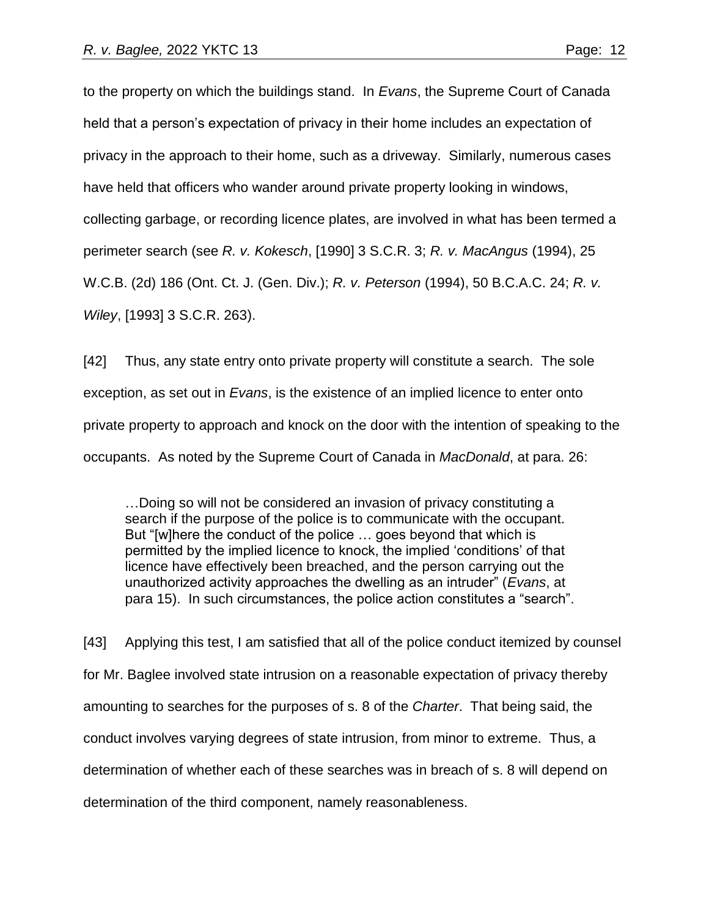to the property on which the buildings stand. In *Evans*, the Supreme Court of Canada held that a person's expectation of privacy in their home includes an expectation of privacy in the approach to their home, such as a driveway. Similarly, numerous cases have held that officers who wander around private property looking in windows, collecting garbage, or recording licence plates, are involved in what has been termed a perimeter search (see *R. v. Kokesch*, [1990] 3 S.C.R. 3; *R. v. MacAngus* (1994), 25 W.C.B. (2d) 186 (Ont. Ct. J. (Gen. Div.); *R. v. Peterson* (1994), 50 B.C.A.C. 24; *R. v. Wiley*, [1993] 3 S.C.R. 263).

[42] Thus, any state entry onto private property will constitute a search. The sole exception, as set out in *Evans*, is the existence of an implied licence to enter onto private property to approach and knock on the door with the intention of speaking to the occupants. As noted by the Supreme Court of Canada in *MacDonald*, at para. 26:

> …Doing so will not be considered an invasion of privacy constituting a search if the purpose of the police is to communicate with the occupant. But "[w]here the conduct of the police … goes beyond that which is permitted by the implied licence to knock, the implied 'conditions' of that licence have effectively been breached, and the person carrying out the unauthorized activity approaches the dwelling as an intruder" (*Evans*, at para 15). In such circumstances, the police action constitutes a "search".

[43] Applying this test, I am satisfied that all of the police conduct itemized by counsel for Mr. Baglee involved state intrusion on a reasonable expectation of privacy thereby amounting to searches for the purposes of s. 8 of the *Charter*. That being said, the conduct involves varying degrees of state intrusion, from minor to extreme. Thus, a determination of whether each of these searches was in breach of s. 8 will depend on determination of the third component, namely reasonableness.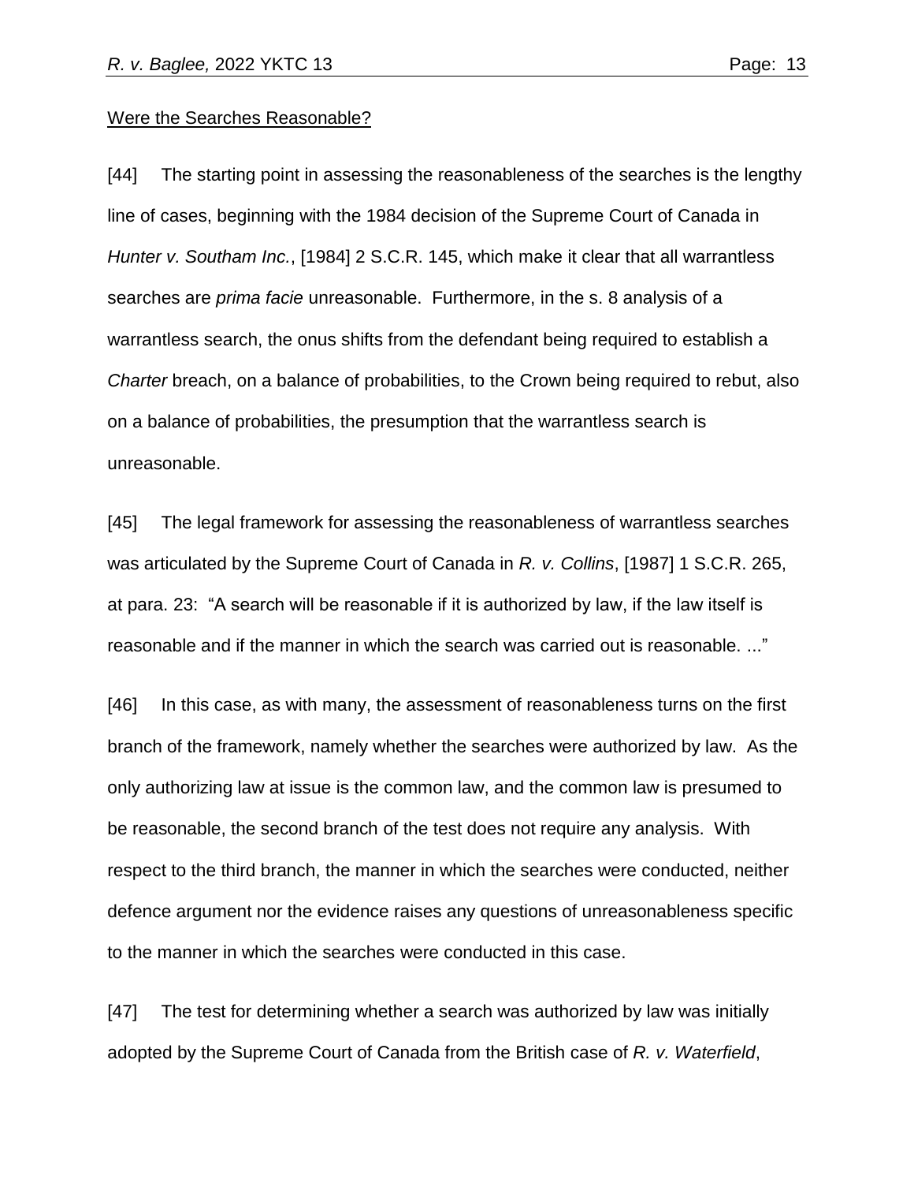Were the Searches Reasonable?

[44] The starting point in assessing the reasonableness of the searches is the lengthy line of cases, beginning with the 1984 decision of the Supreme Court of Canada in *Hunter v. Southam Inc.*, [1984] 2 S.C.R. 145, which make it clear that all warrantless searches are *prima facie* unreasonable. Furthermore, in the s. 8 analysis of a warrantless search, the onus shifts from the defendant being required to establish a *Charter* breach, on a balance of probabilities, to the Crown being required to rebut, also on a balance of probabilities, the presumption that the warrantless search is unreasonable.

[45] The legal framework for assessing the reasonableness of warrantless searches was articulated by the Supreme Court of Canada in *R. v. Collins*, [1987] 1 S.C.R. 265, at para. 23: "A search will be reasonable if it is authorized by law, if the law itself is reasonable and if the manner in which the search was carried out is reasonable. ..."

[46] In this case, as with many, the assessment of reasonableness turns on the first branch of the framework, namely whether the searches were authorized by law. As the only authorizing law at issue is the common law, and the common law is presumed to be reasonable, the second branch of the test does not require any analysis. With respect to the third branch, the manner in which the searches were conducted, neither defence argument nor the evidence raises any questions of unreasonableness specific to the manner in which the searches were conducted in this case.

[47] The test for determining whether a search was authorized by law was initially adopted by the Supreme Court of Canada from the British case of *R. v. Waterfield*,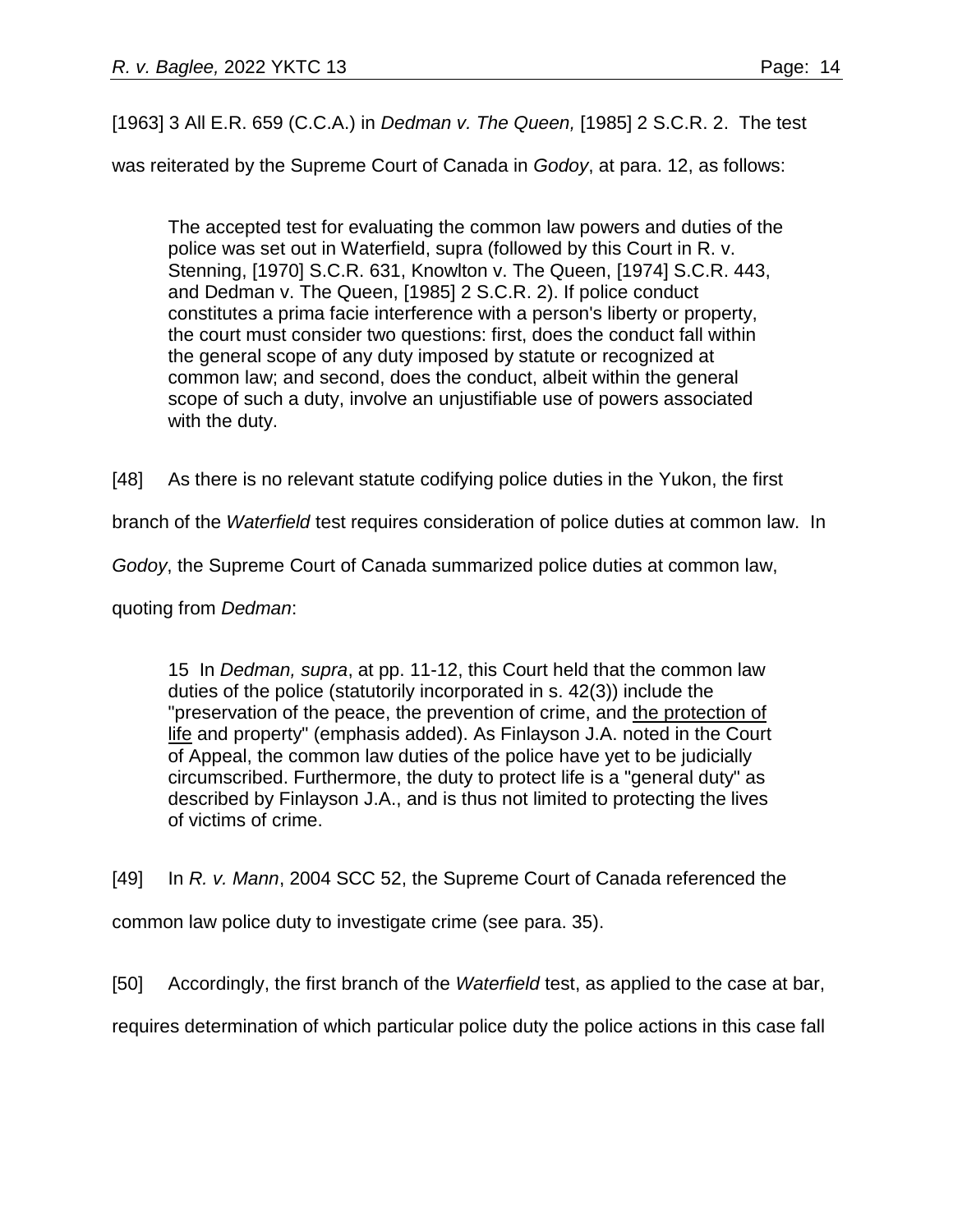[1963] 3 All E.R. 659 (C.C.A.) in *Dedman v. The Queen,* [1985] 2 S.C.R. 2. The test was reiterated by the Supreme Court of Canada in *Godoy*, at para. 12, as follows:

> The accepted test for evaluating the common law powers and duties of the police was set out in Waterfield, supra (followed by this Court in R. v. Stenning, [1970] S.C.R. 631, Knowlton v. The Queen, [1974] S.C.R. 443, and Dedman v. The Queen, [1985] 2 S.C.R. 2). If police conduct constitutes a prima facie interference with a person's liberty or property, the court must consider two questions: first, does the conduct fall within the general scope of any duty imposed by statute or recognized at common law; and second, does the conduct, albeit within the general scope of such a duty, involve an unjustifiable use of powers associated with the duty.

[48] As there is no relevant statute codifying police duties in the Yukon, the first branch of the *Waterfield* test requires consideration of police duties at common law. In *Godoy*, the Supreme Court of Canada summarized police duties at common law, quoting from *Dedman*:

> 15 In *Dedman, supra*, at pp. 11-12, this Court held that the common law duties of the police (statutorily incorporated in s. 42(3)) include the "preservation of the peace, the prevention of crime, and <u>the protection of life</u> and property" (emphasis added). As Finlayson J.A. noted in the Court of Appeal, the common law duties of the police have yet to be judicially circumscribed. Furthermore, the duty to protect life is a "general duty" as described by Finlayson J.A., and is thus not limited to protecting the lives of victims of crime.

[49] In *R. v. Mann*, 2004 SCC 52, the Supreme Court of Canada referenced the common law police duty to investigate crime (see para. 35).

[50] Accordingly, the first branch of the *Waterfield* test, as applied to the case at bar, requires determination of which particular police duty the police actions in this case fall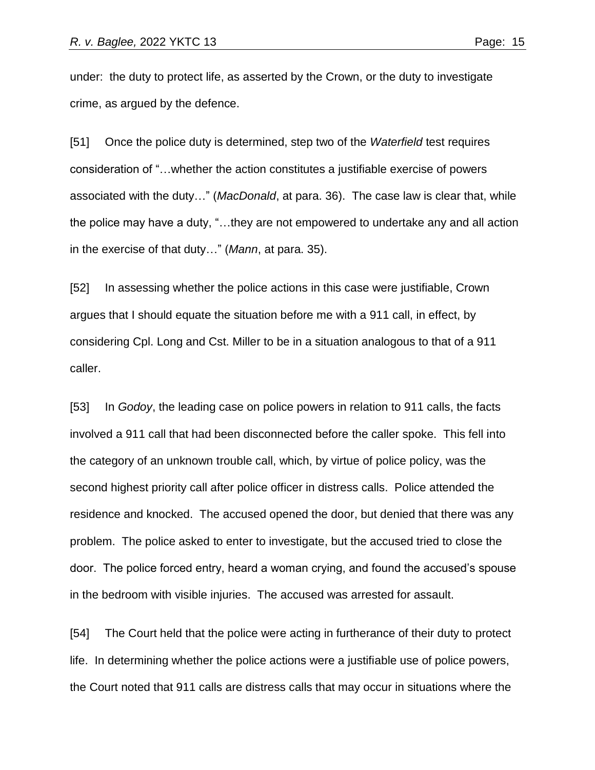under: the duty to protect life, as asserted by the Crown, or the duty to investigate crime, as argued by the defence.

[51] Once the police duty is determined, step two of the *Waterfield* test requires consideration of "…whether the action constitutes a justifiable exercise of powers associated with the duty…" (*MacDonald*, at para. 36). The case law is clear that, while the police may have a duty, "…they are not empowered to undertake any and all action in the exercise of that duty…" (*Mann*, at para. 35).

[52] In assessing whether the police actions in this case were justifiable, Crown argues that I should equate the situation before me with a 911 call, in effect, by considering Cpl. Long and Cst. Miller to be in a situation analogous to that of a 911 caller.

[53] In *Godoy*, the leading case on police powers in relation to 911 calls, the facts involved a 911 call that had been disconnected before the caller spoke. This fell into the category of an unknown trouble call, which, by virtue of police policy, was the second highest priority call after police officer in distress calls. Police attended the residence and knocked. The accused opened the door, but denied that there was any problem. The police asked to enter to investigate, but the accused tried to close the door. The police forced entry, heard a woman crying, and found the accused's spouse in the bedroom with visible injuries. The accused was arrested for assault.

[54] The Court held that the police were acting in furtherance of their duty to protect life. In determining whether the police actions were a justifiable use of police powers, the Court noted that 911 calls are distress calls that may occur in situations where the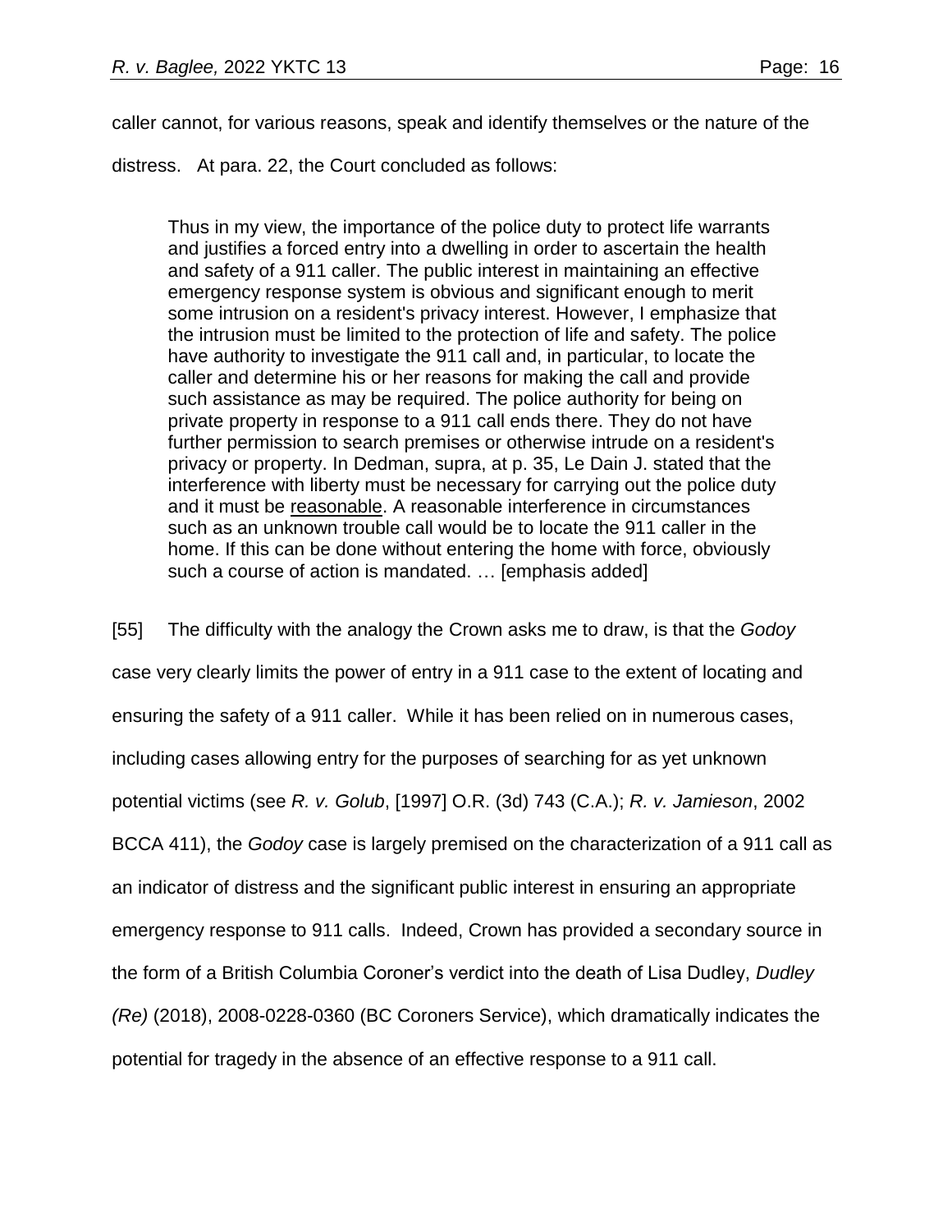caller cannot, for various reasons, speak and identify themselves or the nature of the distress. At para. 22, the Court concluded as follows:

> Thus in my view, the importance of the police duty to protect life warrants and justifies a forced entry into a dwelling in order to ascertain the health and safety of a 911 caller. The public interest in maintaining an effective emergency response system is obvious and significant enough to merit some intrusion on a resident's privacy interest. However, I emphasize that the intrusion must be limited to the protection of life and safety. The police have authority to investigate the 911 call and, in particular, to locate the caller and determine his or her reasons for making the call and provide such assistance as may be required. The police authority for being on private property in response to a 911 call ends there. They do not have further permission to search premises or otherwise intrude on a resident's privacy or property. In Dedman, supra, at p. 35, Le Dain J. stated that the interference with liberty must be necessary for carrying out the police duty and it must be <u>reasonable</u>. A reasonable interference in circumstances such as an unknown trouble call would be to locate the 911 caller in the home. If this can be done without entering the home with force, obviously such a course of action is mandated. … [emphasis added]

[55] The difficulty with the analogy the Crown asks me to draw, is that the *Godoy* case very clearly limits the power of entry in a 911 case to the extent of locating and ensuring the safety of a 911 caller. While it has been relied on in numerous cases, including cases allowing entry for the purposes of searching for as yet unknown potential victims (see *R. v. Golub*, [1997] O.R. (3d) 743 (C.A.); *R. v. Jamieson*, 2002 BCCA 411), the *Godoy* case is largely premised on the characterization of a 911 call as an indicator of distress and the significant public interest in ensuring an appropriate emergency response to 911 calls. Indeed, Crown has provided a secondary source in the form of a British Columbia Coroner's verdict into the death of Lisa Dudley, *Dudley (Re)* (2018), 2008-0228-0360 (BC Coroners Service), which dramatically indicates the potential for tragedy in the absence of an effective response to a 911 call.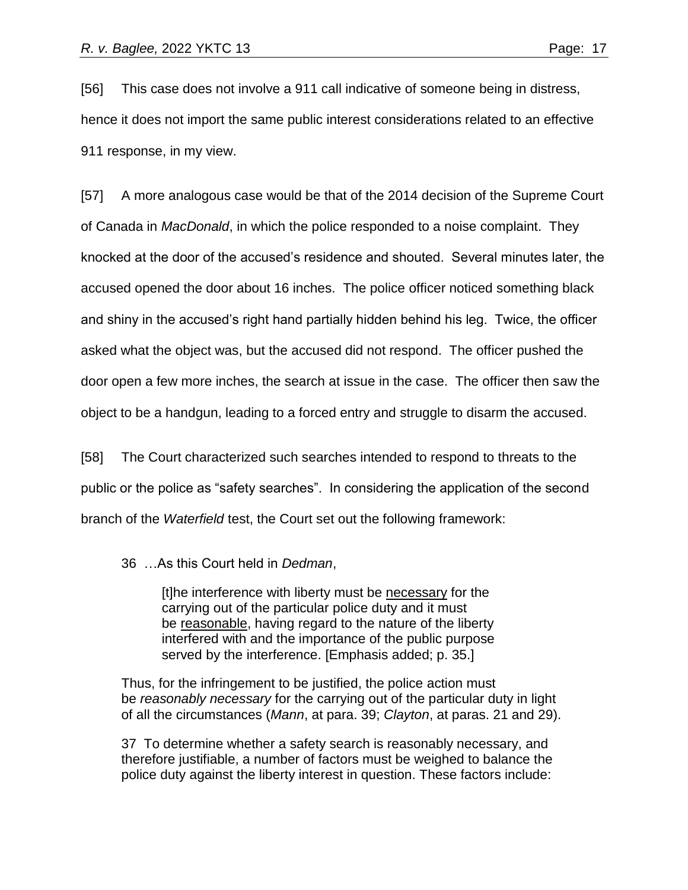[56] This case does not involve a 911 call indicative of someone being in distress, hence it does not import the same public interest considerations related to an effective 911 response, in my view.

[57] A more analogous case would be that of the 2014 decision of the Supreme Court of Canada in *MacDonald*, in which the police responded to a noise complaint. They knocked at the door of the accused's residence and shouted. Several minutes later, the accused opened the door about 16 inches. The police officer noticed something black and shiny in the accused's right hand partially hidden behind his leg. Twice, the officer asked what the object was, but the accused did not respond. The officer pushed the door open a few more inches, the search at issue in the case. The officer then saw the object to be a handgun, leading to a forced entry and struggle to disarm the accused.

[58] The Court characterized such searches intended to respond to threats to the public or the police as "safety searches". In considering the application of the second branch of the *Waterfield* test, the Court set out the following framework:

> 36 …As this Court held in *Dedman*,
>
> > [t]he interference with liberty must be <u>necessary</u> for the carrying out of the particular police duty and it must be <u>reasonable</u>, having regard to the nature of the liberty interfered with and the importance of the public purpose served by the interference. [Emphasis added; p. 35.]
>
> Thus, for the infringement to be justified, the police action must be *reasonably necessary* for the carrying out of the particular duty in light of all the circumstances (*Mann*, at para. 39; *Clayton*, at paras. 21 and 29).
>
> 37 To determine whether a safety search is reasonably necessary, and therefore justifiable, a number of factors must be weighed to balance the police duty against the liberty interest in question. These factors include: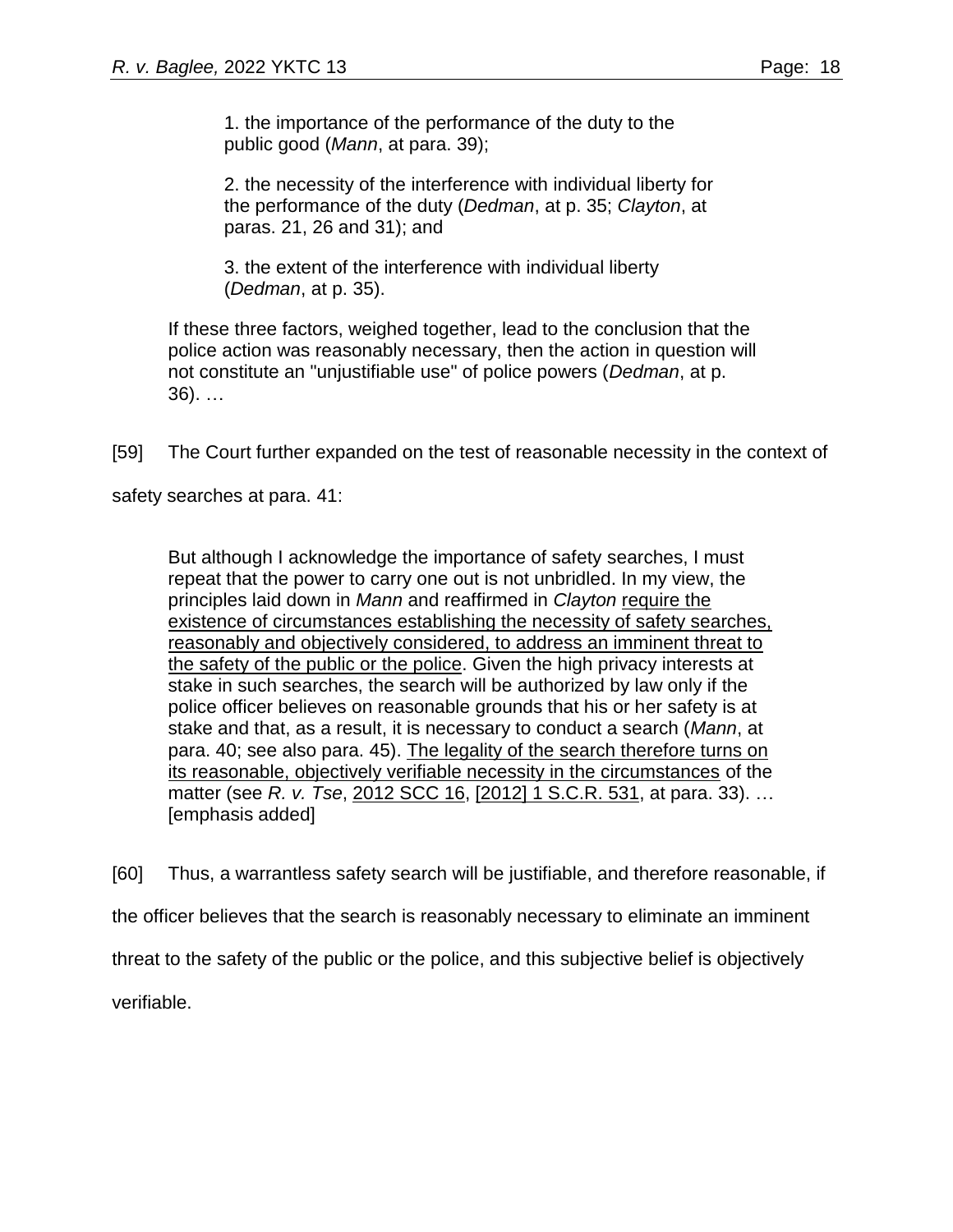> 1. the importance of the performance of the duty to the public good (*Mann*, at para. 39);
>
> 2. the necessity of the interference with individual liberty for the performance of the duty (*Dedman*, at p. 35; *Clayton*, at paras. 21, 26 and 31); and
>
> 3. the extent of the interference with individual liberty (*Dedman*, at p. 35).
>
> If these three factors, weighed together, lead to the conclusion that the police action was reasonably necessary, then the action in question will not constitute an "unjustifiable use" of police powers (*Dedman*, at p. 36). …

[59] The Court further expanded on the test of reasonable necessity in the context of safety searches at para. 41:

> But although I acknowledge the importance of safety searches, I must repeat that the power to carry one out is not unbridled. In my view, the principles laid down in *Mann* and reaffirmed in *Clayton* <u>require the existence of circumstances establishing the necessity of safety searches, reasonably and objectively considered, to address an imminent threat to the safety of the public or the police</u>. Given the high privacy interests at stake in such searches, the search will be authorized by law only if the police officer believes on reasonable grounds that his or her safety is at stake and that, as a result, it is necessary to conduct a search (*Mann*, at para. 40; see also para. 45). <u>The legality of the search therefore turns on its reasonable, objectively verifiable necessity in the circumstances</u> of the matter (see *R. v. Tse*, 2012 SCC 16, [2012] 1 S.C.R. 531, at para. 33). … [emphasis added]

[60] Thus, a warrantless safety search will be justifiable, and therefore reasonable, if the officer believes that the search is reasonably necessary to eliminate an imminent threat to the safety of the public or the police, and this subjective belief is objectively verifiable.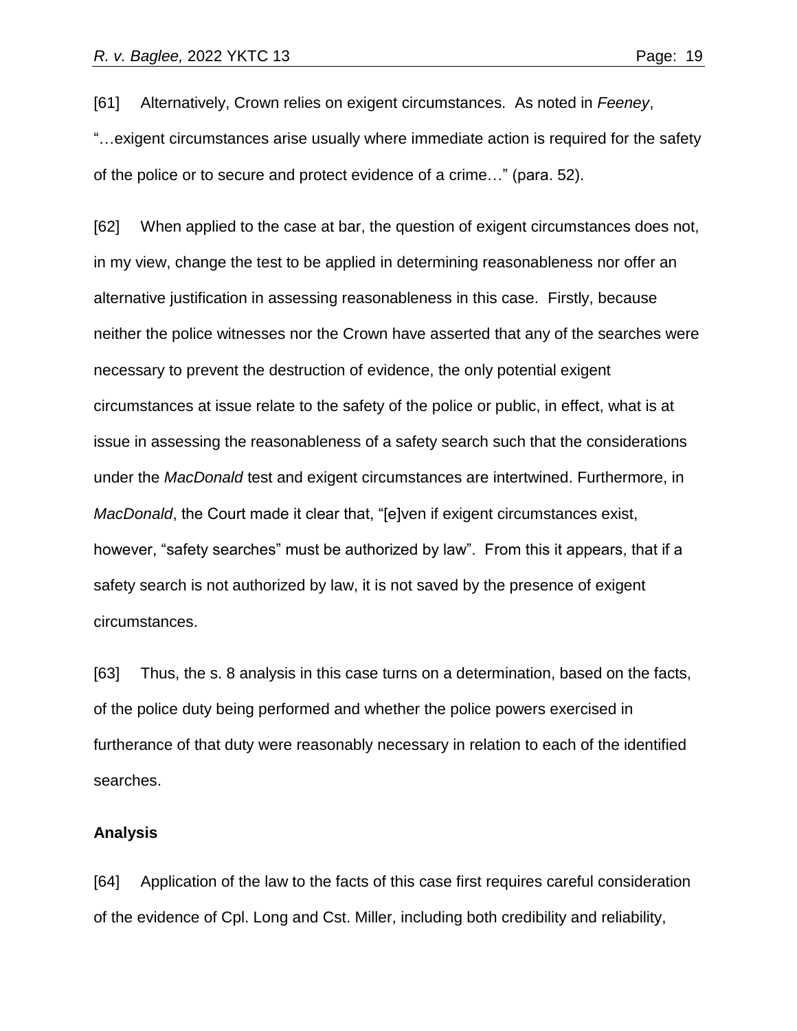[61] Alternatively, Crown relies on exigent circumstances. As noted in *Feeney*, "…exigent circumstances arise usually where immediate action is required for the safety of the police or to secure and protect evidence of a crime…" (para. 52).

[62] When applied to the case at bar, the question of exigent circumstances does not, in my view, change the test to be applied in determining reasonableness nor offer an alternative justification in assessing reasonableness in this case. Firstly, because neither the police witnesses nor the Crown have asserted that any of the searches were necessary to prevent the destruction of evidence, the only potential exigent circumstances at issue relate to the safety of the police or public, in effect, what is at issue in assessing the reasonableness of a safety search such that the considerations under the *MacDonald* test and exigent circumstances are intertwined. Furthermore, in *MacDonald*, the Court made it clear that, "[e]ven if exigent circumstances exist, however, "safety searches" must be authorized by law". From this it appears, that if a safety search is not authorized by law, it is not saved by the presence of exigent circumstances.

[63] Thus, the s. 8 analysis in this case turns on a determination, based on the facts, of the police duty being performed and whether the police powers exercised in furtherance of that duty were reasonably necessary in relation to each of the identified searches.

**Analysis**

[64] Application of the law to the facts of this case first requires careful consideration of the evidence of Cpl. Long and Cst. Miller, including both credibility and reliability,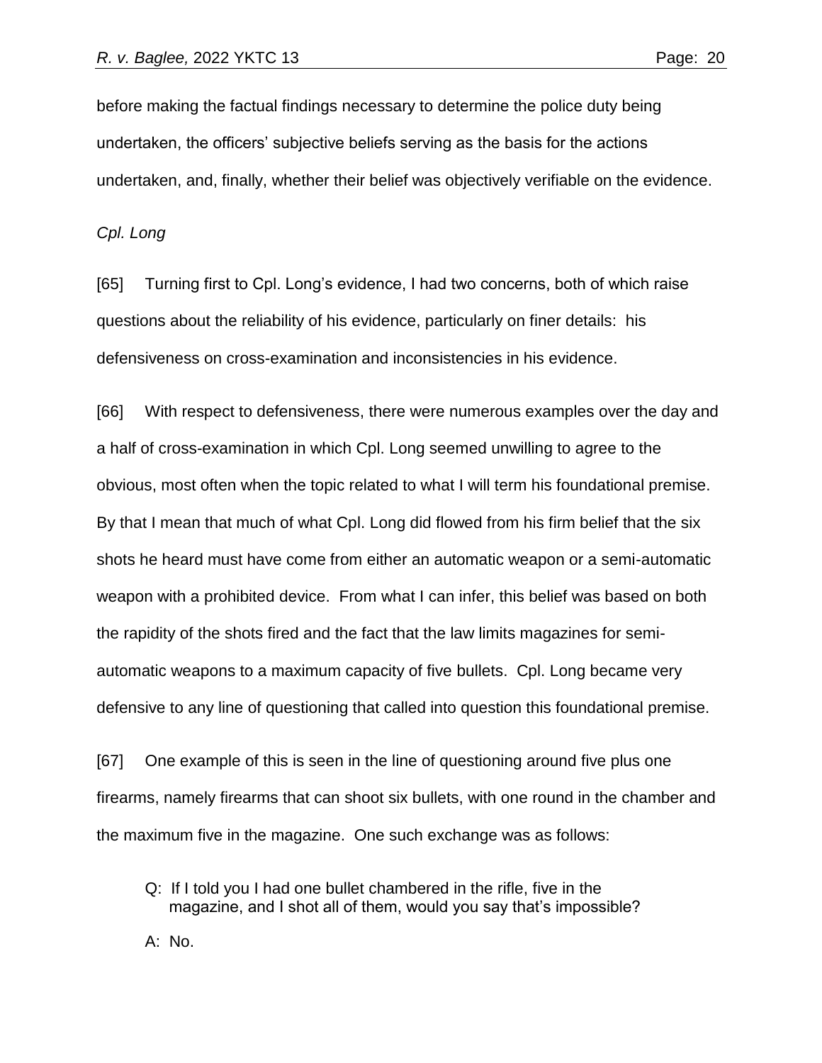before making the factual findings necessary to determine the police duty being undertaken, the officers' subjective beliefs serving as the basis for the actions undertaken, and, finally, whether their belief was objectively verifiable on the evidence.

*Cpl. Long*

[65] Turning first to Cpl. Long's evidence, I had two concerns, both of which raise questions about the reliability of his evidence, particularly on finer details: his defensiveness on cross-examination and inconsistencies in his evidence.

[66] With respect to defensiveness, there were numerous examples over the day and a half of cross-examination in which Cpl. Long seemed unwilling to agree to the obvious, most often when the topic related to what I will term his foundational premise. By that I mean that much of what Cpl. Long did flowed from his firm belief that the six shots he heard must have come from either an automatic weapon or a semi-automatic weapon with a prohibited device. From what I can infer, this belief was based on both the rapidity of the shots fired and the fact that the law limits magazines for semi-automatic weapons to a maximum capacity of five bullets. Cpl. Long became very defensive to any line of questioning that called into question this foundational premise.

[67] One example of this is seen in the line of questioning around five plus one firearms, namely firearms that can shoot six bullets, with one round in the chamber and the maximum five in the magazine. One such exchange was as follows:

> Q: If I told you I had one bullet chambered in the rifle, five in the magazine, and I shot all of them, would you say that's impossible?
>
> A: No.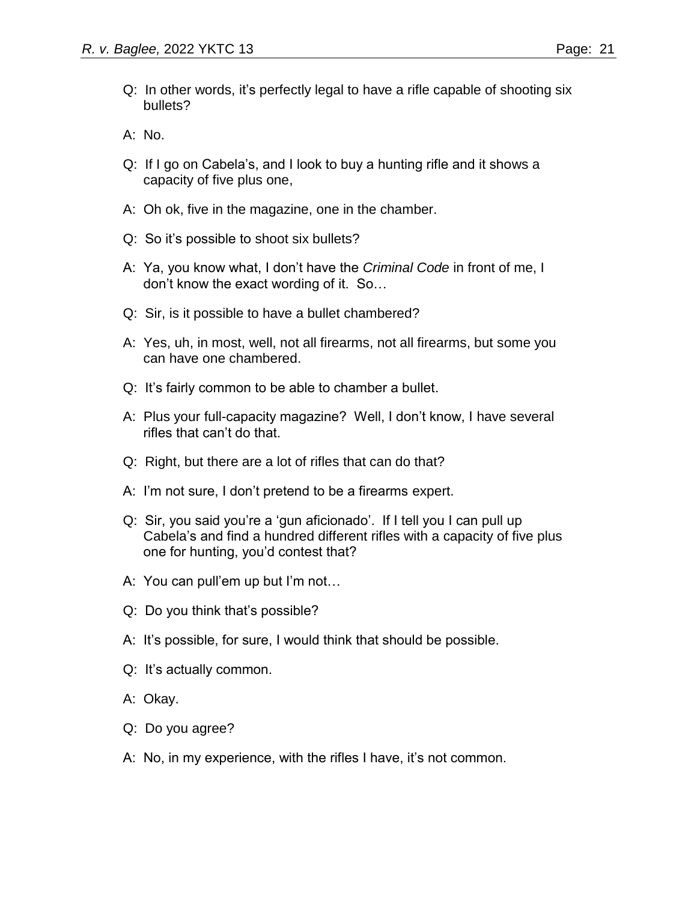Q: In other words, it's perfectly legal to have a rifle capable of shooting six bullets?

A: No.

Q: If I go on Cabela's, and I look to buy a hunting rifle and it shows a capacity of five plus one,

A: Oh ok, five in the magazine, one in the chamber.

Q: So it's possible to shoot six bullets?

A: Ya, you know what, I don't have the *Criminal Code* in front of me, I don't know the exact wording of it. So…

Q: Sir, is it possible to have a bullet chambered?

A: Yes, uh, in most, well, not all firearms, not all firearms, but some you can have one chambered.

Q: It's fairly common to be able to chamber a bullet.

A: Plus your full-capacity magazine? Well, I don't know, I have several rifles that can't do that.

Q: Right, but there are a lot of rifles that can do that?

A: I'm not sure, I don't pretend to be a firearms expert.

Q: Sir, you said you're a 'gun aficionado'. If I tell you I can pull up Cabela's and find a hundred different rifles with a capacity of five plus one for hunting, you'd contest that?

A: You can pull'em up but I'm not…

Q: Do you think that's possible?

A: It's possible, for sure, I would think that should be possible.

Q: It's actually common.

A: Okay.

Q: Do you agree?

A: No, in my experience, with the rifles I have, it's not common.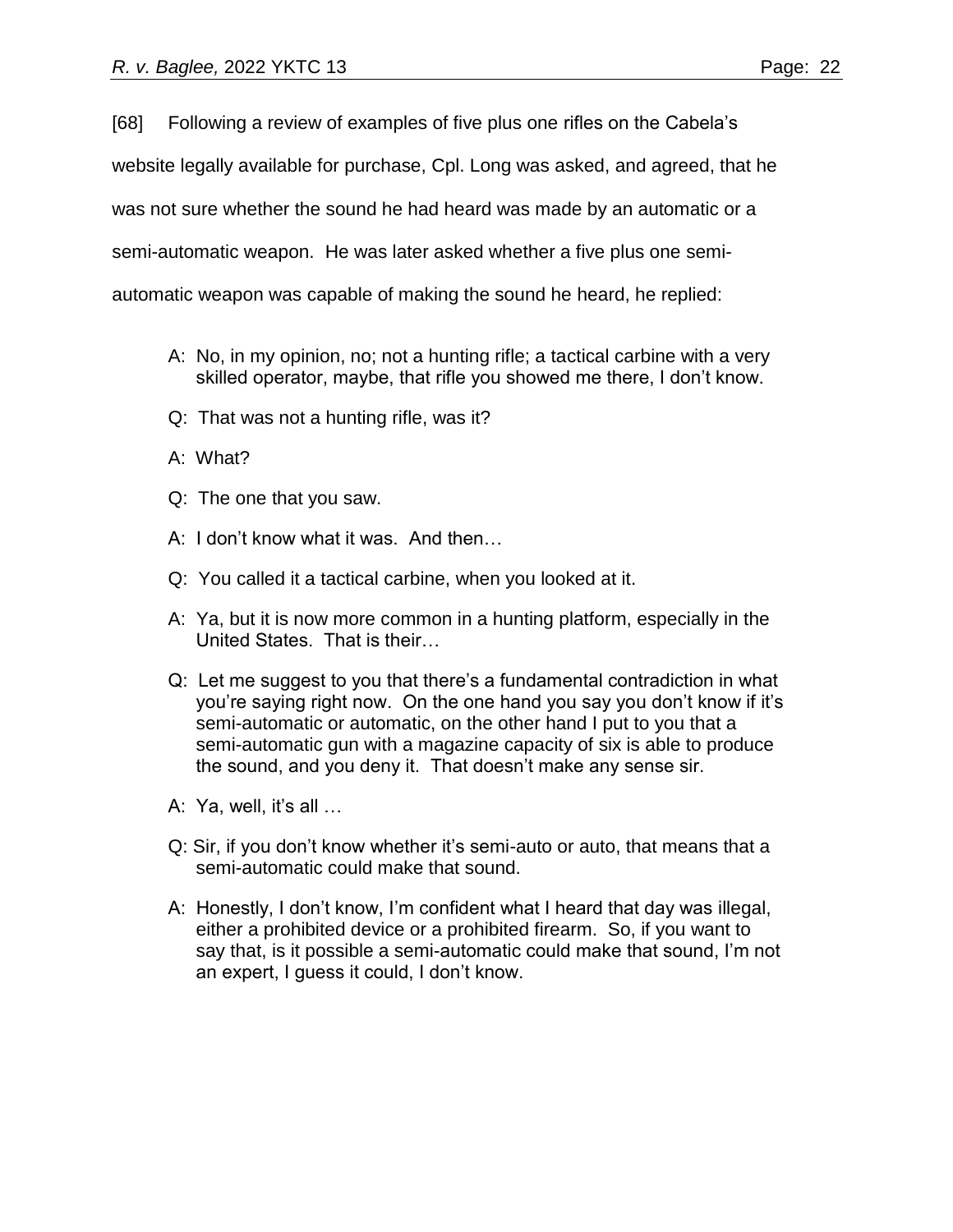[68] Following a review of examples of five plus one rifles on the Cabela's website legally available for purchase, Cpl. Long was asked, and agreed, that he was not sure whether the sound he had heard was made by an automatic or a semi-automatic weapon. He was later asked whether a five plus one semi-automatic weapon was capable of making the sound he heard, he replied:

> A: No, in my opinion, no; not a hunting rifle; a tactical carbine with a very skilled operator, maybe, that rifle you showed me there, I don't know.
>
> Q: That was not a hunting rifle, was it?
>
> A: What?
>
> Q: The one that you saw.
>
> A: I don't know what it was. And then…
>
> Q: You called it a tactical carbine, when you looked at it.
>
> A: Ya, but it is now more common in a hunting platform, especially in the United States. That is their…
>
> Q: Let me suggest to you that there's a fundamental contradiction in what you're saying right now. On the one hand you say you don't know if it's semi-automatic or automatic, on the other hand I put to you that a semi-automatic gun with a magazine capacity of six is able to produce the sound, and you deny it. That doesn't make any sense sir.
>
> A: Ya, well, it's all …
>
> Q: Sir, if you don't know whether it's semi-auto or auto, that means that a semi-automatic could make that sound.
>
> A: Honestly, I don't know, I'm confident what I heard that day was illegal, either a prohibited device or a prohibited firearm. So, if you want to say that, is it possible a semi-automatic could make that sound, I'm not an expert, I guess it could, I don't know.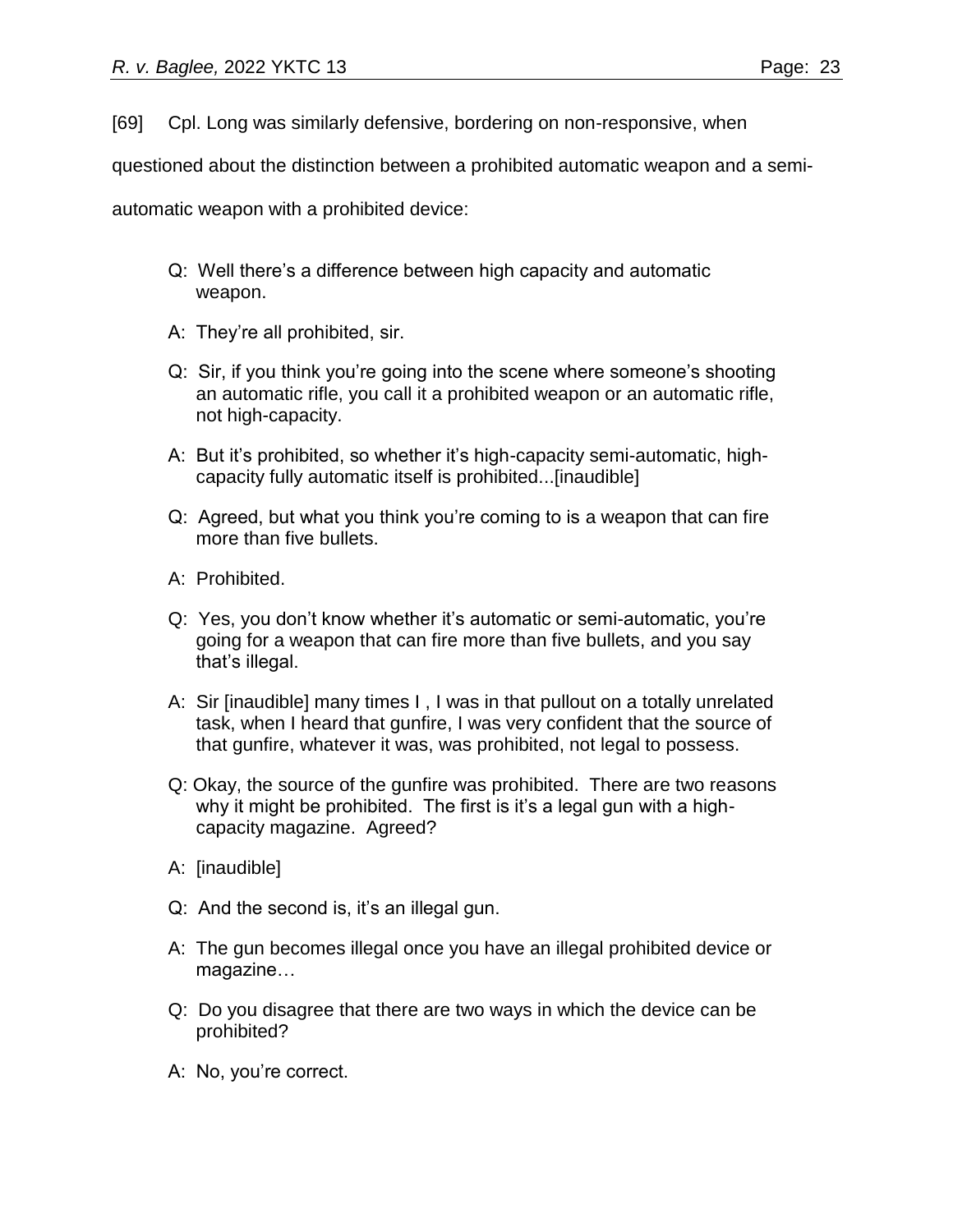[69] Cpl. Long was similarly defensive, bordering on non-responsive, when questioned about the distinction between a prohibited automatic weapon and a semi-automatic weapon with a prohibited device:

> Q: Well there's a difference between high capacity and automatic weapon.
>
> A: They're all prohibited, sir.
>
> Q: Sir, if you think you're going into the scene where someone's shooting an automatic rifle, you call it a prohibited weapon or an automatic rifle, not high-capacity.
>
> A: But it's prohibited, so whether it's high-capacity semi-automatic, high-capacity fully automatic itself is prohibited...[inaudible]
>
> Q: Agreed, but what you think you're coming to is a weapon that can fire more than five bullets.
>
> A: Prohibited.
>
> Q: Yes, you don't know whether it's automatic or semi-automatic, you're going for a weapon that can fire more than five bullets, and you say that's illegal.
>
> A: Sir [inaudible] many times I , I was in that pullout on a totally unrelated task, when I heard that gunfire, I was very confident that the source of that gunfire, whatever it was, was prohibited, not legal to possess.
>
> Q: Okay, the source of the gunfire was prohibited. There are two reasons why it might be prohibited. The first is it's a legal gun with a high-capacity magazine. Agreed?
>
> A: [inaudible]
>
> Q: And the second is, it's an illegal gun.
>
> A: The gun becomes illegal once you have an illegal prohibited device or magazine…
>
> Q: Do you disagree that there are two ways in which the device can be prohibited?
>
> A: No, you're correct.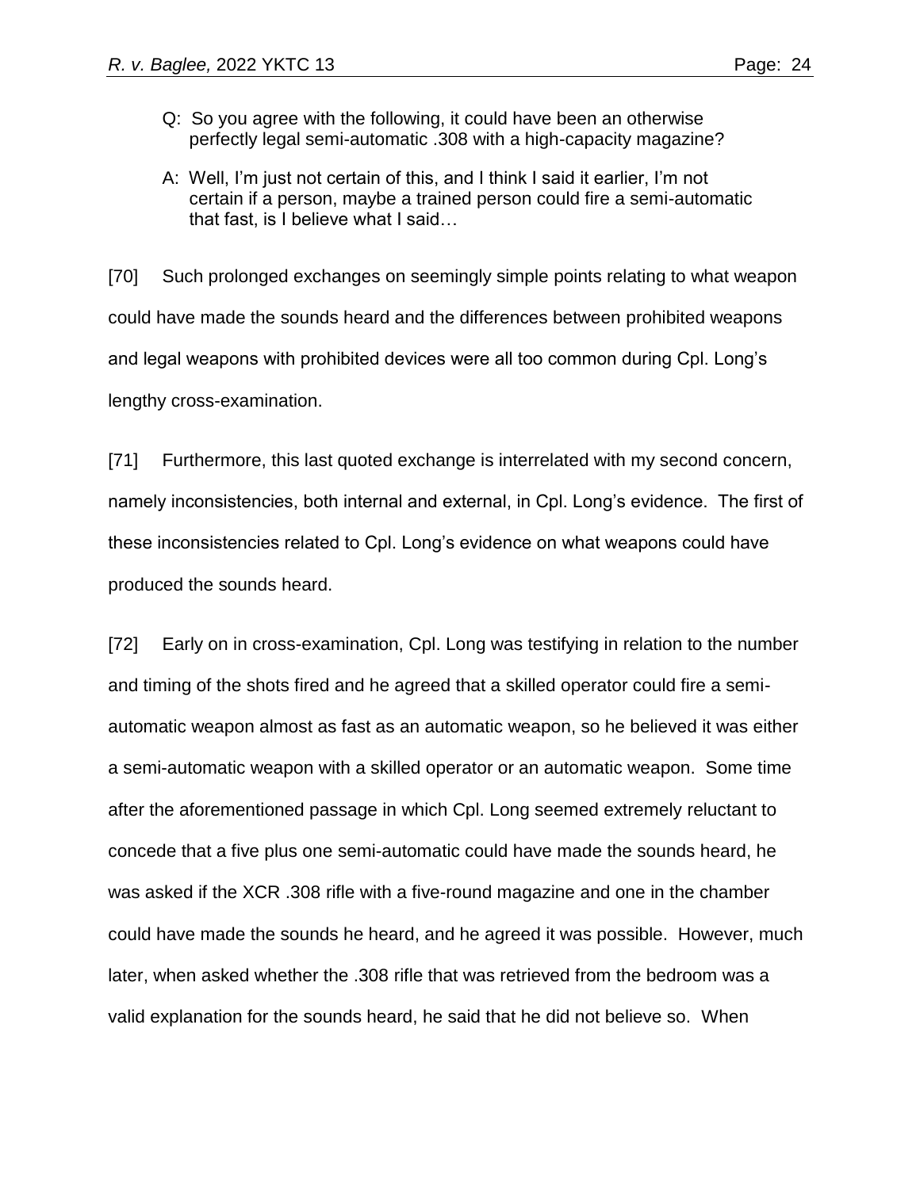Q: So you agree with the following, it could have been an otherwise perfectly legal semi-automatic .308 with a high-capacity magazine?

A: Well, I'm just not certain of this, and I think I said it earlier, I'm not certain if a person, maybe a trained person could fire a semi-automatic that fast, is I believe what I said…

[70] Such prolonged exchanges on seemingly simple points relating to what weapon could have made the sounds heard and the differences between prohibited weapons and legal weapons with prohibited devices were all too common during Cpl. Long's lengthy cross-examination.

[71] Furthermore, this last quoted exchange is interrelated with my second concern, namely inconsistencies, both internal and external, in Cpl. Long's evidence. The first of these inconsistencies related to Cpl. Long's evidence on what weapons could have produced the sounds heard.

[72] Early on in cross-examination, Cpl. Long was testifying in relation to the number and timing of the shots fired and he agreed that a skilled operator could fire a semi-automatic weapon almost as fast as an automatic weapon, so he believed it was either a semi-automatic weapon with a skilled operator or an automatic weapon. Some time after the aforementioned passage in which Cpl. Long seemed extremely reluctant to concede that a five plus one semi-automatic could have made the sounds heard, he was asked if the XCR .308 rifle with a five-round magazine and one in the chamber could have made the sounds he heard, and he agreed it was possible. However, much later, when asked whether the .308 rifle that was retrieved from the bedroom was a valid explanation for the sounds heard, he said that he did not believe so. When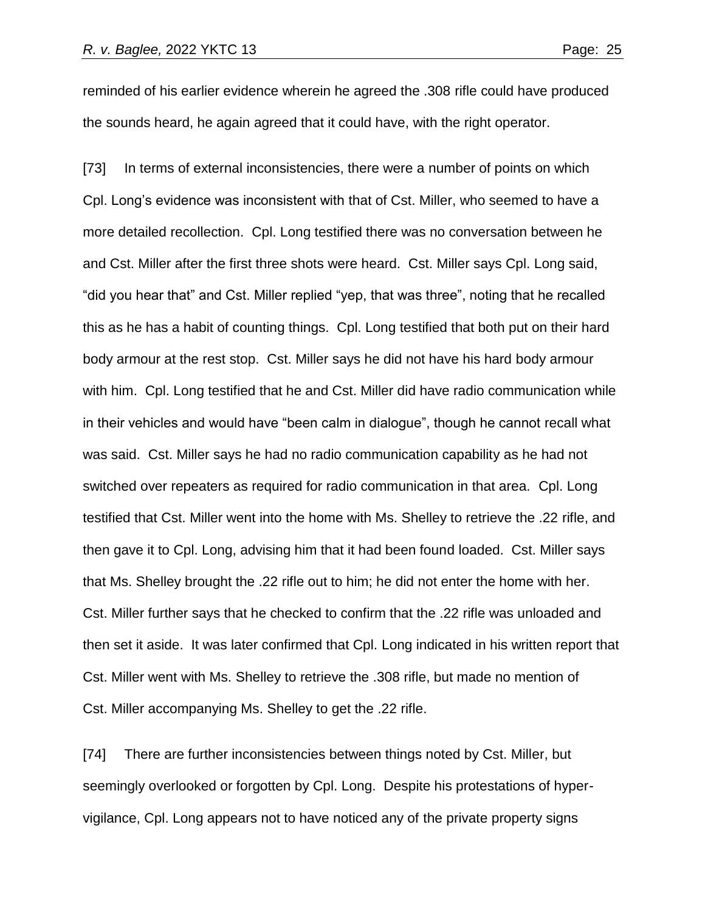reminded of his earlier evidence wherein he agreed the .308 rifle could have produced the sounds heard, he again agreed that it could have, with the right operator.

[73] In terms of external inconsistencies, there were a number of points on which Cpl. Long's evidence was inconsistent with that of Cst. Miller, who seemed to have a more detailed recollection. Cpl. Long testified there was no conversation between he and Cst. Miller after the first three shots were heard. Cst. Miller says Cpl. Long said, "did you hear that" and Cst. Miller replied "yep, that was three", noting that he recalled this as he has a habit of counting things. Cpl. Long testified that both put on their hard body armour at the rest stop. Cst. Miller says he did not have his hard body armour with him. Cpl. Long testified that he and Cst. Miller did have radio communication while in their vehicles and would have "been calm in dialogue", though he cannot recall what was said. Cst. Miller says he had no radio communication capability as he had not switched over repeaters as required for radio communication in that area. Cpl. Long testified that Cst. Miller went into the home with Ms. Shelley to retrieve the .22 rifle, and then gave it to Cpl. Long, advising him that it had been found loaded. Cst. Miller says that Ms. Shelley brought the .22 rifle out to him; he did not enter the home with her. Cst. Miller further says that he checked to confirm that the .22 rifle was unloaded and then set it aside. It was later confirmed that Cpl. Long indicated in his written report that Cst. Miller went with Ms. Shelley to retrieve the .308 rifle, but made no mention of Cst. Miller accompanying Ms. Shelley to get the .22 rifle.

[74] There are further inconsistencies between things noted by Cst. Miller, but seemingly overlooked or forgotten by Cpl. Long. Despite his protestations of hyper-vigilance, Cpl. Long appears not to have noticed any of the private property signs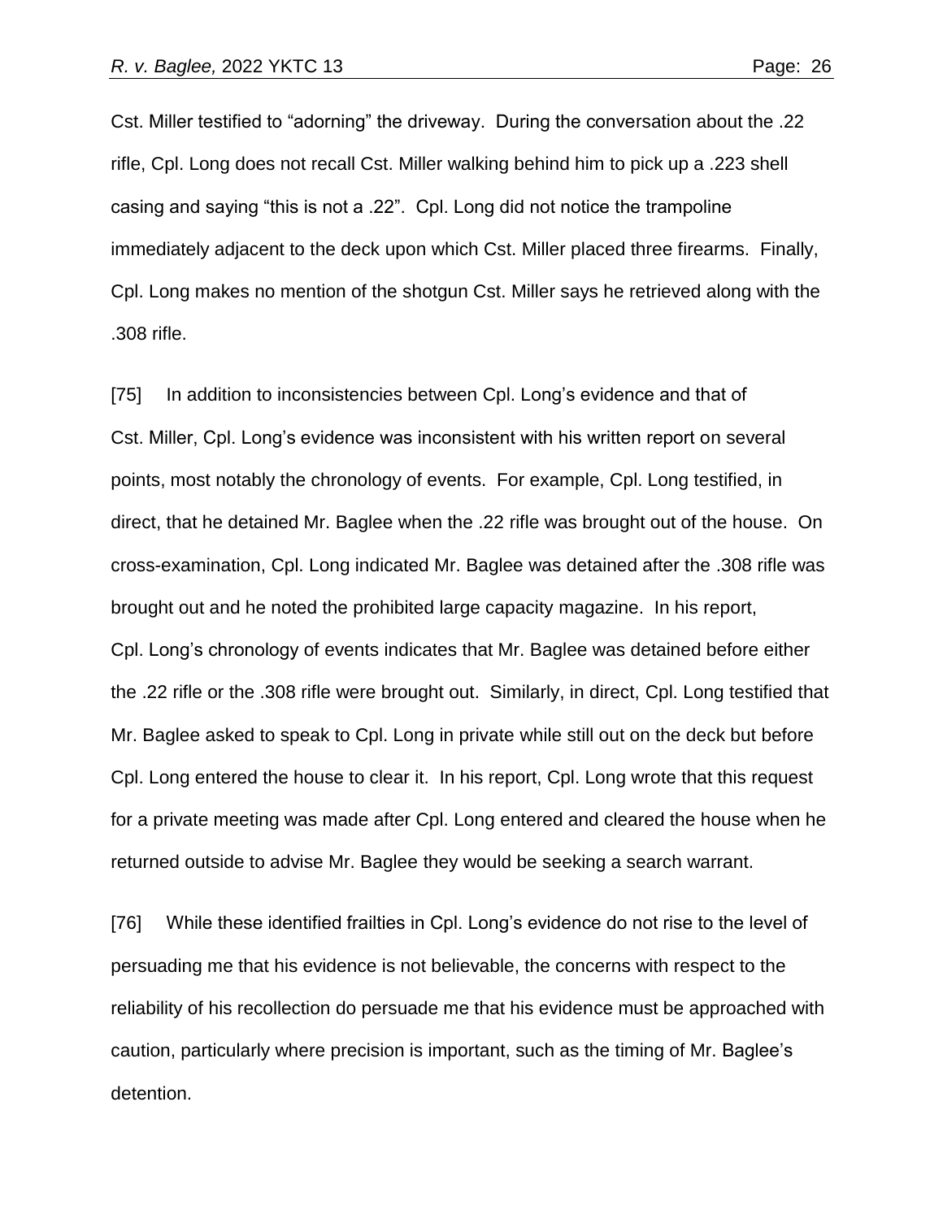Cst. Miller testified to "adorning" the driveway. During the conversation about the .22 rifle, Cpl. Long does not recall Cst. Miller walking behind him to pick up a .223 shell casing and saying "this is not a .22". Cpl. Long did not notice the trampoline immediately adjacent to the deck upon which Cst. Miller placed three firearms. Finally, Cpl. Long makes no mention of the shotgun Cst. Miller says he retrieved along with the .308 rifle.

[75] In addition to inconsistencies between Cpl. Long's evidence and that of Cst. Miller, Cpl. Long's evidence was inconsistent with his written report on several points, most notably the chronology of events. For example, Cpl. Long testified, in direct, that he detained Mr. Baglee when the .22 rifle was brought out of the house. On cross-examination, Cpl. Long indicated Mr. Baglee was detained after the .308 rifle was brought out and he noted the prohibited large capacity magazine. In his report, Cpl. Long's chronology of events indicates that Mr. Baglee was detained before either the .22 rifle or the .308 rifle were brought out. Similarly, in direct, Cpl. Long testified that Mr. Baglee asked to speak to Cpl. Long in private while still out on the deck but before Cpl. Long entered the house to clear it. In his report, Cpl. Long wrote that this request for a private meeting was made after Cpl. Long entered and cleared the house when he returned outside to advise Mr. Baglee they would be seeking a search warrant.

[76] While these identified frailties in Cpl. Long's evidence do not rise to the level of persuading me that his evidence is not believable, the concerns with respect to the reliability of his recollection do persuade me that his evidence must be approached with caution, particularly where precision is important, such as the timing of Mr. Baglee's detention.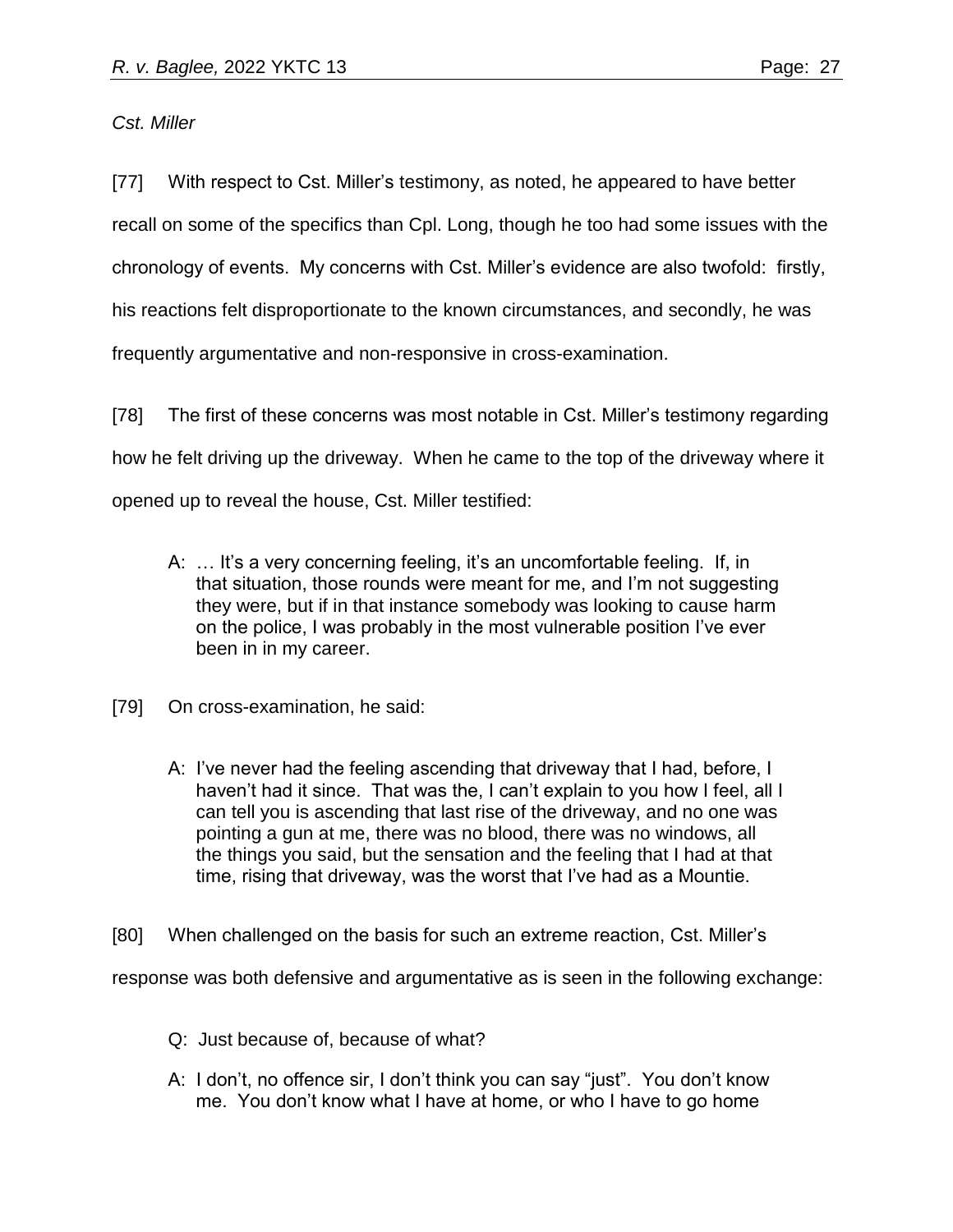*Cst. Miller*

[77] With respect to Cst. Miller's testimony, as noted, he appeared to have better recall on some of the specifics than Cpl. Long, though he too had some issues with the chronology of events. My concerns with Cst. Miller's evidence are also twofold: firstly, his reactions felt disproportionate to the known circumstances, and secondly, he was frequently argumentative and non-responsive in cross-examination.

[78] The first of these concerns was most notable in Cst. Miller's testimony regarding how he felt driving up the driveway. When he came to the top of the driveway where it opened up to reveal the house, Cst. Miller testified:

> A: … It's a very concerning feeling, it's an uncomfortable feeling. If, in that situation, those rounds were meant for me, and I'm not suggesting they were, but if in that instance somebody was looking to cause harm on the police, I was probably in the most vulnerable position I've ever been in in my career.

[79] On cross-examination, he said:

> A: I've never had the feeling ascending that driveway that I had, before, I haven't had it since. That was the, I can't explain to you how I feel, all I can tell you is ascending that last rise of the driveway, and no one was pointing a gun at me, there was no blood, there was no windows, all the things you said, but the sensation and the feeling that I had at that time, rising that driveway, was the worst that I've had as a Mountie.

[80] When challenged on the basis for such an extreme reaction, Cst. Miller's response was both defensive and argumentative as is seen in the following exchange:

> Q: Just because of, because of what?
>
> A: I don't, no offence sir, I don't think you can say "just". You don't know me. You don't know what I have at home, or who I have to go home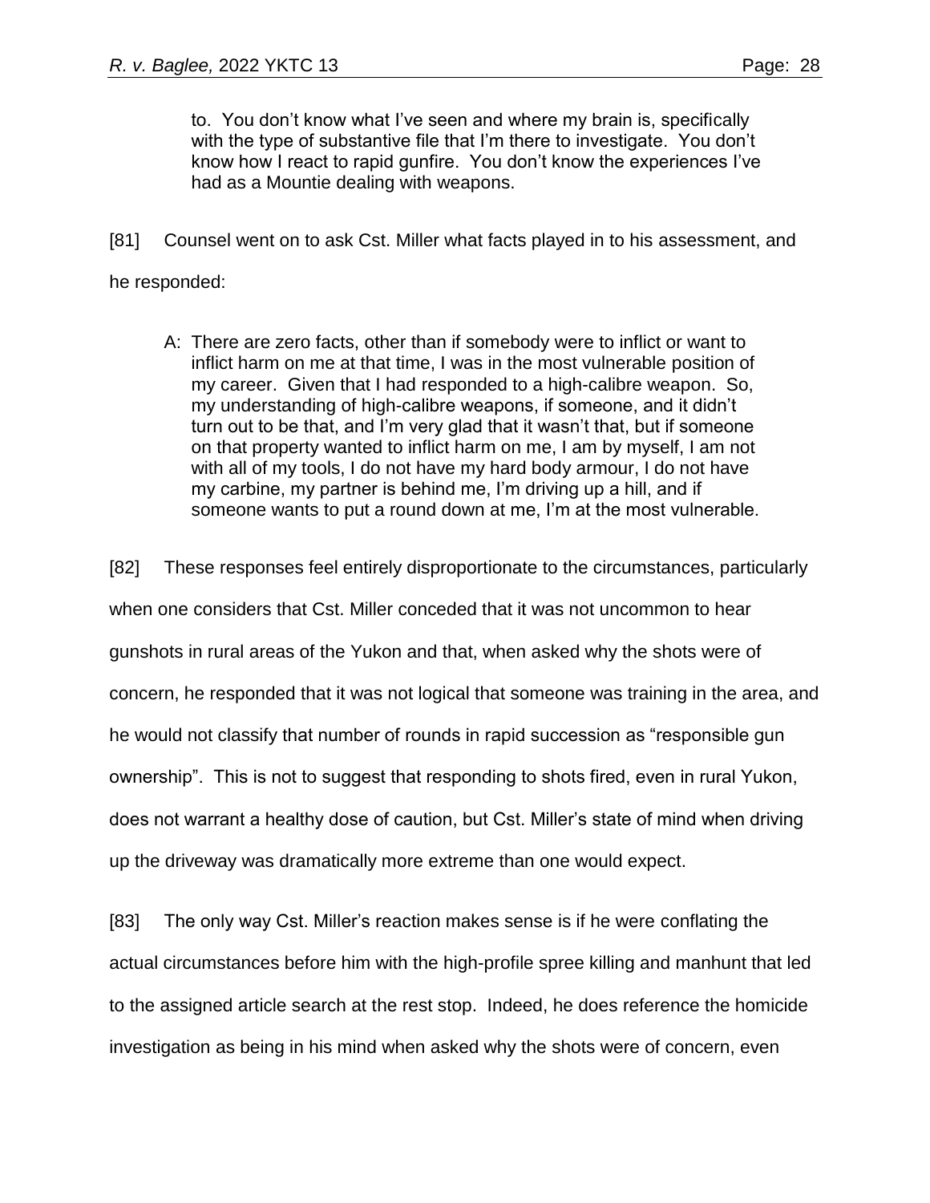> to. You don't know what I've seen and where my brain is, specifically with the type of substantive file that I'm there to investigate. You don't know how I react to rapid gunfire. You don't know the experiences I've had as a Mountie dealing with weapons.

[81] Counsel went on to ask Cst. Miller what facts played in to his assessment, and he responded:

> A: There are zero facts, other than if somebody were to inflict or want to inflict harm on me at that time, I was in the most vulnerable position of my career. Given that I had responded to a high-calibre weapon. So, my understanding of high-calibre weapons, if someone, and it didn't turn out to be that, and I'm very glad that it wasn't that, but if someone on that property wanted to inflict harm on me, I am by myself, I am not with all of my tools, I do not have my hard body armour, I do not have my carbine, my partner is behind me, I'm driving up a hill, and if someone wants to put a round down at me, I'm at the most vulnerable.

[82] These responses feel entirely disproportionate to the circumstances, particularly when one considers that Cst. Miller conceded that it was not uncommon to hear gunshots in rural areas of the Yukon and that, when asked why the shots were of concern, he responded that it was not logical that someone was training in the area, and he would not classify that number of rounds in rapid succession as "responsible gun ownership". This is not to suggest that responding to shots fired, even in rural Yukon, does not warrant a healthy dose of caution, but Cst. Miller's state of mind when driving up the driveway was dramatically more extreme than one would expect.

[83] The only way Cst. Miller's reaction makes sense is if he were conflating the actual circumstances before him with the high-profile spree killing and manhunt that led to the assigned article search at the rest stop. Indeed, he does reference the homicide investigation as being in his mind when asked why the shots were of concern, even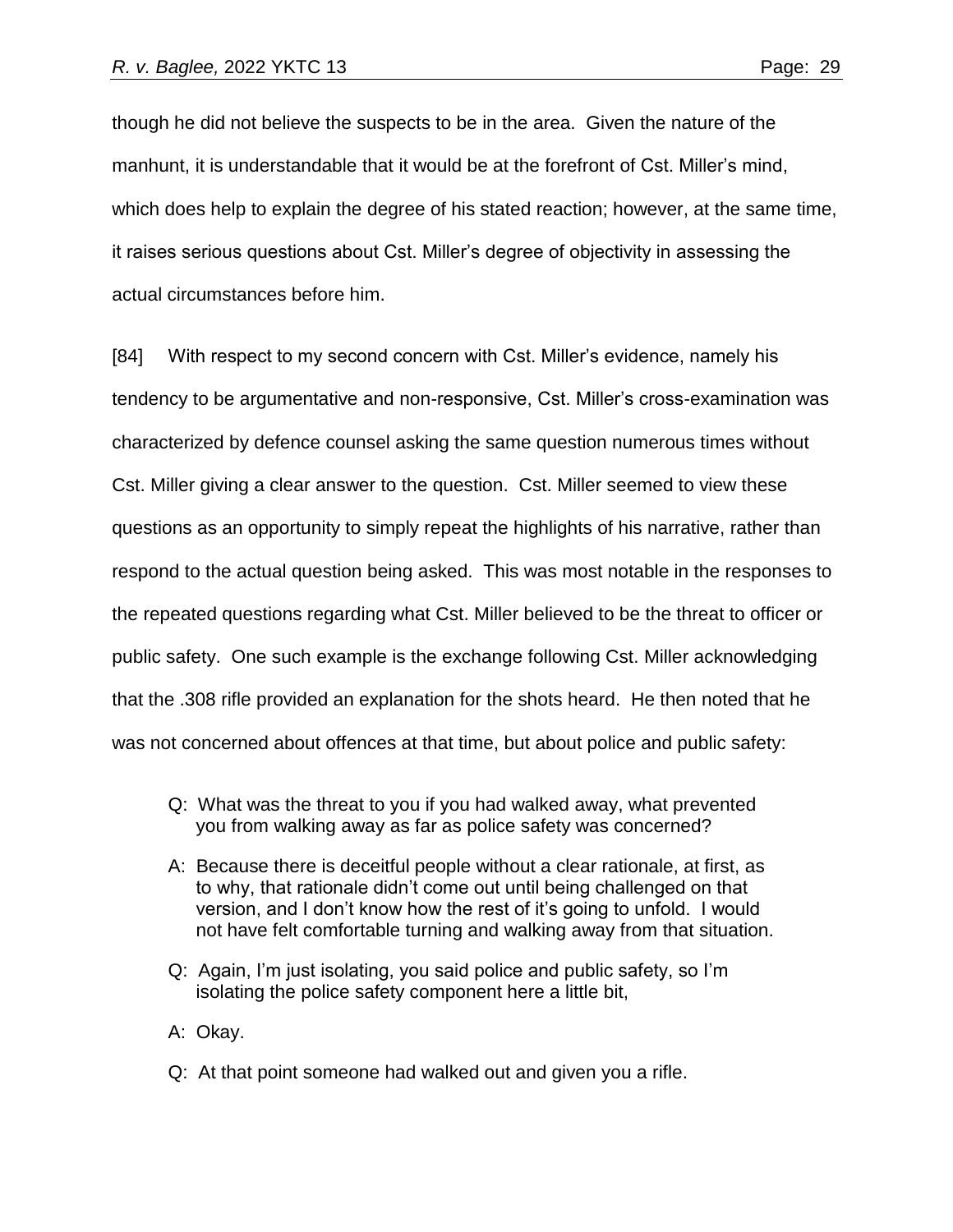though he did not believe the suspects to be in the area. Given the nature of the manhunt, it is understandable that it would be at the forefront of Cst. Miller's mind, which does help to explain the degree of his stated reaction; however, at the same time, it raises serious questions about Cst. Miller's degree of objectivity in assessing the actual circumstances before him.

[84] With respect to my second concern with Cst. Miller's evidence, namely his tendency to be argumentative and non-responsive, Cst. Miller's cross-examination was characterized by defence counsel asking the same question numerous times without Cst. Miller giving a clear answer to the question. Cst. Miller seemed to view these questions as an opportunity to simply repeat the highlights of his narrative, rather than respond to the actual question being asked. This was most notable in the responses to the repeated questions regarding what Cst. Miller believed to be the threat to officer or public safety. One such example is the exchange following Cst. Miller acknowledging that the .308 rifle provided an explanation for the shots heard. He then noted that he was not concerned about offences at that time, but about police and public safety:

> Q: What was the threat to you if you had walked away, what prevented you from walking away as far as police safety was concerned?
>
> A: Because there is deceitful people without a clear rationale, at first, as to why, that rationale didn't come out until being challenged on that version, and I don't know how the rest of it's going to unfold. I would not have felt comfortable turning and walking away from that situation.
>
> Q: Again, I'm just isolating, you said police and public safety, so I'm isolating the police safety component here a little bit,
>
> A: Okay.
>
> Q: At that point someone had walked out and given you a rifle.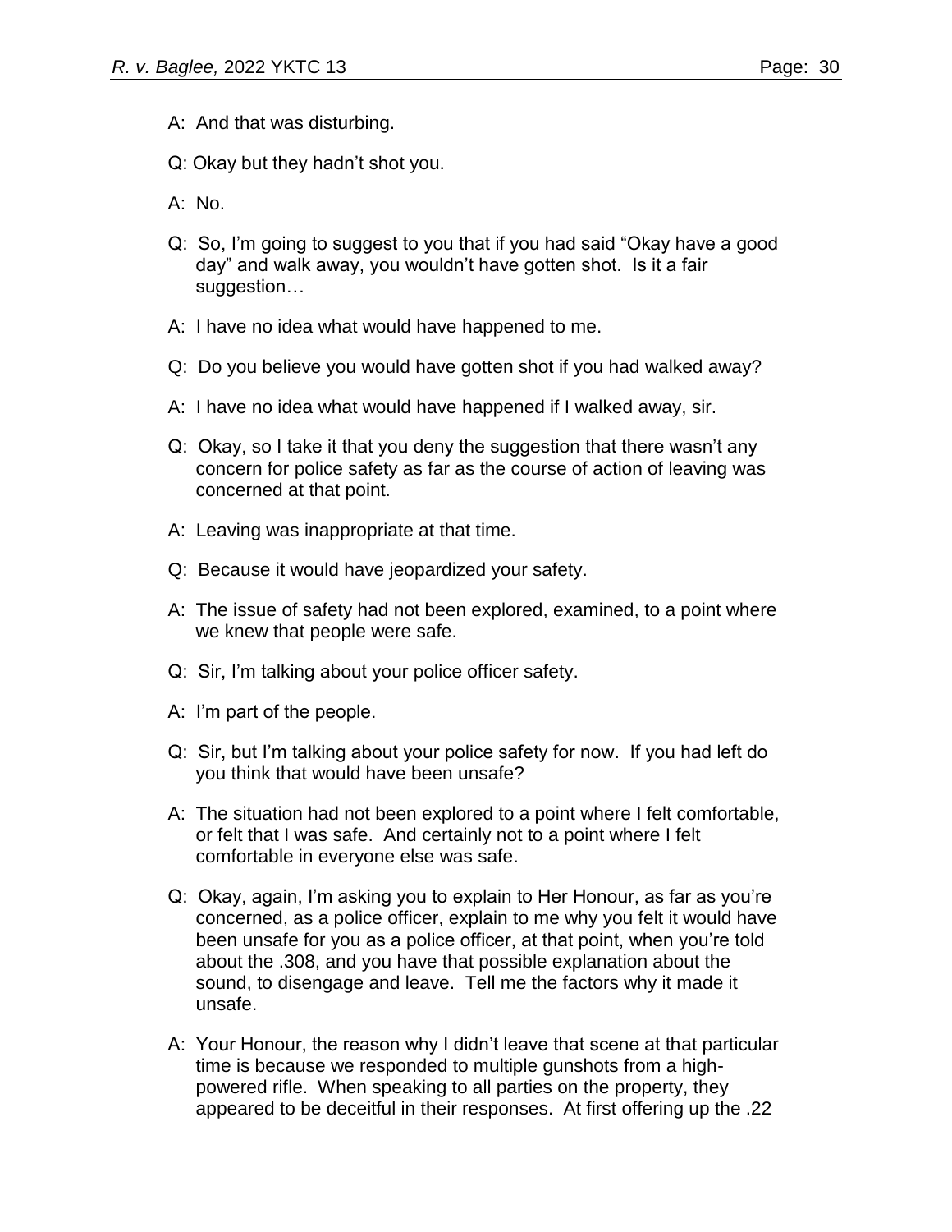A: And that was disturbing.

Q: Okay but they hadn't shot you.

A: No.

Q: So, I'm going to suggest to you that if you had said "Okay have a good day" and walk away, you wouldn't have gotten shot. Is it a fair suggestion…

A: I have no idea what would have happened to me.

Q: Do you believe you would have gotten shot if you had walked away?

A: I have no idea what would have happened if I walked away, sir.

Q: Okay, so I take it that you deny the suggestion that there wasn't any concern for police safety as far as the course of action of leaving was concerned at that point.

A: Leaving was inappropriate at that time.

Q: Because it would have jeopardized your safety.

A: The issue of safety had not been explored, examined, to a point where we knew that people were safe.

Q: Sir, I'm talking about your police officer safety.

A: I'm part of the people.

Q: Sir, but I'm talking about your police safety for now. If you had left do you think that would have been unsafe?

A: The situation had not been explored to a point where I felt comfortable, or felt that I was safe. And certainly not to a point where I felt comfortable in everyone else was safe.

Q: Okay, again, I'm asking you to explain to Her Honour, as far as you're concerned, as a police officer, explain to me why you felt it would have been unsafe for you as a police officer, at that point, when you're told about the .308, and you have that possible explanation about the sound, to disengage and leave. Tell me the factors why it made it unsafe.

A: Your Honour, the reason why I didn't leave that scene at that particular time is because we responded to multiple gunshots from a high-powered rifle. When speaking to all parties on the property, they appeared to be deceitful in their responses. At first offering up the .22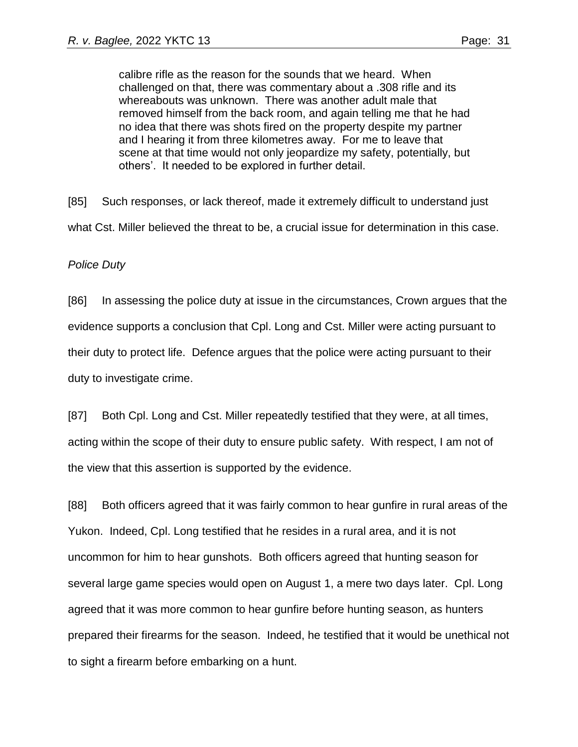> calibre rifle as the reason for the sounds that we heard. When challenged on that, there was commentary about a .308 rifle and its whereabouts was unknown. There was another adult male that removed himself from the back room, and again telling me that he had no idea that there was shots fired on the property despite my partner and I hearing it from three kilometres away. For me to leave that scene at that time would not only jeopardize my safety, potentially, but others'. It needed to be explored in further detail.

[85] Such responses, or lack thereof, made it extremely difficult to understand just what Cst. Miller believed the threat to be, a crucial issue for determination in this case.

*Police Duty*

[86] In assessing the police duty at issue in the circumstances, Crown argues that the evidence supports a conclusion that Cpl. Long and Cst. Miller were acting pursuant to their duty to protect life. Defence argues that the police were acting pursuant to their duty to investigate crime.

[87] Both Cpl. Long and Cst. Miller repeatedly testified that they were, at all times, acting within the scope of their duty to ensure public safety. With respect, I am not of the view that this assertion is supported by the evidence.

[88] Both officers agreed that it was fairly common to hear gunfire in rural areas of the Yukon. Indeed, Cpl. Long testified that he resides in a rural area, and it is not uncommon for him to hear gunshots. Both officers agreed that hunting season for several large game species would open on August 1, a mere two days later. Cpl. Long agreed that it was more common to hear gunfire before hunting season, as hunters prepared their firearms for the season. Indeed, he testified that it would be unethical not to sight a firearm before embarking on a hunt.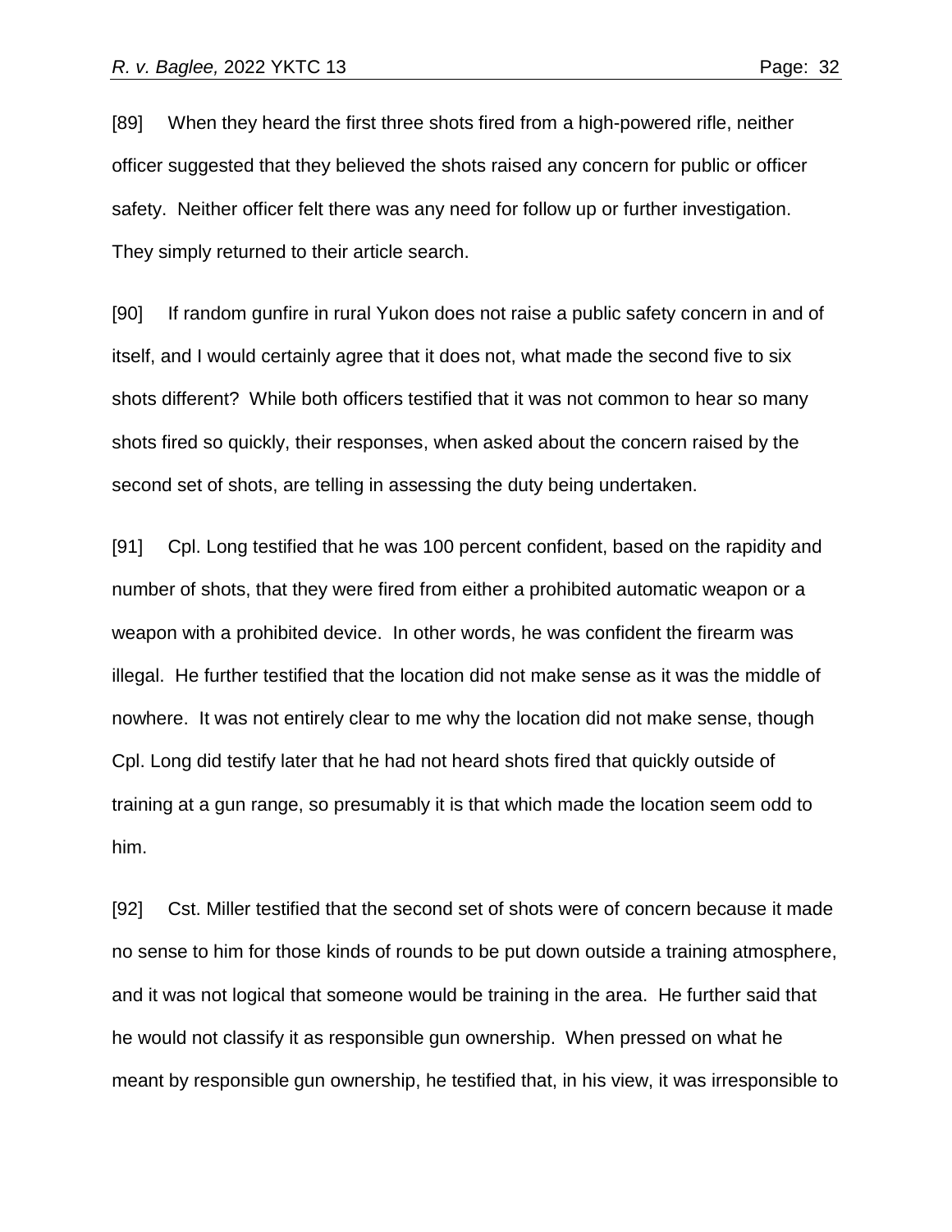[89] When they heard the first three shots fired from a high-powered rifle, neither officer suggested that they believed the shots raised any concern for public or officer safety. Neither officer felt there was any need for follow up or further investigation. They simply returned to their article search.

[90] If random gunfire in rural Yukon does not raise a public safety concern in and of itself, and I would certainly agree that it does not, what made the second five to six shots different? While both officers testified that it was not common to hear so many shots fired so quickly, their responses, when asked about the concern raised by the second set of shots, are telling in assessing the duty being undertaken.

[91] Cpl. Long testified that he was 100 percent confident, based on the rapidity and number of shots, that they were fired from either a prohibited automatic weapon or a weapon with a prohibited device. In other words, he was confident the firearm was illegal. He further testified that the location did not make sense as it was the middle of nowhere. It was not entirely clear to me why the location did not make sense, though Cpl. Long did testify later that he had not heard shots fired that quickly outside of training at a gun range, so presumably it is that which made the location seem odd to him.

[92] Cst. Miller testified that the second set of shots were of concern because it made no sense to him for those kinds of rounds to be put down outside a training atmosphere, and it was not logical that someone would be training in the area. He further said that he would not classify it as responsible gun ownership. When pressed on what he meant by responsible gun ownership, he testified that, in his view, it was irresponsible to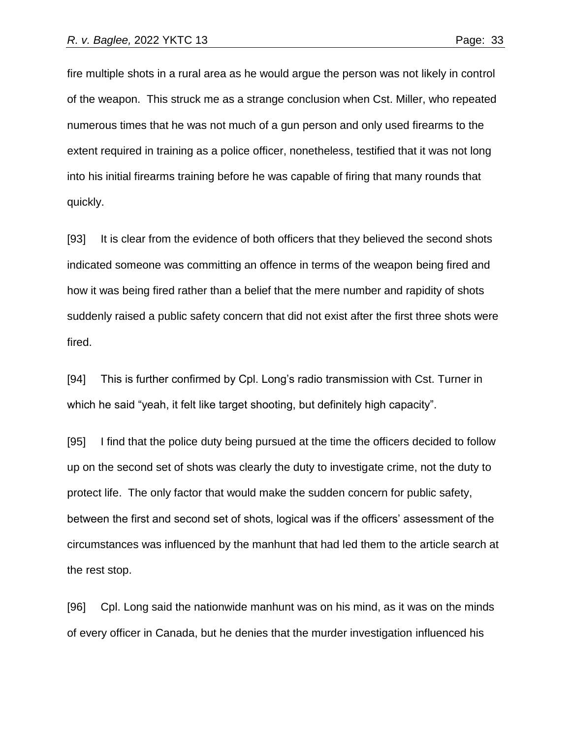fire multiple shots in a rural area as he would argue the person was not likely in control of the weapon. This struck me as a strange conclusion when Cst. Miller, who repeated numerous times that he was not much of a gun person and only used firearms to the extent required in training as a police officer, nonetheless, testified that it was not long into his initial firearms training before he was capable of firing that many rounds that quickly.

[93] It is clear from the evidence of both officers that they believed the second shots indicated someone was committing an offence in terms of the weapon being fired and how it was being fired rather than a belief that the mere number and rapidity of shots suddenly raised a public safety concern that did not exist after the first three shots were fired.

[94] This is further confirmed by Cpl. Long's radio transmission with Cst. Turner in which he said "yeah, it felt like target shooting, but definitely high capacity".

[95] I find that the police duty being pursued at the time the officers decided to follow up on the second set of shots was clearly the duty to investigate crime, not the duty to protect life. The only factor that would make the sudden concern for public safety, between the first and second set of shots, logical was if the officers' assessment of the circumstances was influenced by the manhunt that had led them to the article search at the rest stop.

[96] Cpl. Long said the nationwide manhunt was on his mind, as it was on the minds of every officer in Canada, but he denies that the murder investigation influenced his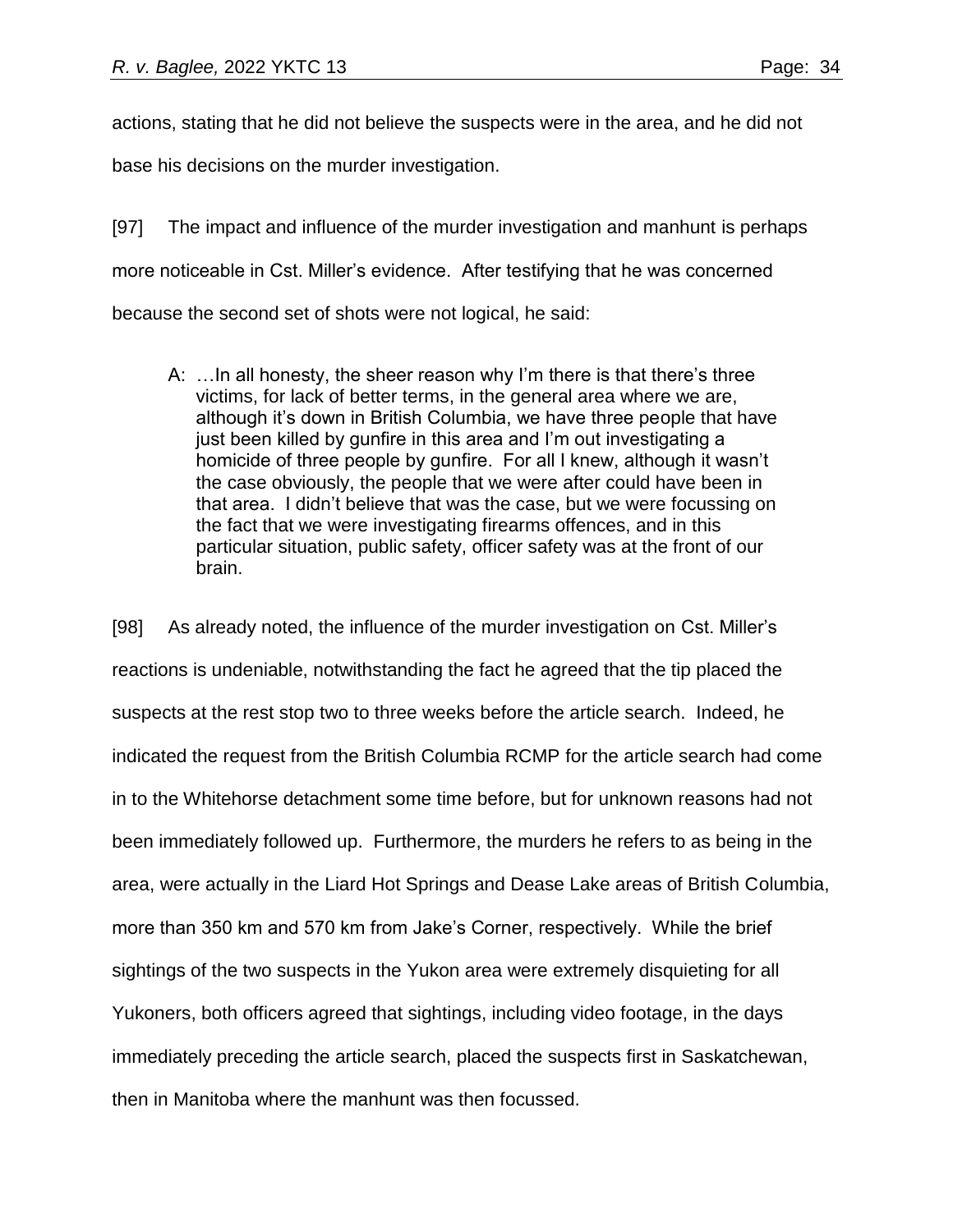actions, stating that he did not believe the suspects were in the area, and he did not base his decisions on the murder investigation.

[97] The impact and influence of the murder investigation and manhunt is perhaps more noticeable in Cst. Miller's evidence. After testifying that he was concerned because the second set of shots were not logical, he said:

> A: …In all honesty, the sheer reason why I'm there is that there's three victims, for lack of better terms, in the general area where we are, although it's down in British Columbia, we have three people that have just been killed by gunfire in this area and I'm out investigating a homicide of three people by gunfire. For all I knew, although it wasn't the case obviously, the people that we were after could have been in that area. I didn't believe that was the case, but we were focussing on the fact that we were investigating firearms offences, and in this particular situation, public safety, officer safety was at the front of our brain.

[98] As already noted, the influence of the murder investigation on Cst. Miller's reactions is undeniable, notwithstanding the fact he agreed that the tip placed the suspects at the rest stop two to three weeks before the article search. Indeed, he indicated the request from the British Columbia RCMP for the article search had come in to the Whitehorse detachment some time before, but for unknown reasons had not been immediately followed up. Furthermore, the murders he refers to as being in the area, were actually in the Liard Hot Springs and Dease Lake areas of British Columbia, more than 350 km and 570 km from Jake's Corner, respectively. While the brief sightings of the two suspects in the Yukon area were extremely disquieting for all Yukoners, both officers agreed that sightings, including video footage, in the days immediately preceding the article search, placed the suspects first in Saskatchewan, then in Manitoba where the manhunt was then focussed.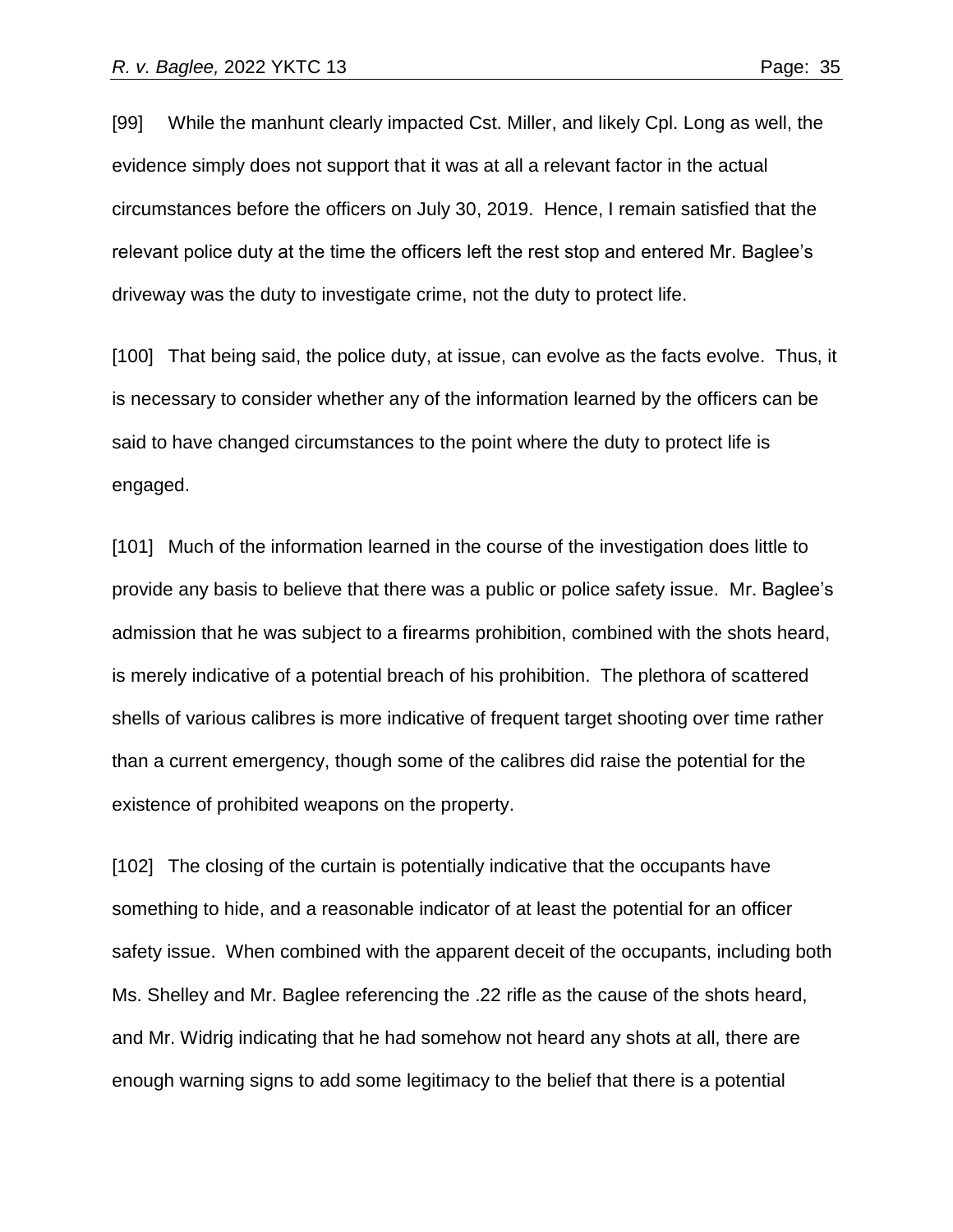[99] While the manhunt clearly impacted Cst. Miller, and likely Cpl. Long as well, the evidence simply does not support that it was at all a relevant factor in the actual circumstances before the officers on July 30, 2019. Hence, I remain satisfied that the relevant police duty at the time the officers left the rest stop and entered Mr. Baglee's driveway was the duty to investigate crime, not the duty to protect life.

[100] That being said, the police duty, at issue, can evolve as the facts evolve. Thus, it is necessary to consider whether any of the information learned by the officers can be said to have changed circumstances to the point where the duty to protect life is engaged.

[101] Much of the information learned in the course of the investigation does little to provide any basis to believe that there was a public or police safety issue. Mr. Baglee's admission that he was subject to a firearms prohibition, combined with the shots heard, is merely indicative of a potential breach of his prohibition. The plethora of scattered shells of various calibres is more indicative of frequent target shooting over time rather than a current emergency, though some of the calibres did raise the potential for the existence of prohibited weapons on the property.

[102] The closing of the curtain is potentially indicative that the occupants have something to hide, and a reasonable indicator of at least the potential for an officer safety issue. When combined with the apparent deceit of the occupants, including both Ms. Shelley and Mr. Baglee referencing the .22 rifle as the cause of the shots heard, and Mr. Widrig indicating that he had somehow not heard any shots at all, there are enough warning signs to add some legitimacy to the belief that there is a potential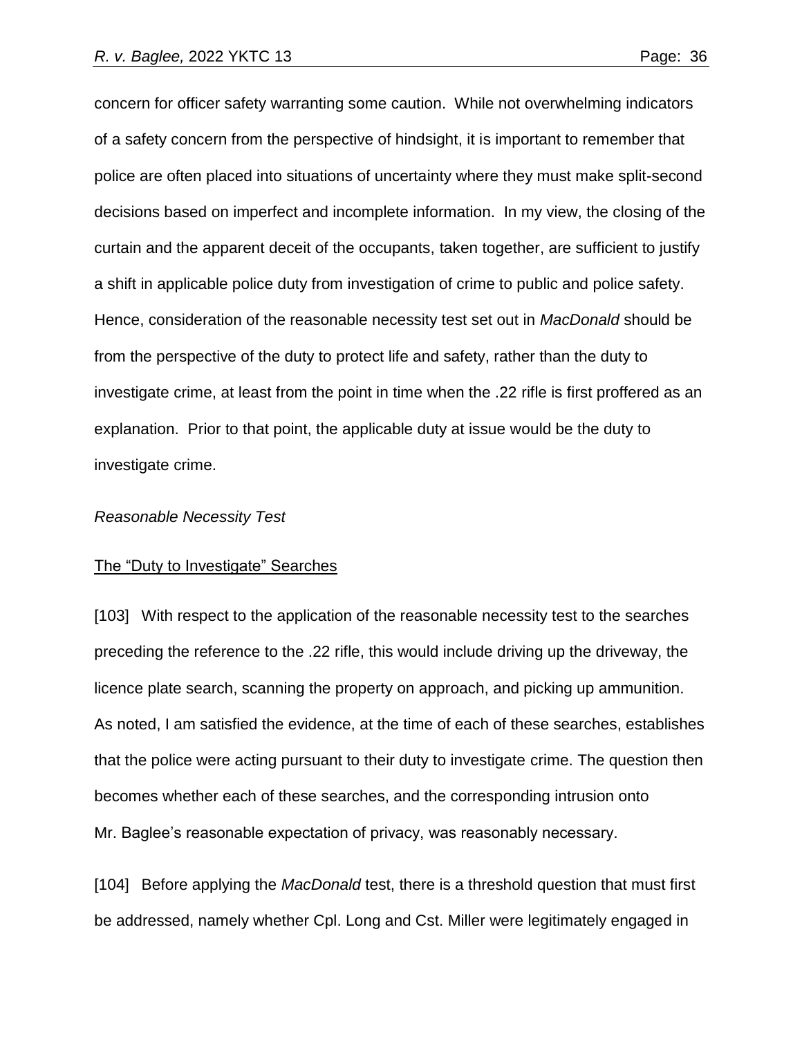concern for officer safety warranting some caution. While not overwhelming indicators of a safety concern from the perspective of hindsight, it is important to remember that police are often placed into situations of uncertainty where they must make split-second decisions based on imperfect and incomplete information. In my view, the closing of the curtain and the apparent deceit of the occupants, taken together, are sufficient to justify a shift in applicable police duty from investigation of crime to public and police safety. Hence, consideration of the reasonable necessity test set out in *MacDonald* should be from the perspective of the duty to protect life and safety, rather than the duty to investigate crime, at least from the point in time when the .22 rifle is first proffered as an explanation. Prior to that point, the applicable duty at issue would be the duty to investigate crime.

*Reasonable Necessity Test*

<u>The "Duty to Investigate" Searches</u>

[103] With respect to the application of the reasonable necessity test to the searches preceding the reference to the .22 rifle, this would include driving up the driveway, the licence plate search, scanning the property on approach, and picking up ammunition. As noted, I am satisfied the evidence, at the time of each of these searches, establishes that the police were acting pursuant to their duty to investigate crime. The question then becomes whether each of these searches, and the corresponding intrusion onto Mr. Baglee's reasonable expectation of privacy, was reasonably necessary.

[104] Before applying the *MacDonald* test, there is a threshold question that must first be addressed, namely whether Cpl. Long and Cst. Miller were legitimately engaged in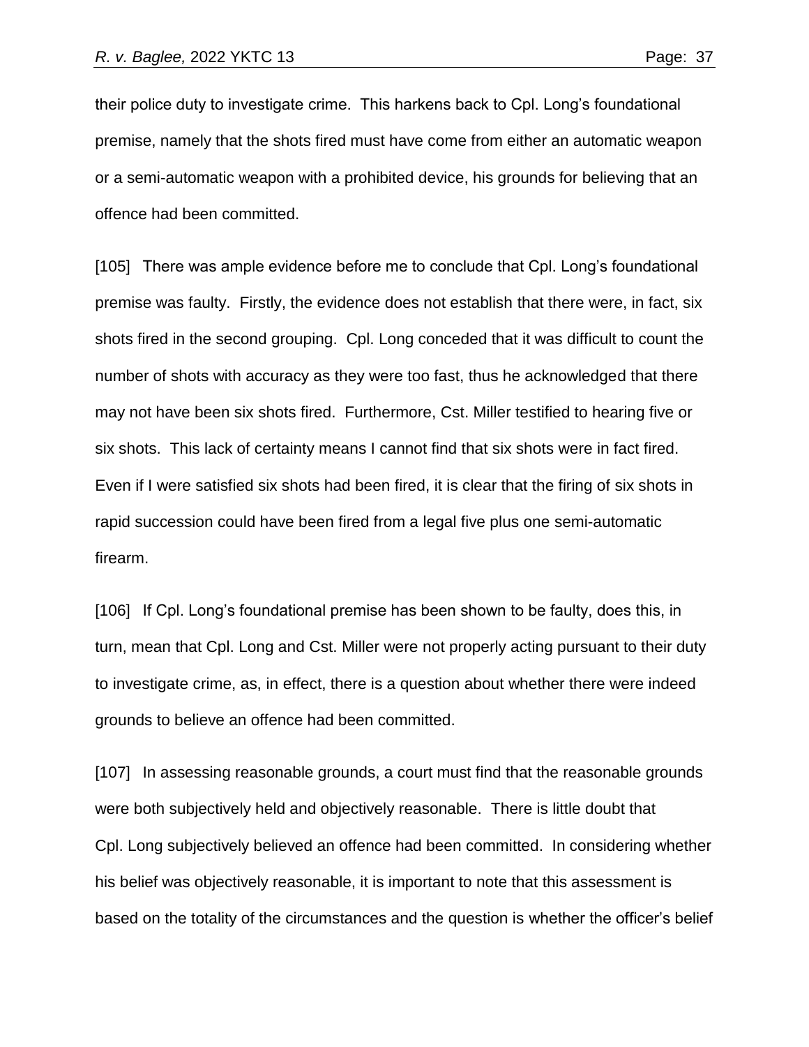their police duty to investigate crime. This harkens back to Cpl. Long's foundational premise, namely that the shots fired must have come from either an automatic weapon or a semi-automatic weapon with a prohibited device, his grounds for believing that an offence had been committed.

[105] There was ample evidence before me to conclude that Cpl. Long's foundational premise was faulty. Firstly, the evidence does not establish that there were, in fact, six shots fired in the second grouping. Cpl. Long conceded that it was difficult to count the number of shots with accuracy as they were too fast, thus he acknowledged that there may not have been six shots fired. Furthermore, Cst. Miller testified to hearing five or six shots. This lack of certainty means I cannot find that six shots were in fact fired. Even if I were satisfied six shots had been fired, it is clear that the firing of six shots in rapid succession could have been fired from a legal five plus one semi-automatic firearm.

[106] If Cpl. Long's foundational premise has been shown to be faulty, does this, in turn, mean that Cpl. Long and Cst. Miller were not properly acting pursuant to their duty to investigate crime, as, in effect, there is a question about whether there were indeed grounds to believe an offence had been committed.

[107] In assessing reasonable grounds, a court must find that the reasonable grounds were both subjectively held and objectively reasonable. There is little doubt that Cpl. Long subjectively believed an offence had been committed. In considering whether his belief was objectively reasonable, it is important to note that this assessment is based on the totality of the circumstances and the question is whether the officer's belief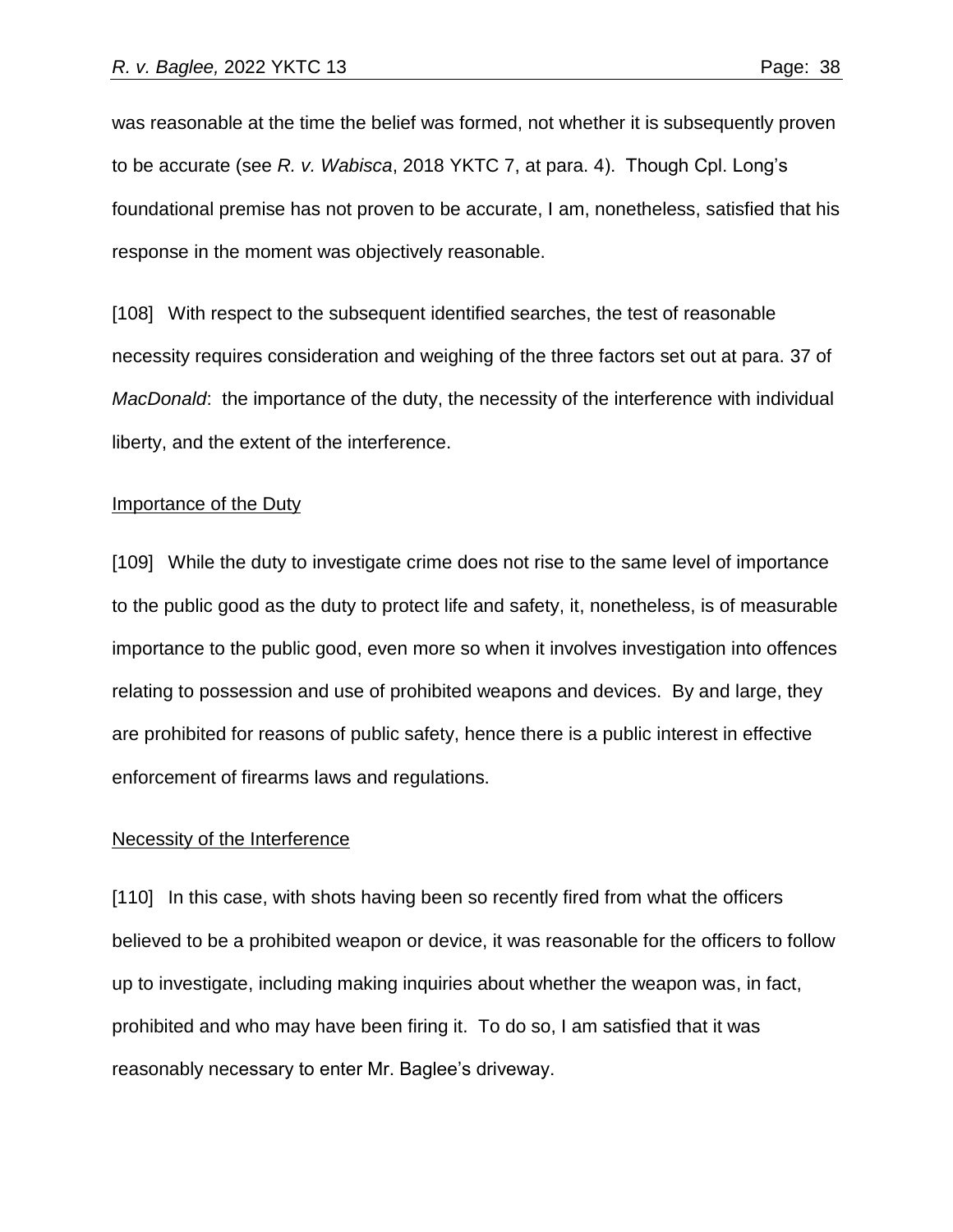was reasonable at the time the belief was formed, not whether it is subsequently proven to be accurate (see *R. v. Wabisca*, 2018 YKTC 7, at para. 4). Though Cpl. Long's foundational premise has not proven to be accurate, I am, nonetheless, satisfied that his response in the moment was objectively reasonable.

[108] With respect to the subsequent identified searches, the test of reasonable necessity requires consideration and weighing of the three factors set out at para. 37 of *MacDonald*: the importance of the duty, the necessity of the interference with individual liberty, and the extent of the interference.

<u>Importance of the Duty</u>

[109] While the duty to investigate crime does not rise to the same level of importance to the public good as the duty to protect life and safety, it, nonetheless, is of measurable importance to the public good, even more so when it involves investigation into offences relating to possession and use of prohibited weapons and devices. By and large, they are prohibited for reasons of public safety, hence there is a public interest in effective enforcement of firearms laws and regulations.

<u>Necessity of the Interference</u>

[110] In this case, with shots having been so recently fired from what the officers believed to be a prohibited weapon or device, it was reasonable for the officers to follow up to investigate, including making inquiries about whether the weapon was, in fact, prohibited and who may have been firing it. To do so, I am satisfied that it was reasonably necessary to enter Mr. Baglee's driveway.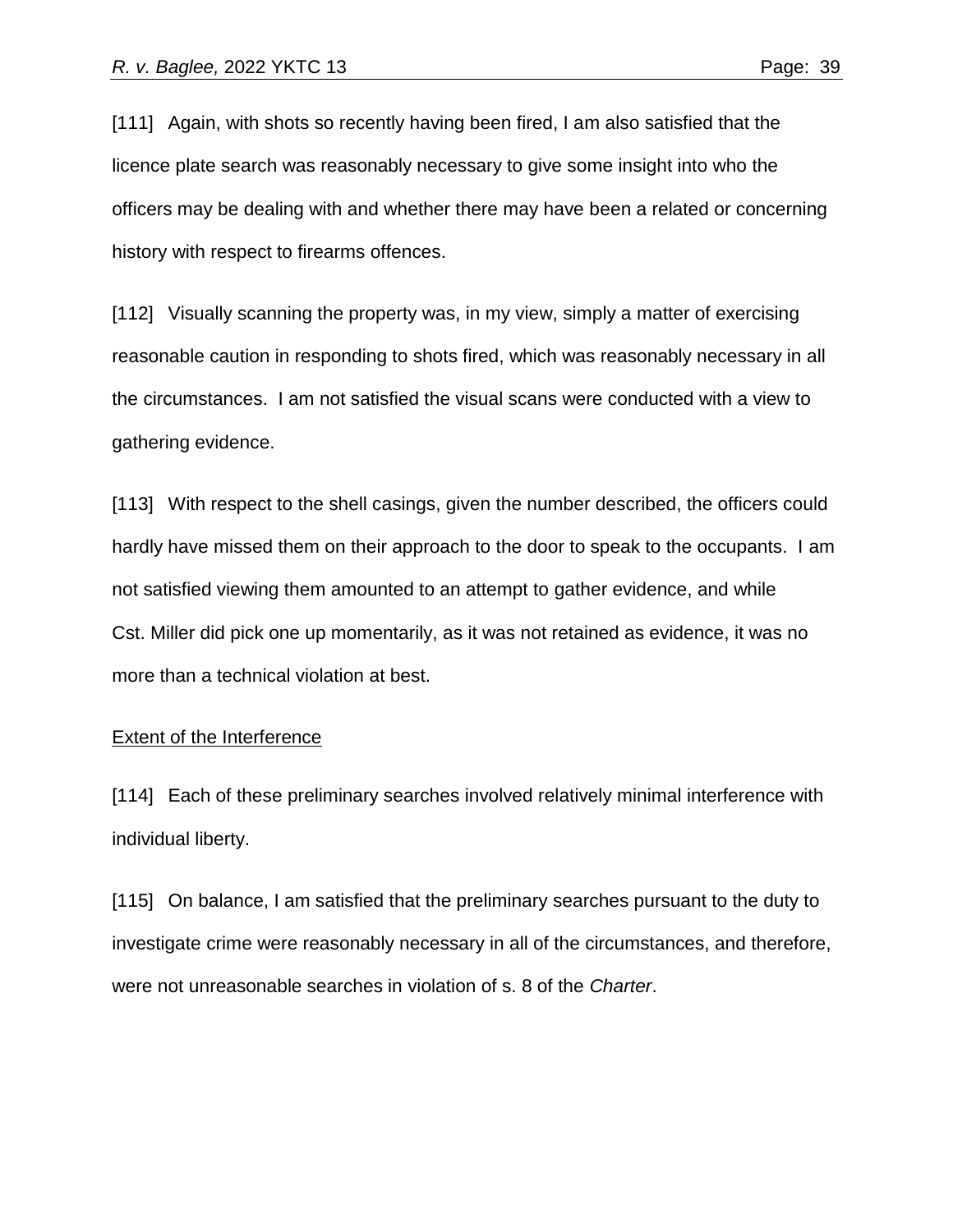[111] Again, with shots so recently having been fired, I am also satisfied that the licence plate search was reasonably necessary to give some insight into who the officers may be dealing with and whether there may have been a related or concerning history with respect to firearms offences.

[112] Visually scanning the property was, in my view, simply a matter of exercising reasonable caution in responding to shots fired, which was reasonably necessary in all the circumstances. I am not satisfied the visual scans were conducted with a view to gathering evidence.

[113] With respect to the shell casings, given the number described, the officers could hardly have missed them on their approach to the door to speak to the occupants. I am not satisfied viewing them amounted to an attempt to gather evidence, and while Cst. Miller did pick one up momentarily, as it was not retained as evidence, it was no more than a technical violation at best.

Extent of the Interference

[114] Each of these preliminary searches involved relatively minimal interference with individual liberty.

[115] On balance, I am satisfied that the preliminary searches pursuant to the duty to investigate crime were reasonably necessary in all of the circumstances, and therefore, were not unreasonable searches in violation of s. 8 of the *Charter*.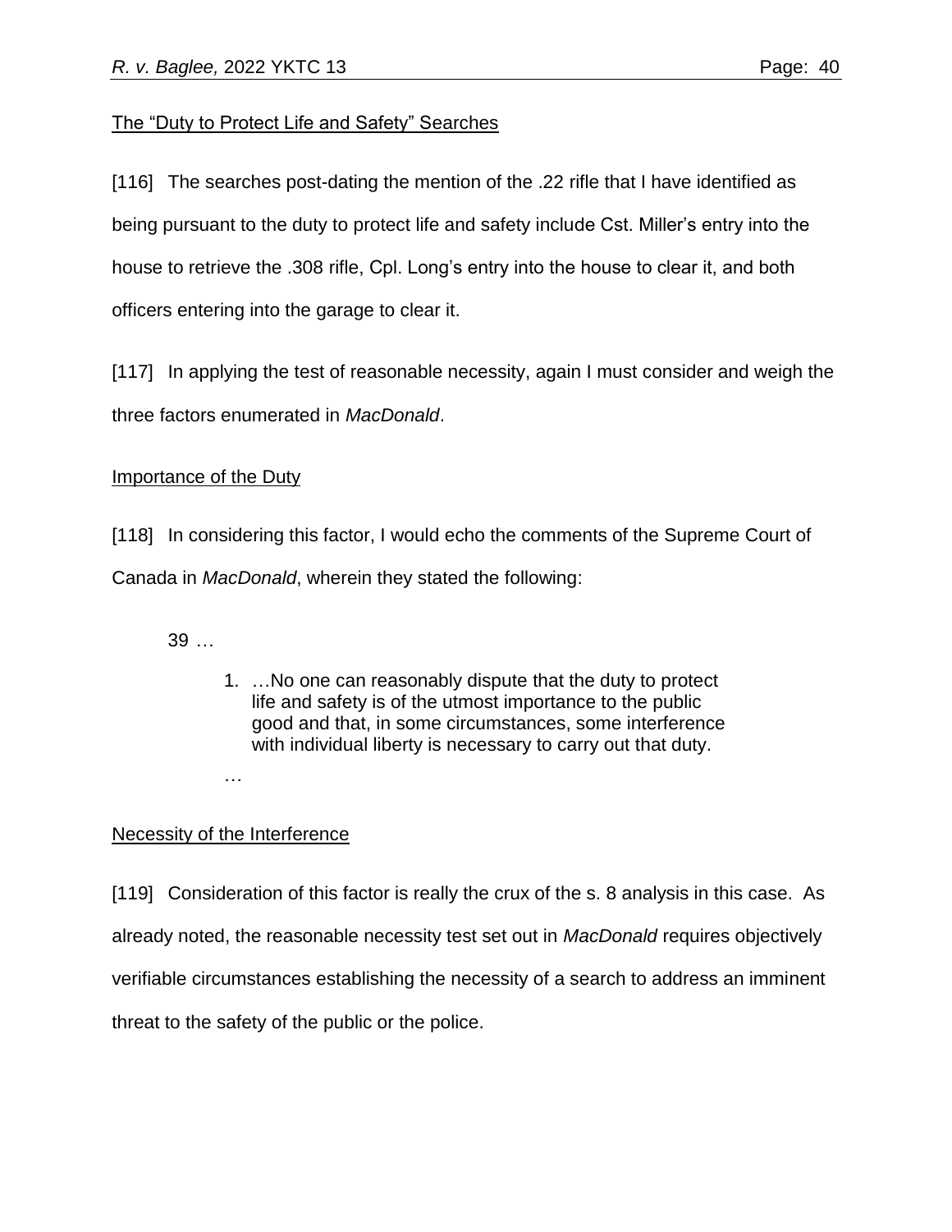The “Duty to Protect Life and Safety” Searches

[116] The searches post-dating the mention of the .22 rifle that I have identified as being pursuant to the duty to protect life and safety include Cst. Miller’s entry into the house to retrieve the .308 rifle, Cpl. Long’s entry into the house to clear it, and both officers entering into the garage to clear it.

[117] In applying the test of reasonable necessity, again I must consider and weigh the three factors enumerated in *MacDonald*.

Importance of the Duty

[118] In considering this factor, I would echo the comments of the Supreme Court of Canada in *MacDonald*, wherein they stated the following:

> 39 …
>
> 1. …No one can reasonably dispute that the duty to protect life and safety is of the utmost importance to the public good and that, in some circumstances, some interference with individual liberty is necessary to carry out that duty.
>
> …

Necessity of the Interference

[119] Consideration of this factor is really the crux of the s. 8 analysis in this case. As already noted, the reasonable necessity test set out in *MacDonald* requires objectively verifiable circumstances establishing the necessity of a search to address an imminent threat to the safety of the public or the police.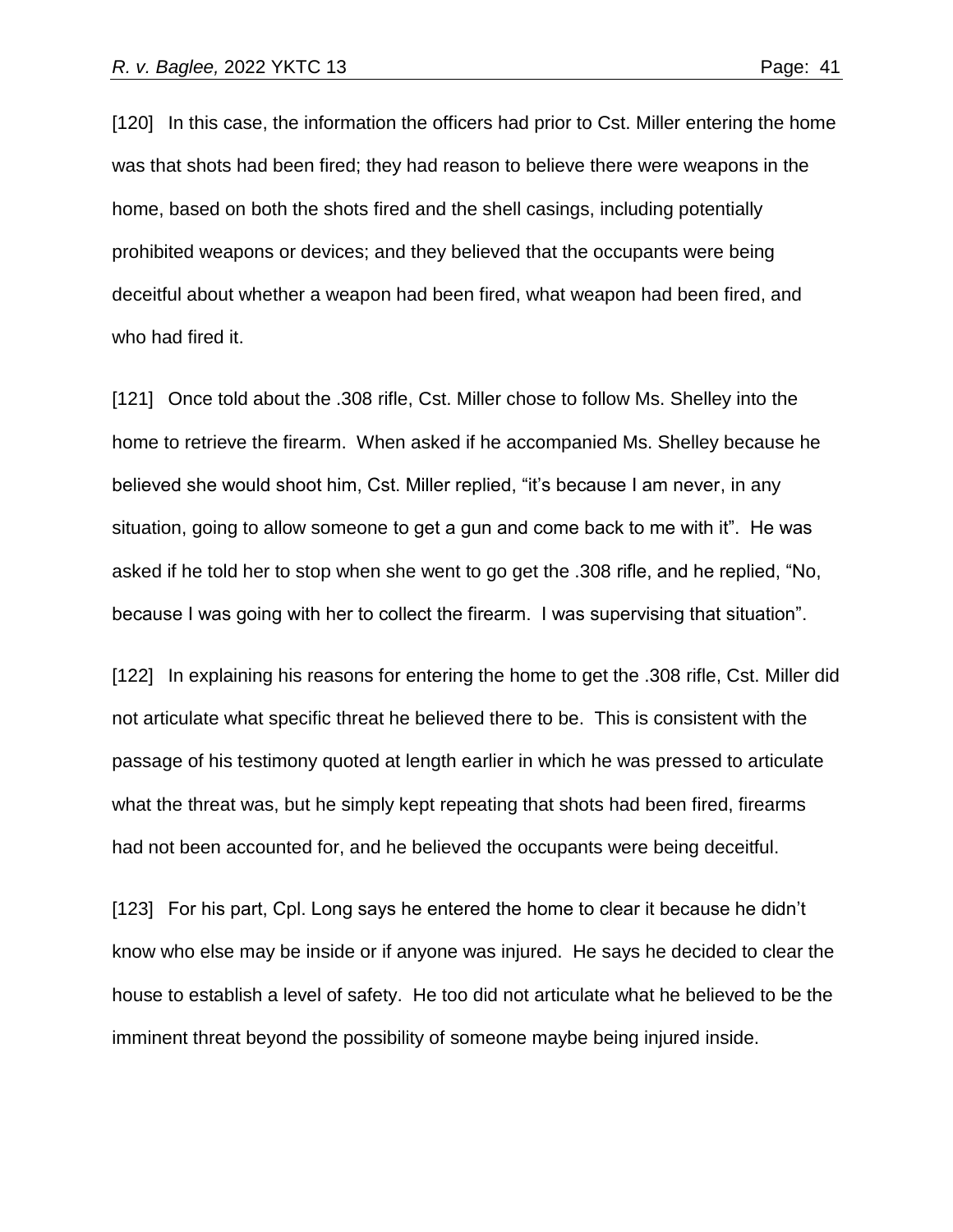[120] In this case, the information the officers had prior to Cst. Miller entering the home was that shots had been fired; they had reason to believe there were weapons in the home, based on both the shots fired and the shell casings, including potentially prohibited weapons or devices; and they believed that the occupants were being deceitful about whether a weapon had been fired, what weapon had been fired, and who had fired it.

[121] Once told about the .308 rifle, Cst. Miller chose to follow Ms. Shelley into the home to retrieve the firearm. When asked if he accompanied Ms. Shelley because he believed she would shoot him, Cst. Miller replied, "it's because I am never, in any situation, going to allow someone to get a gun and come back to me with it". He was asked if he told her to stop when she went to go get the .308 rifle, and he replied, "No, because I was going with her to collect the firearm. I was supervising that situation".

[122] In explaining his reasons for entering the home to get the .308 rifle, Cst. Miller did not articulate what specific threat he believed there to be. This is consistent with the passage of his testimony quoted at length earlier in which he was pressed to articulate what the threat was, but he simply kept repeating that shots had been fired, firearms had not been accounted for, and he believed the occupants were being deceitful.

[123] For his part, Cpl. Long says he entered the home to clear it because he didn't know who else may be inside or if anyone was injured. He says he decided to clear the house to establish a level of safety. He too did not articulate what he believed to be the imminent threat beyond the possibility of someone maybe being injured inside.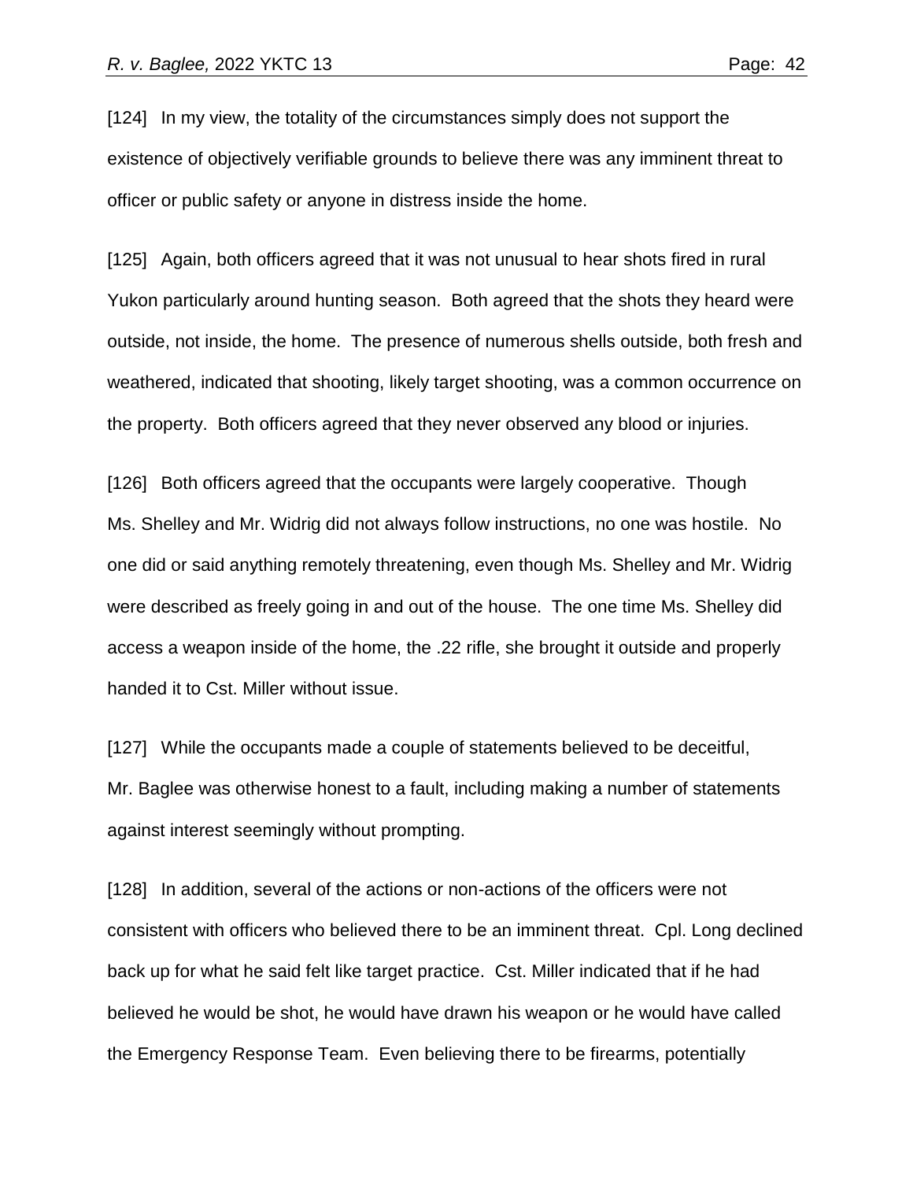[124] In my view, the totality of the circumstances simply does not support the existence of objectively verifiable grounds to believe there was any imminent threat to officer or public safety or anyone in distress inside the home.

[125] Again, both officers agreed that it was not unusual to hear shots fired in rural Yukon particularly around hunting season. Both agreed that the shots they heard were outside, not inside, the home. The presence of numerous shells outside, both fresh and weathered, indicated that shooting, likely target shooting, was a common occurrence on the property. Both officers agreed that they never observed any blood or injuries.

[126] Both officers agreed that the occupants were largely cooperative. Though Ms. Shelley and Mr. Widrig did not always follow instructions, no one was hostile. No one did or said anything remotely threatening, even though Ms. Shelley and Mr. Widrig were described as freely going in and out of the house. The one time Ms. Shelley did access a weapon inside of the home, the .22 rifle, she brought it outside and properly handed it to Cst. Miller without issue.

[127] While the occupants made a couple of statements believed to be deceitful, Mr. Baglee was otherwise honest to a fault, including making a number of statements against interest seemingly without prompting.

[128] In addition, several of the actions or non-actions of the officers were not consistent with officers who believed there to be an imminent threat. Cpl. Long declined back up for what he said felt like target practice. Cst. Miller indicated that if he had believed he would be shot, he would have drawn his weapon or he would have called the Emergency Response Team. Even believing there to be firearms, potentially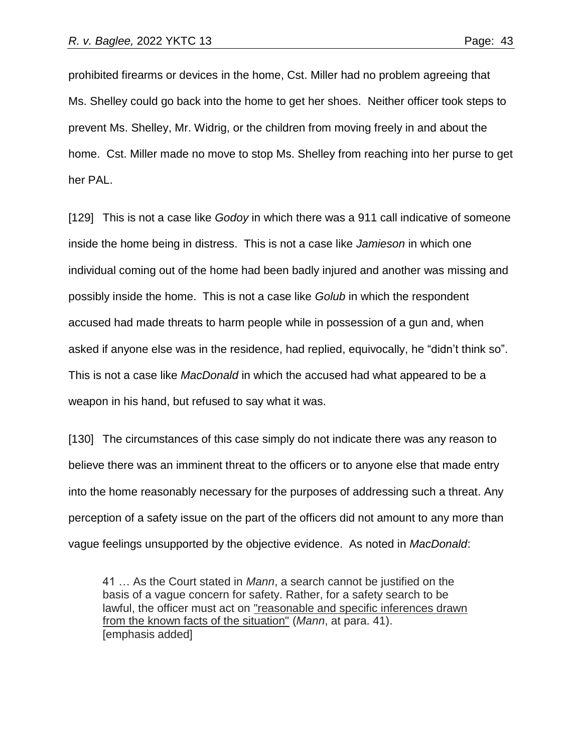prohibited firearms or devices in the home, Cst. Miller had no problem agreeing that Ms. Shelley could go back into the home to get her shoes. Neither officer took steps to prevent Ms. Shelley, Mr. Widrig, or the children from moving freely in and about the home. Cst. Miller made no move to stop Ms. Shelley from reaching into her purse to get her PAL.

[129] This is not a case like *Godoy* in which there was a 911 call indicative of someone inside the home being in distress. This is not a case like *Jamieson* in which one individual coming out of the home had been badly injured and another was missing and possibly inside the home. This is not a case like *Golub* in which the respondent accused had made threats to harm people while in possession of a gun and, when asked if anyone else was in the residence, had replied, equivocally, he “didn’t think so”. This is not a case like *MacDonald* in which the accused had what appeared to be a weapon in his hand, but refused to say what it was.

[130] The circumstances of this case simply do not indicate there was any reason to believe there was an imminent threat to the officers or to anyone else that made entry into the home reasonably necessary for the purposes of addressing such a threat. Any perception of a safety issue on the part of the officers did not amount to any more than vague feelings unsupported by the objective evidence. As noted in *MacDonald*:

> 41 … As the Court stated in *Mann*, a search cannot be justified on the basis of a vague concern for safety. Rather, for a safety search to be lawful, the officer must act on <u>"reasonable and specific inferences drawn from the known facts of the situation"</u> (*Mann*, at para. 41).
> [emphasis added]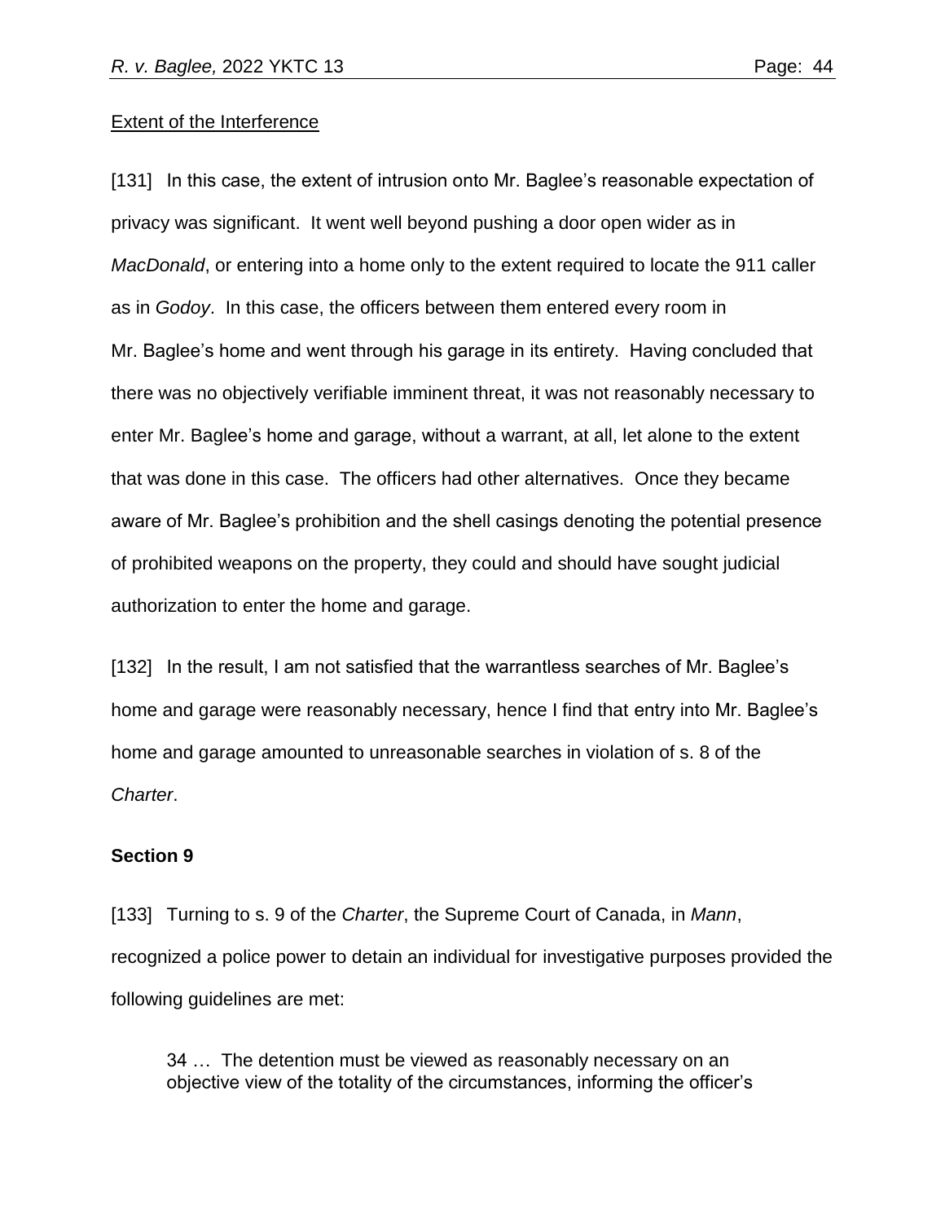Extent of the Interference

[131] In this case, the extent of intrusion onto Mr. Baglee's reasonable expectation of privacy was significant. It went well beyond pushing a door open wider as in *MacDonald*, or entering into a home only to the extent required to locate the 911 caller as in *Godoy*. In this case, the officers between them entered every room in Mr. Baglee's home and went through his garage in its entirety. Having concluded that there was no objectively verifiable imminent threat, it was not reasonably necessary to enter Mr. Baglee's home and garage, without a warrant, at all, let alone to the extent that was done in this case. The officers had other alternatives. Once they became aware of Mr. Baglee's prohibition and the shell casings denoting the potential presence of prohibited weapons on the property, they could and should have sought judicial authorization to enter the home and garage.

[132] In the result, I am not satisfied that the warrantless searches of Mr. Baglee's home and garage were reasonably necessary, hence I find that entry into Mr. Baglee's home and garage amounted to unreasonable searches in violation of s. 8 of the *Charter*.

**Section 9**

[133] Turning to s. 9 of the *Charter*, the Supreme Court of Canada, in *Mann*, recognized a police power to detain an individual for investigative purposes provided the following guidelines are met:

> 34 … The detention must be viewed as reasonably necessary on an objective view of the totality of the circumstances, informing the officer's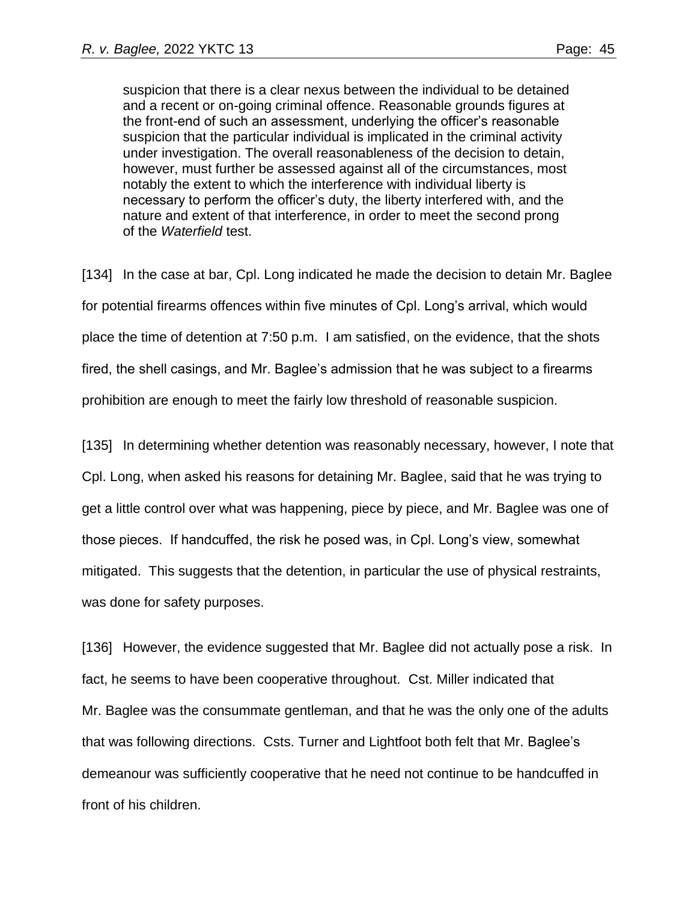> suspicion that there is a clear nexus between the individual to be detained and a recent or on-going criminal offence. Reasonable grounds figures at the front-end of such an assessment, underlying the officer's reasonable suspicion that the particular individual is implicated in the criminal activity under investigation. The overall reasonableness of the decision to detain, however, must further be assessed against all of the circumstances, most notably the extent to which the interference with individual liberty is necessary to perform the officer's duty, the liberty interfered with, and the nature and extent of that interference, in order to meet the second prong of the *Waterfield* test.

[134] In the case at bar, Cpl. Long indicated he made the decision to detain Mr. Baglee for potential firearms offences within five minutes of Cpl. Long's arrival, which would place the time of detention at 7:50 p.m. I am satisfied, on the evidence, that the shots fired, the shell casings, and Mr. Baglee's admission that he was subject to a firearms prohibition are enough to meet the fairly low threshold of reasonable suspicion.

[135] In determining whether detention was reasonably necessary, however, I note that Cpl. Long, when asked his reasons for detaining Mr. Baglee, said that he was trying to get a little control over what was happening, piece by piece, and Mr. Baglee was one of those pieces. If handcuffed, the risk he posed was, in Cpl. Long's view, somewhat mitigated. This suggests that the detention, in particular the use of physical restraints, was done for safety purposes.

[136] However, the evidence suggested that Mr. Baglee did not actually pose a risk. In fact, he seems to have been cooperative throughout. Cst. Miller indicated that Mr. Baglee was the consummate gentleman, and that he was the only one of the adults that was following directions. Csts. Turner and Lightfoot both felt that Mr. Baglee's demeanour was sufficiently cooperative that he need not continue to be handcuffed in front of his children.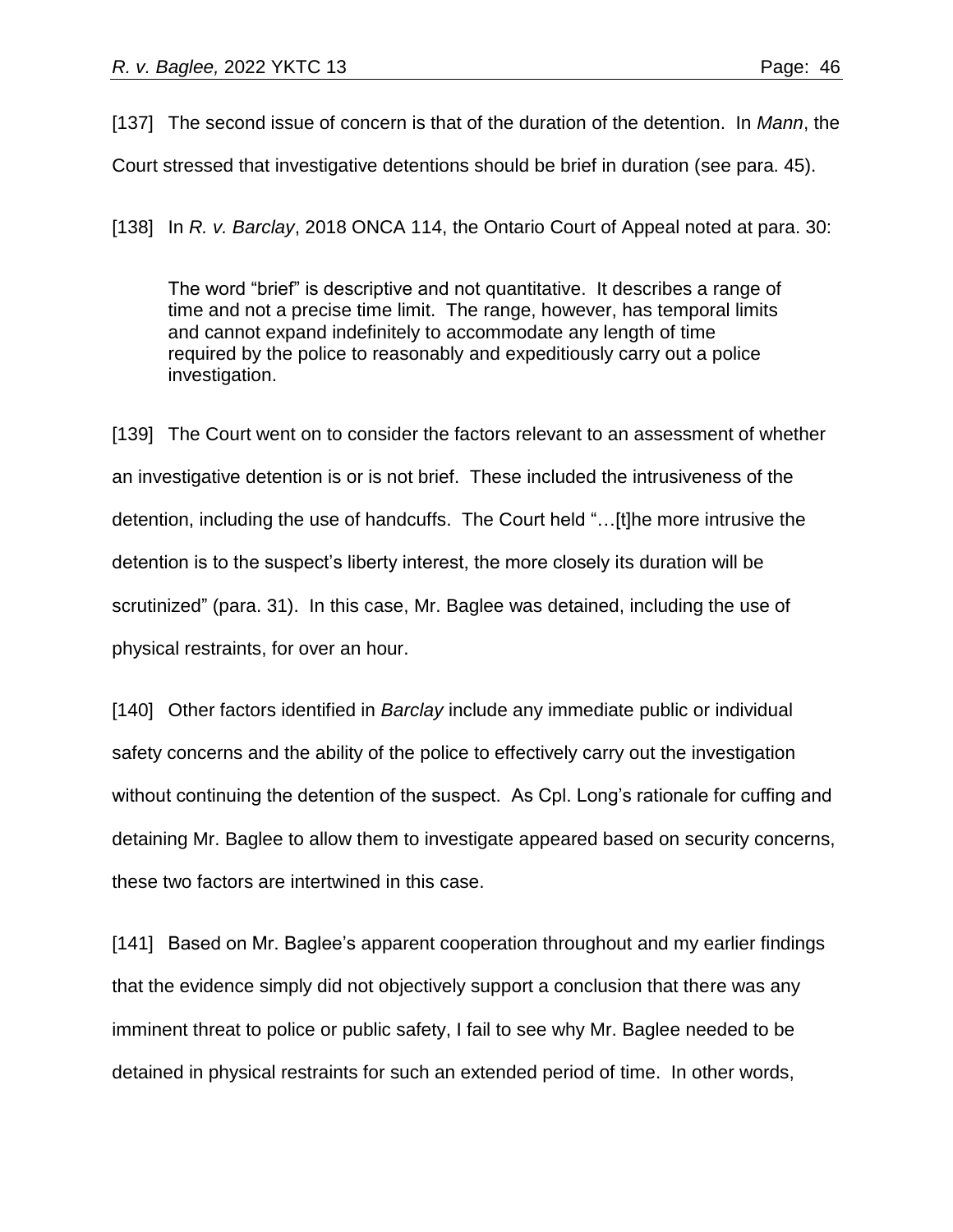[137] The second issue of concern is that of the duration of the detention. In *Mann*, the Court stressed that investigative detentions should be brief in duration (see para. 45).

[138] In *R. v. Barclay*, 2018 ONCA 114, the Ontario Court of Appeal noted at para. 30:

> The word "brief" is descriptive and not quantitative. It describes a range of time and not a precise time limit. The range, however, has temporal limits and cannot expand indefinitely to accommodate any length of time required by the police to reasonably and expeditiously carry out a police investigation.

[139] The Court went on to consider the factors relevant to an assessment of whether an investigative detention is or is not brief. These included the intrusiveness of the detention, including the use of handcuffs. The Court held "…[t]he more intrusive the detention is to the suspect's liberty interest, the more closely its duration will be scrutinized" (para. 31). In this case, Mr. Baglee was detained, including the use of physical restraints, for over an hour.

[140] Other factors identified in *Barclay* include any immediate public or individual safety concerns and the ability of the police to effectively carry out the investigation without continuing the detention of the suspect. As Cpl. Long's rationale for cuffing and detaining Mr. Baglee to allow them to investigate appeared based on security concerns, these two factors are intertwined in this case.

[141] Based on Mr. Baglee's apparent cooperation throughout and my earlier findings that the evidence simply did not objectively support a conclusion that there was any imminent threat to police or public safety, I fail to see why Mr. Baglee needed to be detained in physical restraints for such an extended period of time. In other words,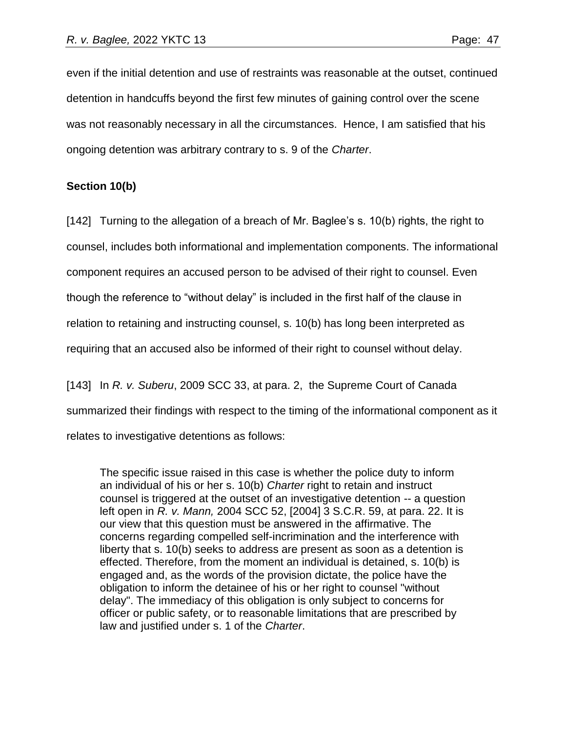even if the initial detention and use of restraints was reasonable at the outset, continued detention in handcuffs beyond the first few minutes of gaining control over the scene was not reasonably necessary in all the circumstances. Hence, I am satisfied that his ongoing detention was arbitrary contrary to s. 9 of the *Charter*.

**Section 10(b)**

[142] Turning to the allegation of a breach of Mr. Baglee's s. 10(b) rights, the right to counsel, includes both informational and implementation components. The informational component requires an accused person to be advised of their right to counsel. Even though the reference to "without delay" is included in the first half of the clause in relation to retaining and instructing counsel, s. 10(b) has long been interpreted as requiring that an accused also be informed of their right to counsel without delay.

[143] In *R. v. Suberu*, 2009 SCC 33, at para. 2, the Supreme Court of Canada summarized their findings with respect to the timing of the informational component as it relates to investigative detentions as follows:

> The specific issue raised in this case is whether the police duty to inform an individual of his or her s. 10(b) *Charter* right to retain and instruct counsel is triggered at the outset of an investigative detention -- a question left open in *R. v. Mann,* 2004 SCC 52, [2004] 3 S.C.R. 59, at para. 22. It is our view that this question must be answered in the affirmative. The concerns regarding compelled self-incrimination and the interference with liberty that s. 10(b) seeks to address are present as soon as a detention is effected. Therefore, from the moment an individual is detained, s. 10(b) is engaged and, as the words of the provision dictate, the police have the obligation to inform the detainee of his or her right to counsel "without delay". The immediacy of this obligation is only subject to concerns for officer or public safety, or to reasonable limitations that are prescribed by law and justified under s. 1 of the *Charter*.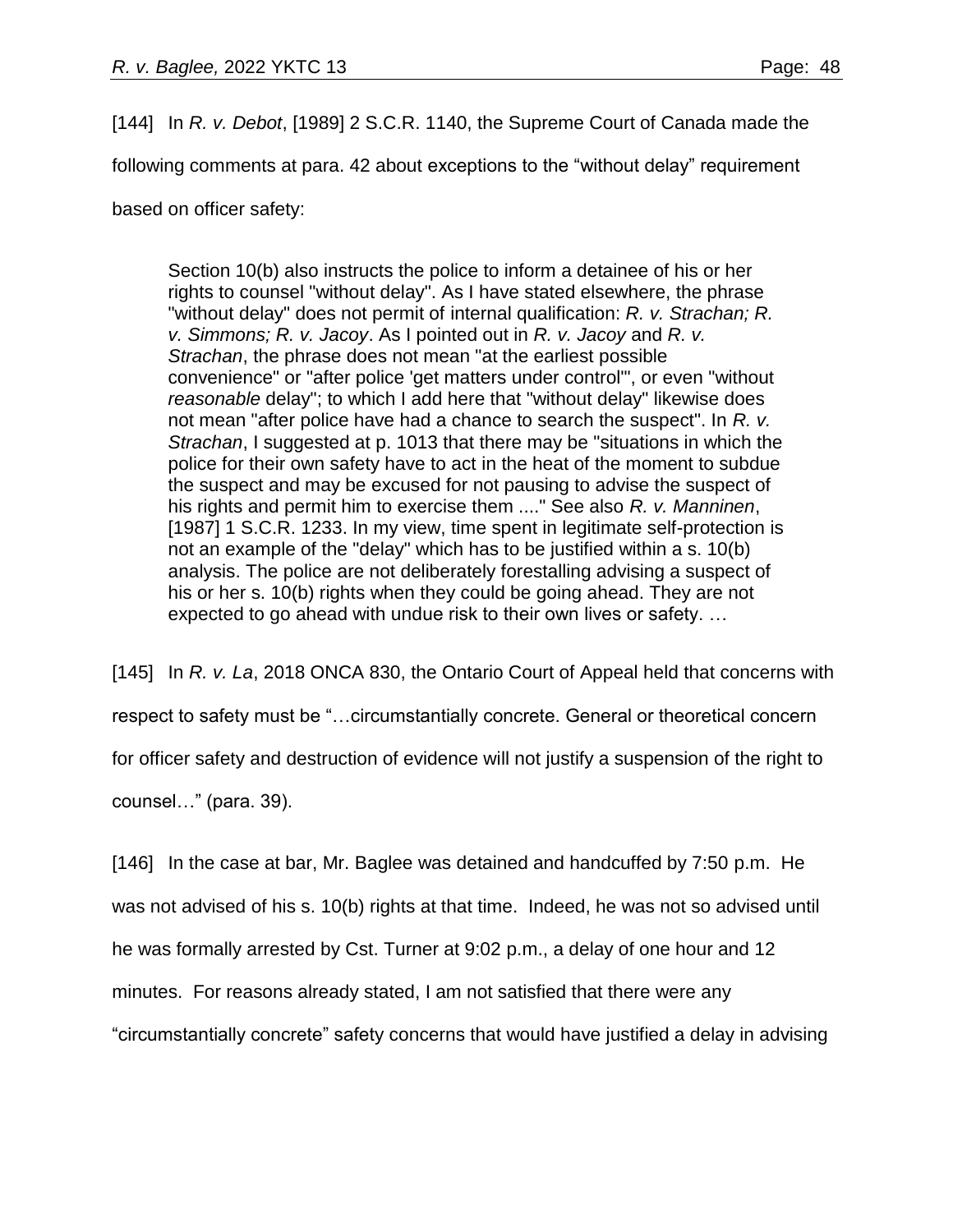[144] In *R. v. Debot*, [1989] 2 S.C.R. 1140, the Supreme Court of Canada made the following comments at para. 42 about exceptions to the "without delay" requirement based on officer safety:

> Section 10(b) also instructs the police to inform a detainee of his or her rights to counsel "without delay". As I have stated elsewhere, the phrase "without delay" does not permit of internal qualification: *R. v. Strachan; R. v. Simmons; R. v. Jacoy*. As I pointed out in *R. v. Jacoy* and *R. v. Strachan*, the phrase does not mean "at the earliest possible convenience" or "after police 'get matters under control'", or even "without *reasonable* delay"; to which I add here that "without delay" likewise does not mean "after police have had a chance to search the suspect". In *R. v. Strachan*, I suggested at p. 1013 that there may be "situations in which the police for their own safety have to act in the heat of the moment to subdue the suspect and may be excused for not pausing to advise the suspect of his rights and permit him to exercise them ...." See also *R. v. Manninen*, [1987] 1 S.C.R. 1233. In my view, time spent in legitimate self-protection is not an example of the "delay" which has to be justified within a s. 10(b) analysis. The police are not deliberately forestalling advising a suspect of his or her s. 10(b) rights when they could be going ahead. They are not expected to go ahead with undue risk to their own lives or safety. …

[145] In *R. v. La*, 2018 ONCA 830, the Ontario Court of Appeal held that concerns with respect to safety must be "…circumstantially concrete. General or theoretical concern for officer safety and destruction of evidence will not justify a suspension of the right to counsel…" (para. 39).

[146] In the case at bar, Mr. Baglee was detained and handcuffed by 7:50 p.m. He was not advised of his s. 10(b) rights at that time. Indeed, he was not so advised until he was formally arrested by Cst. Turner at 9:02 p.m., a delay of one hour and 12 minutes. For reasons already stated, I am not satisfied that there were any "circumstantially concrete" safety concerns that would have justified a delay in advising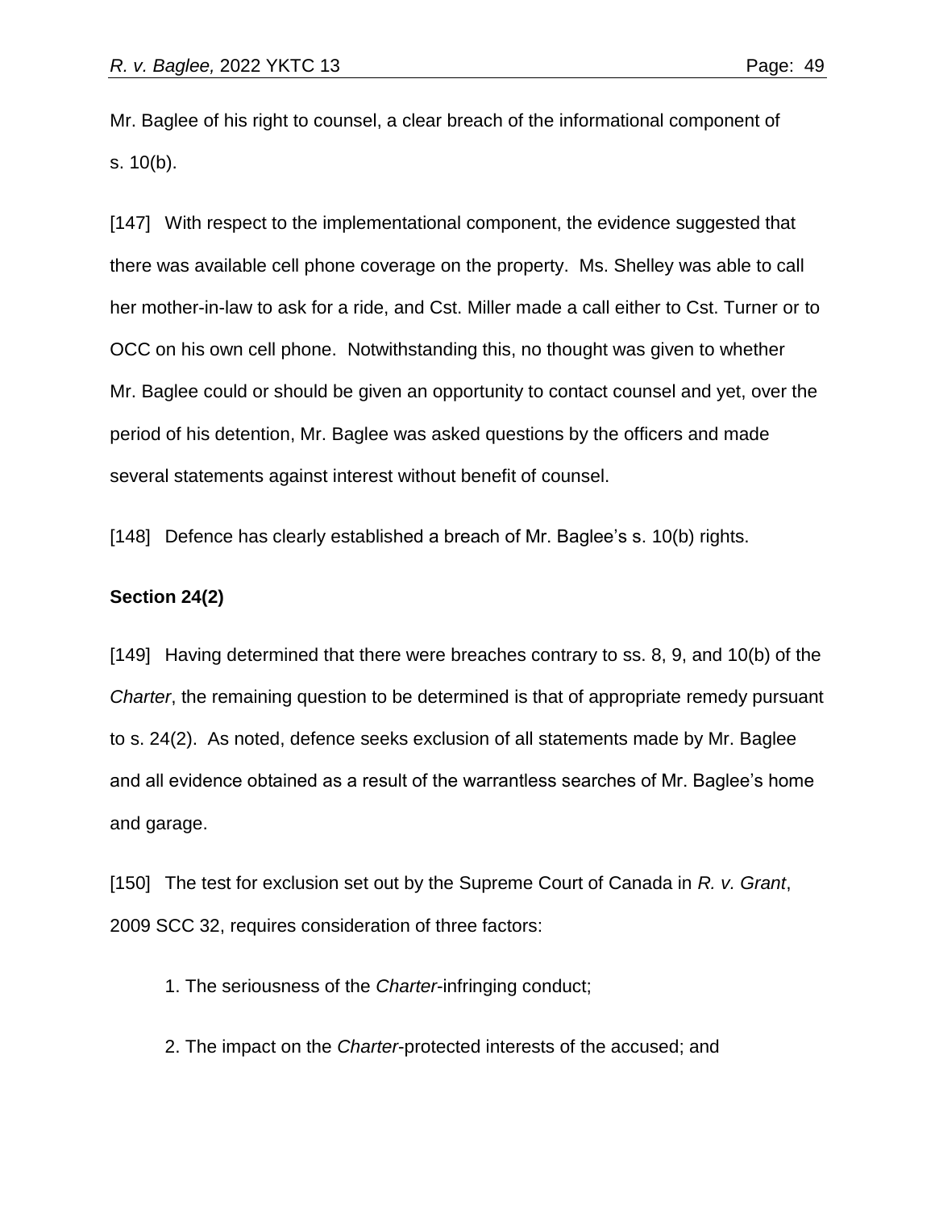Mr. Baglee of his right to counsel, a clear breach of the informational component of s. 10(b).

[147] With respect to the implementational component, the evidence suggested that there was available cell phone coverage on the property. Ms. Shelley was able to call her mother-in-law to ask for a ride, and Cst. Miller made a call either to Cst. Turner or to OCC on his own cell phone. Notwithstanding this, no thought was given to whether Mr. Baglee could or should be given an opportunity to contact counsel and yet, over the period of his detention, Mr. Baglee was asked questions by the officers and made several statements against interest without benefit of counsel.

[148] Defence has clearly established a breach of Mr. Baglee's s. 10(b) rights.

**Section 24(2)**

[149] Having determined that there were breaches contrary to ss. 8, 9, and 10(b) of the *Charter*, the remaining question to be determined is that of appropriate remedy pursuant to s. 24(2). As noted, defence seeks exclusion of all statements made by Mr. Baglee and all evidence obtained as a result of the warrantless searches of Mr. Baglee's home and garage.

[150] The test for exclusion set out by the Supreme Court of Canada in *R. v. Grant*, 2009 SCC 32, requires consideration of three factors:

1. The seriousness of the *Charter*-infringing conduct;

2. The impact on the *Charter*-protected interests of the accused; and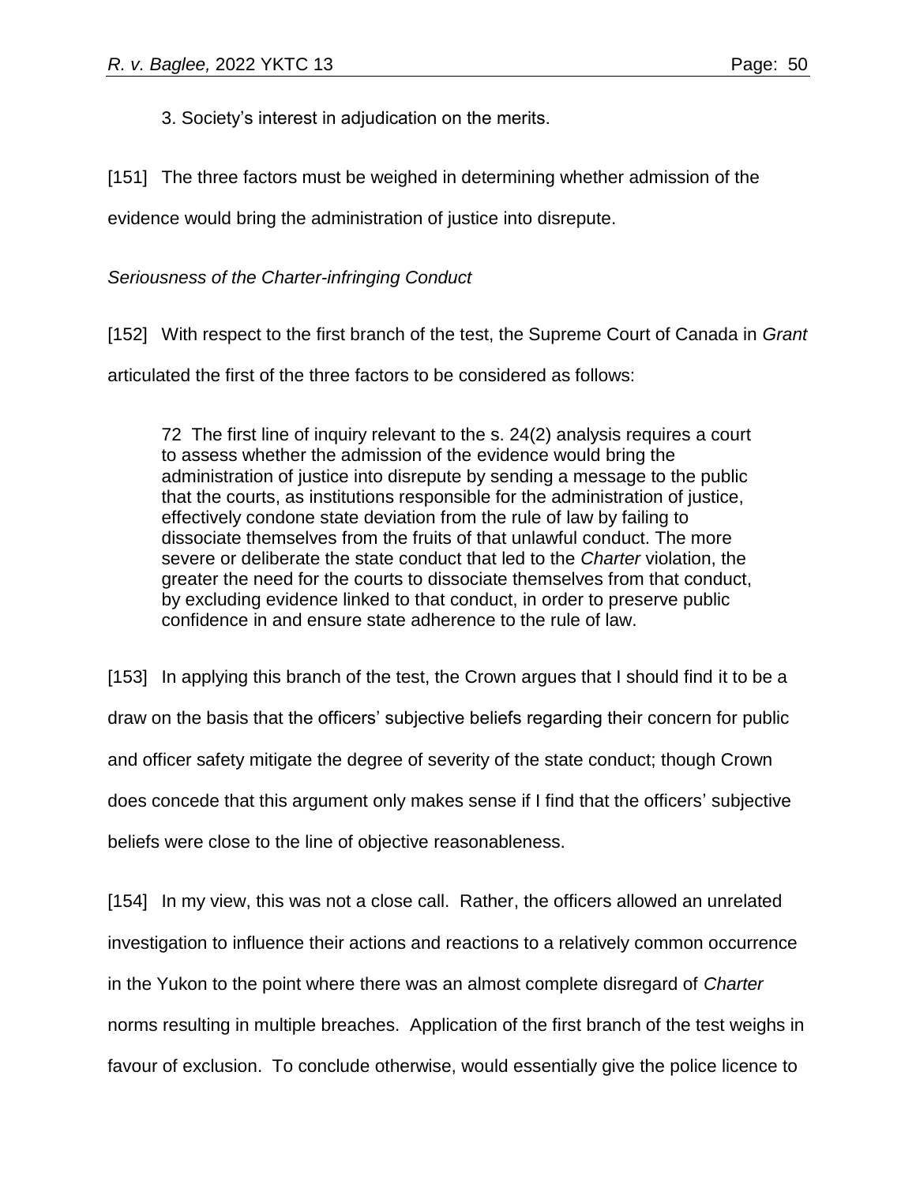3. Society's interest in adjudication on the merits.

[151] The three factors must be weighed in determining whether admission of the evidence would bring the administration of justice into disrepute.

*Seriousness of the Charter-infringing Conduct*

[152] With respect to the first branch of the test, the Supreme Court of Canada in *Grant* articulated the first of the three factors to be considered as follows:

> 72 The first line of inquiry relevant to the s. 24(2) analysis requires a court to assess whether the admission of the evidence would bring the administration of justice into disrepute by sending a message to the public that the courts, as institutions responsible for the administration of justice, effectively condone state deviation from the rule of law by failing to dissociate themselves from the fruits of that unlawful conduct. The more severe or deliberate the state conduct that led to the *Charter* violation, the greater the need for the courts to dissociate themselves from that conduct, by excluding evidence linked to that conduct, in order to preserve public confidence in and ensure state adherence to the rule of law.

[153] In applying this branch of the test, the Crown argues that I should find it to be a draw on the basis that the officers' subjective beliefs regarding their concern for public and officer safety mitigate the degree of severity of the state conduct; though Crown does concede that this argument only makes sense if I find that the officers' subjective beliefs were close to the line of objective reasonableness.

[154] In my view, this was not a close call. Rather, the officers allowed an unrelated investigation to influence their actions and reactions to a relatively common occurrence in the Yukon to the point where there was an almost complete disregard of *Charter* norms resulting in multiple breaches. Application of the first branch of the test weighs in favour of exclusion. To conclude otherwise, would essentially give the police licence to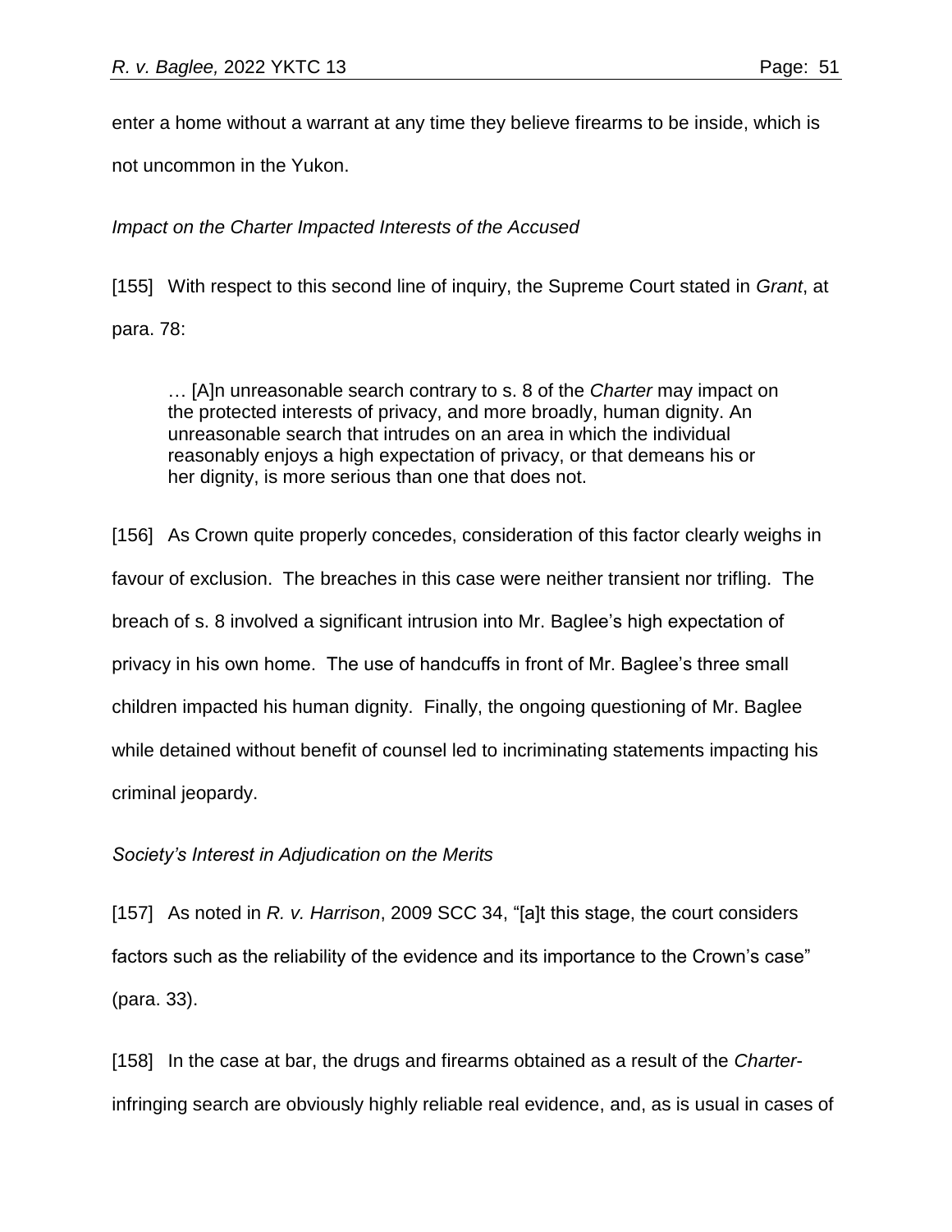enter a home without a warrant at any time they believe firearms to be inside, which is not uncommon in the Yukon.

*Impact on the Charter Impacted Interests of the Accused*

[155] With respect to this second line of inquiry, the Supreme Court stated in *Grant*, at para. 78:

> … [A]n unreasonable search contrary to s. 8 of the *Charter* may impact on the protected interests of privacy, and more broadly, human dignity. An unreasonable search that intrudes on an area in which the individual reasonably enjoys a high expectation of privacy, or that demeans his or her dignity, is more serious than one that does not.

[156] As Crown quite properly concedes, consideration of this factor clearly weighs in favour of exclusion. The breaches in this case were neither transient nor trifling. The breach of s. 8 involved a significant intrusion into Mr. Baglee's high expectation of privacy in his own home. The use of handcuffs in front of Mr. Baglee's three small children impacted his human dignity. Finally, the ongoing questioning of Mr. Baglee while detained without benefit of counsel led to incriminating statements impacting his criminal jeopardy.

*Society's Interest in Adjudication on the Merits*

[157] As noted in *R. v. Harrison*, 2009 SCC 34, "[a]t this stage, the court considers factors such as the reliability of the evidence and its importance to the Crown's case" (para. 33).

[158] In the case at bar, the drugs and firearms obtained as a result of the *Charter*-infringing search are obviously highly reliable real evidence, and, as is usual in cases of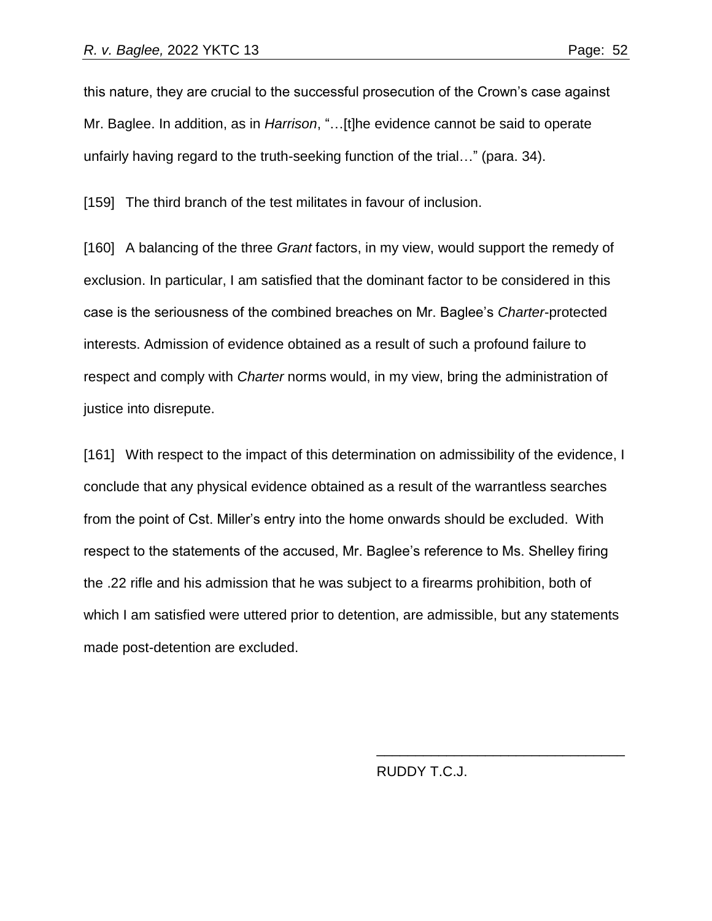this nature, they are crucial to the successful prosecution of the Crown's case against Mr. Baglee. In addition, as in *Harrison*, "…[t]he evidence cannot be said to operate unfairly having regard to the truth-seeking function of the trial…" (para. 34).

[159] The third branch of the test militates in favour of inclusion.

[160] A balancing of the three *Grant* factors, in my view, would support the remedy of exclusion. In particular, I am satisfied that the dominant factor to be considered in this case is the seriousness of the combined breaches on Mr. Baglee's *Charter*-protected interests. Admission of evidence obtained as a result of such a profound failure to respect and comply with *Charter* norms would, in my view, bring the administration of justice into disrepute.

[161] With respect to the impact of this determination on admissibility of the evidence, I conclude that any physical evidence obtained as a result of the warrantless searches from the point of Cst. Miller's entry into the home onwards should be excluded. With respect to the statements of the accused, Mr. Baglee's reference to Ms. Shelley firing the .22 rifle and his admission that he was subject to a firearms prohibition, both of which I am satisfied were uttered prior to detention, are admissible, but any statements made post-detention are excluded.

\_\_\_\_\_\_\_\_\_\_\_\_\_\_\_\_\_\_\_\_\_\_\_\_\_\_\_\_\_\_\_\_

RUDDY T.C.J.